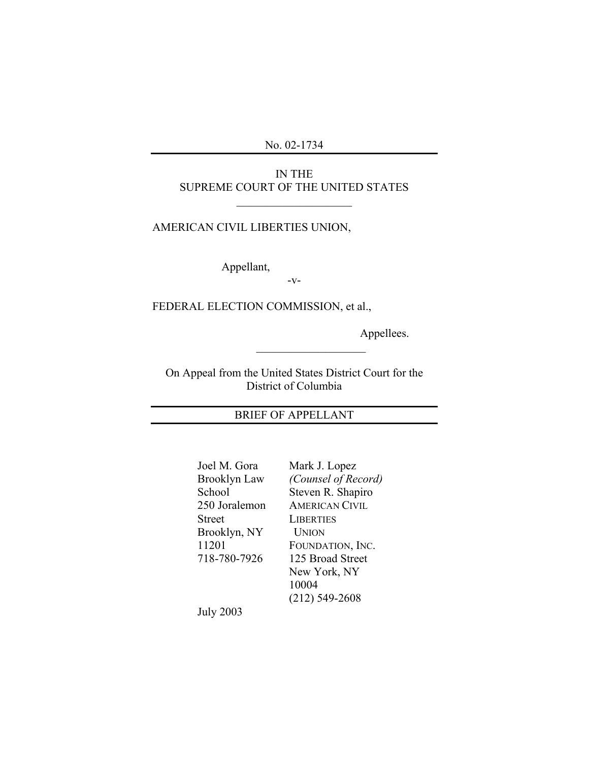No. 02-1734

IN THE
SUPREME COURT OF THE UNITED STATES

---

AMERICAN CIVIL LIBERTIES UNION,

Appellant,

-v-

FEDERAL ELECTION COMMISSION, et al.,

Appellees.

---

On Appeal from the United States District Court for the District of Columbia

## BRIEF OF APPELLANT

Joel M. Gora
Brooklyn Law School
250 Joralemon Street
Brooklyn, NY 11201
718-780-7926

Mark J. Lopez
*(Counsel of Record)*
Steven R. Shapiro
AMERICAN CIVIL LIBERTIES UNION FOUNDATION, INC.
125 Broad Street
New York, NY 10004
(212) 549-2608

July 2003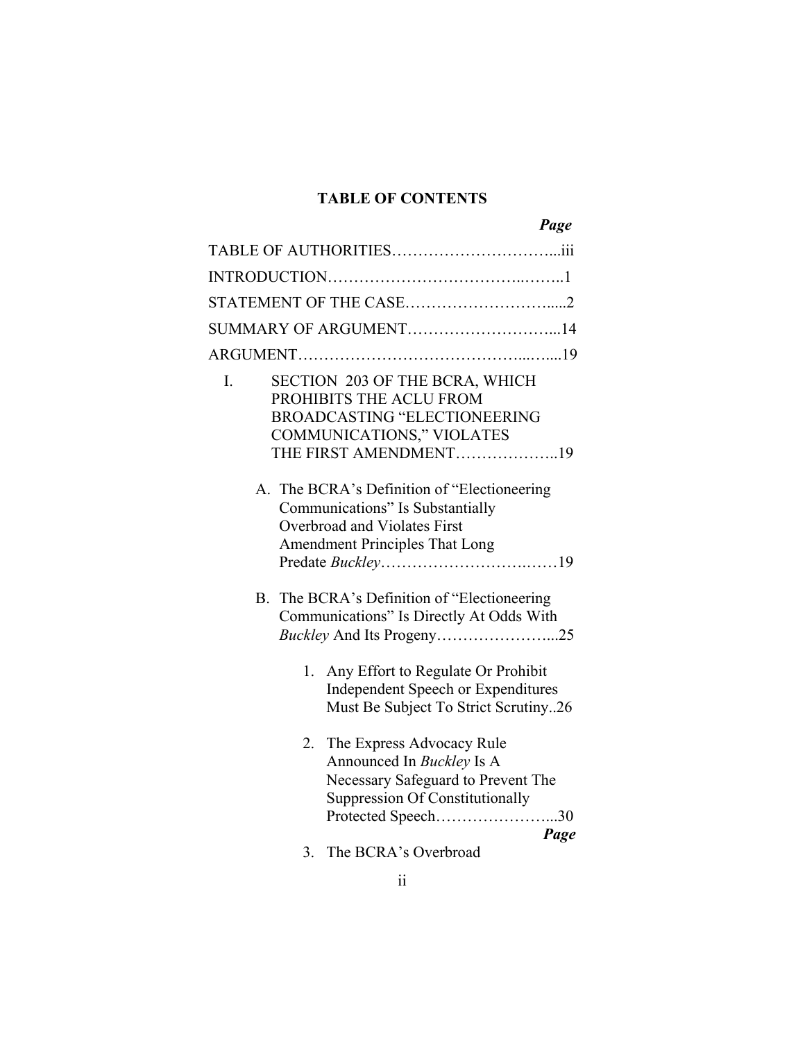**TABLE OF CONTENTS**

*Page*

TABLE OF AUTHORITIES…………………………...iii

INTRODUCTION……………………………..……..1

STATEMENT OF THE CASE………………………....2

SUMMARY OF ARGUMENT………………………...14

ARGUMENT…………………………………...…....19

I. SECTION 203 OF THE BCRA, WHICH PROHIBITS THE ACLU FROM BROADCASTING "ELECTIONEERING COMMUNICATIONS," VIOLATES THE FIRST AMENDMENT………………..19

   A. The BCRA's Definition of "Electioneering Communications" Is Substantially Overbroad and Violates First Amendment Principles That Long Predate *Buckley*…………………….……19

   B. The BCRA's Definition of "Electioneering Communications" Is Directly At Odds With *Buckley* And Its Progeny…………………...25

      1. Any Effort to Regulate Or Prohibit Independent Speech or Expenditures Must Be Subject To Strict Scrutiny..26

      2. The Express Advocacy Rule Announced In *Buckley* Is A Necessary Safeguard to Prevent The Suppression Of Constitutionally Protected Speech…………………...30

*Page*

      3. The BCRA's Overbroad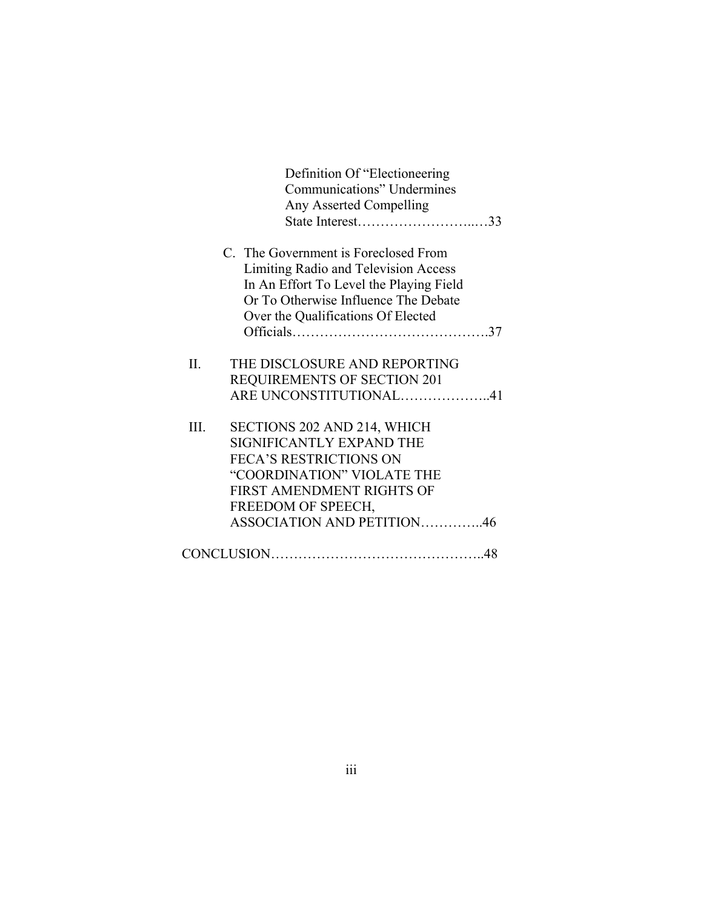Definition Of "Electioneering Communications" Undermines Any Asserted Compelling State Interest……………………..…33

C. The Government is Foreclosed From Limiting Radio and Television Access In An Effort To Level the Playing Field Or To Otherwise Influence The Debate Over the Qualifications Of Elected Officials…………………………………….37

II. THE DISCLOSURE AND REPORTING REQUIREMENTS OF SECTION 201 ARE UNCONSTITUTIONAL………………..41

III. SECTIONS 202 AND 214, WHICH SIGNIFICANTLY EXPAND THE FECA'S RESTRICTIONS ON "COORDINATION" VIOLATE THE FIRST AMENDMENT RIGHTS OF FREEDOM OF SPEECH, ASSOCIATION AND PETITION…………..46

CONCLUSION……………………………….……………..48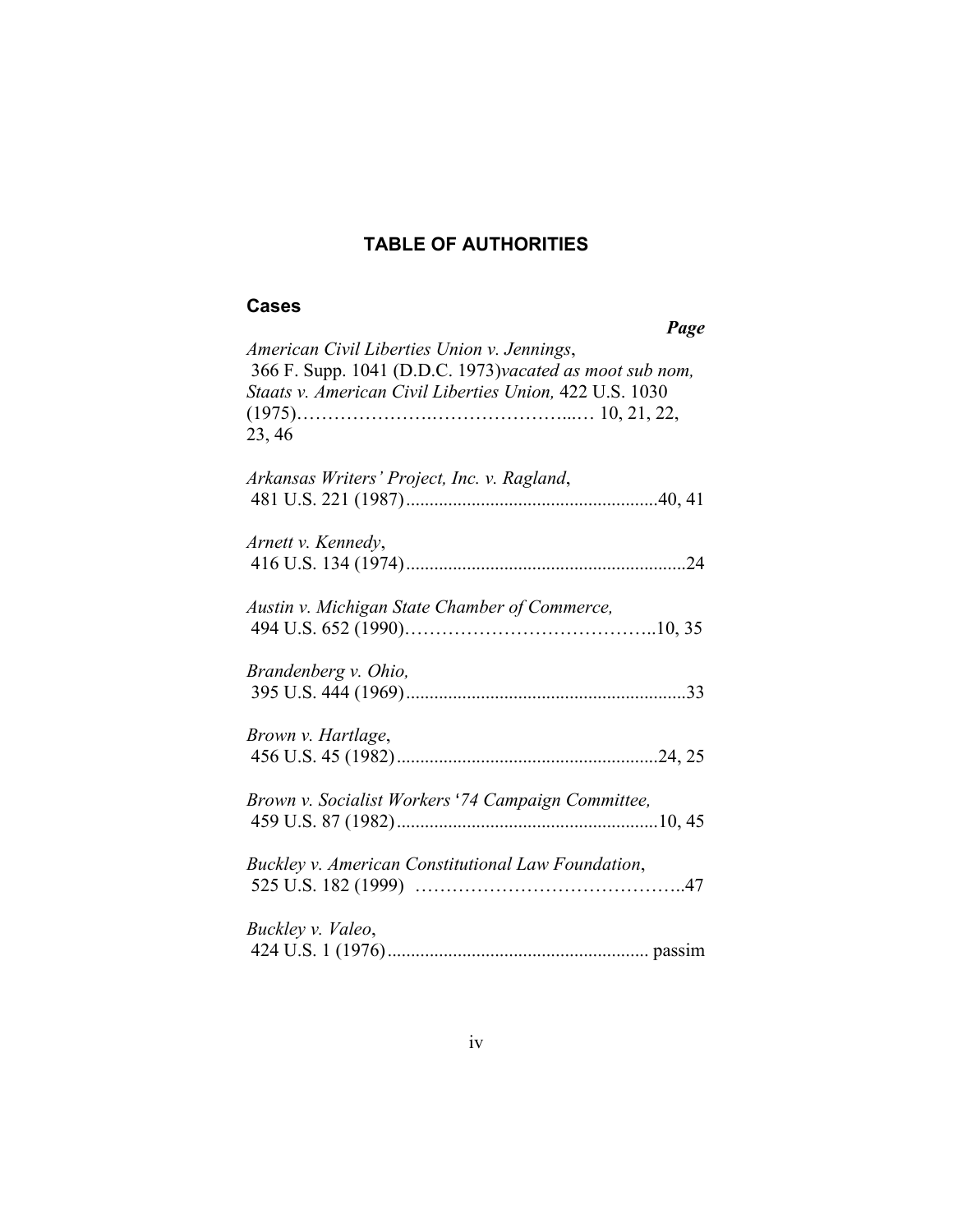## TABLE OF AUTHORITIES

### Cases

***Page***

*American Civil Liberties Union v. Jennings*, 366 F. Supp. 1041 (D.D.C. 1973)*vacated as moot sub nom, Staats v. American Civil Liberties Union,* 422 U.S. 1030 (1975)……………………………………...… 10, 21, 22, 23, 46

*Arkansas Writers' Project, Inc. v. Ragland*, 481 U.S. 221 (1987).....................................................40, 41

*Arnett v. Kennedy*, 416 U.S. 134 (1974)...........................................................24

*Austin v. Michigan State Chamber of Commerce,* 494 U.S. 652 (1990)…………………………………..10, 35

*Brandenberg v. Ohio,* 395 U.S. 444 (1969)...........................................................33

*Brown v. Hartlage*, 456 U.S. 45 (1982).......................................................24, 25

*Brown v. Socialist Workers '74 Campaign Committee,* 459 U.S. 87 (1982).......................................................10, 45

*Buckley v. American Constitutional Law Foundation*, 525 U.S. 182 (1999) …………………………………..47

*Buckley v. Valeo*, 424 U.S. 1 (1976)....................................................... passim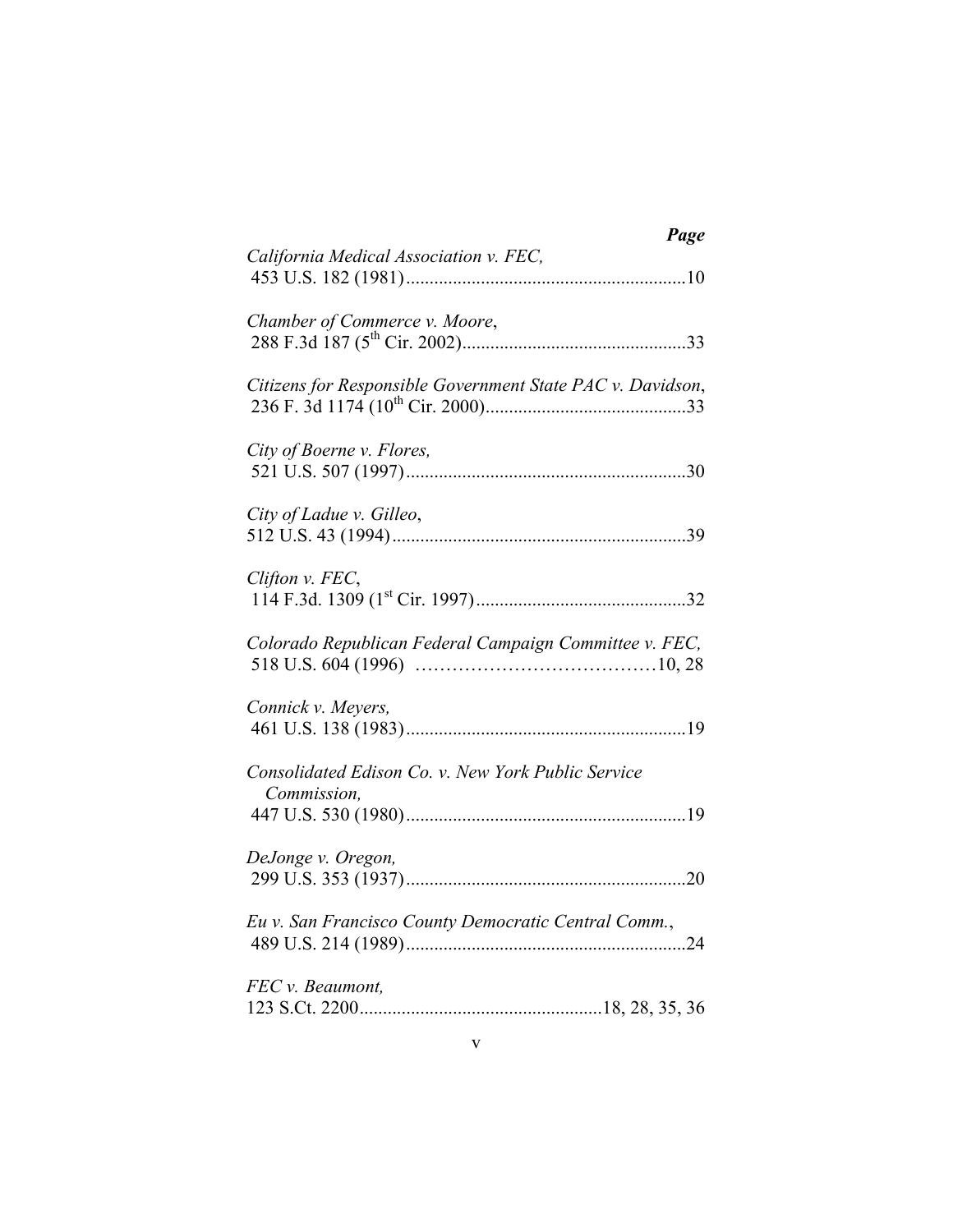***Page***

*California Medical Association v. FEC,*
453 U.S. 182 (1981)............................................................10

*Chamber of Commerce v. Moore*,
288 F.3d 187 (5th Cir. 2002)...............................................33

*Citizens for Responsible Government State PAC v. Davidson*,
236 F. 3d 1174 (10th Cir. 2000)...........................................33

*City of Boerne v. Flores,*
521 U.S. 507 (1997)............................................................30

*City of Ladue v. Gilleo*,
512 U.S. 43 (1994)...............................................................39

*Clifton v. FEC*,
114 F.3d. 1309 (1st Cir. 1997).............................................32

*Colorado Republican Federal Campaign Committee v. FEC,*
518 U.S. 604 (1996) ……………………………….10, 28

*Connick v. Meyers,*
461 U.S. 138 (1983)............................................................19

*Consolidated Edison Co. v. New York Public Service Commission,*
447 U.S. 530 (1980)............................................................19

*DeJonge v. Oregon,*
299 U.S. 353 (1937)............................................................20

*Eu v. San Francisco County Democratic Central Comm.*,
489 U.S. 214 (1989)............................................................24

*FEC v. Beaumont,*
123 S.Ct. 2200....................................................18, 28, 35, 36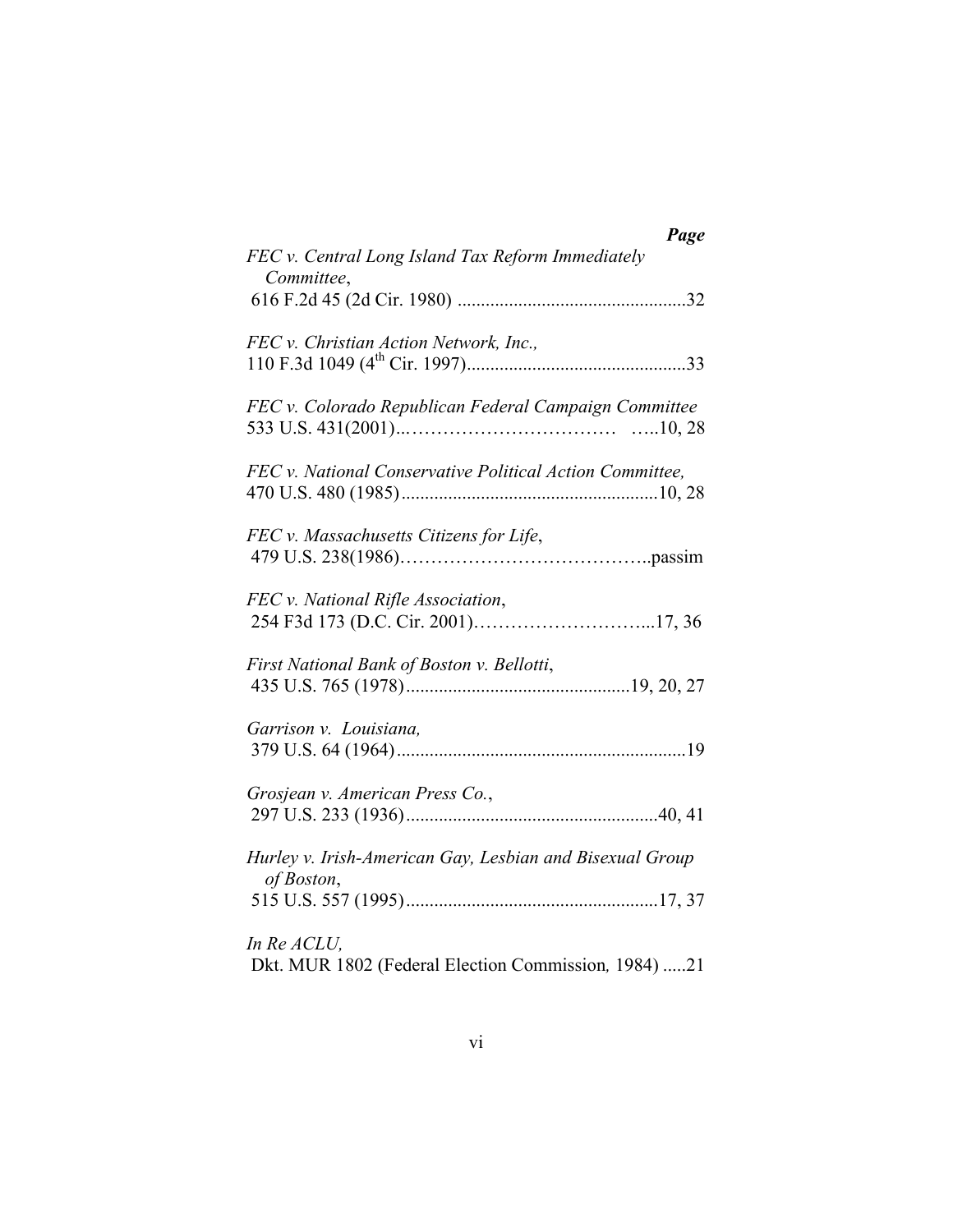***Page***

*FEC v. Central Long Island Tax Reform Immediately Committee*,
616 F.2d 45 (2d Cir. 1980) ................................................32

*FEC v. Christian Action Network, Inc.,*
110 F.3d 1049 (4th Cir. 1997)...............................................33

*FEC v. Colorado Republican Federal Campaign Committee*
533 U.S. 431(2001)...……………………………  …..10, 28

*FEC v. National Conservative Political Action Committee,*
470 U.S. 480 (1985).......................................................10, 28

*FEC v. Massachusetts Citizens for Life*,
479 U.S. 238(1986)…………………………………..passim

*FEC v. National Rifle Association*,
254 F3d 173 (D.C. Cir. 2001)………………………...17, 36

*First National Bank of Boston v. Bellotti*,
435 U.S. 765 (1978)................................................19, 20, 27

*Garrison v. Louisiana,*
379 U.S. 64 (1964)..............................................................19

*Grosjean v. American Press Co.*,
297 U.S. 233 (1936)......................................................40, 41

*Hurley v. Irish-American Gay, Lesbian and Bisexual Group of Boston*,
515 U.S. 557 (1995)......................................................17, 37

*In Re ACLU,*
Dkt. MUR 1802 (Federal Election Commission*,* 1984) .....21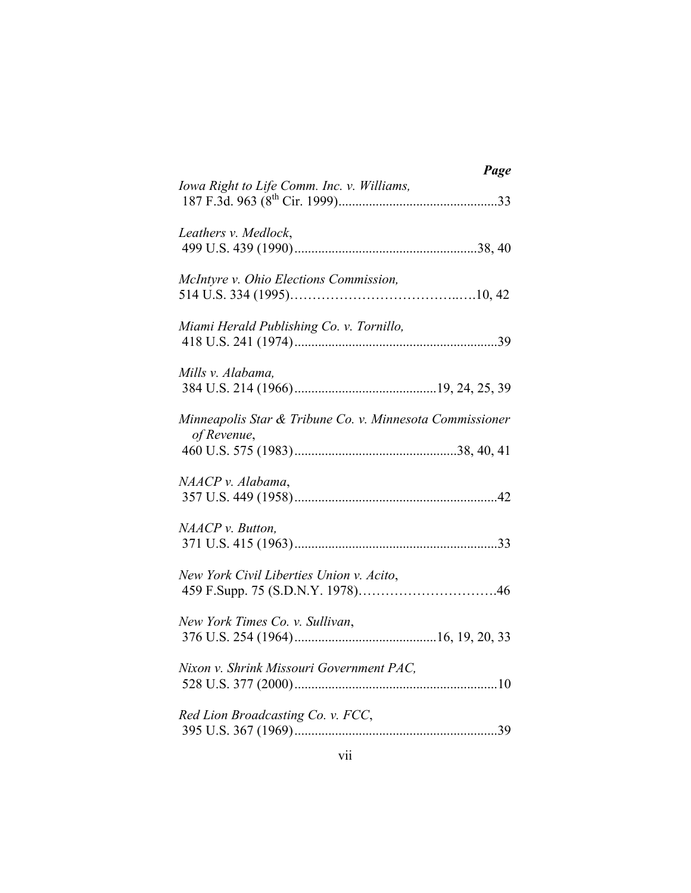***Page***

*Iowa Right to Life Comm. Inc. v. Williams,*
187 F.3d. 963 (8th Cir. 1999)...............................................33

*Leathers v. Medlock*,
499 U.S. 439 (1990).....................................................38, 40

*McIntyre v. Ohio Elections Commission,*
514 U.S. 334 (1995)………………………………..….10, 42

*Miami Herald Publishing Co. v. Tornillo,*
418 U.S. 241 (1974)............................................................39

*Mills v. Alabama,*
384 U.S. 214 (1966)..........................................19, 24, 25, 39

*Minneapolis Star & Tribune Co. v. Minnesota Commissioner of Revenue*,
460 U.S. 575 (1983)................................................38, 40, 41

*NAACP v. Alabama*,
357 U.S. 449 (1958)............................................................42

*NAACP v. Button,*
371 U.S. 415 (1963)............................................................33

*New York Civil Liberties Union v. Acito*,
459 F.Supp. 75 (S.D.N.Y. 1978)………………………….46

*New York Times Co. v. Sullivan*,
376 U.S. 254 (1964)..........................................16, 19, 20, 33

*Nixon v. Shrink Missouri Government PAC,*
528 U.S. 377 (2000)............................................................10

*Red Lion Broadcasting Co. v. FCC*,
395 U.S. 367 (1969)............................................................39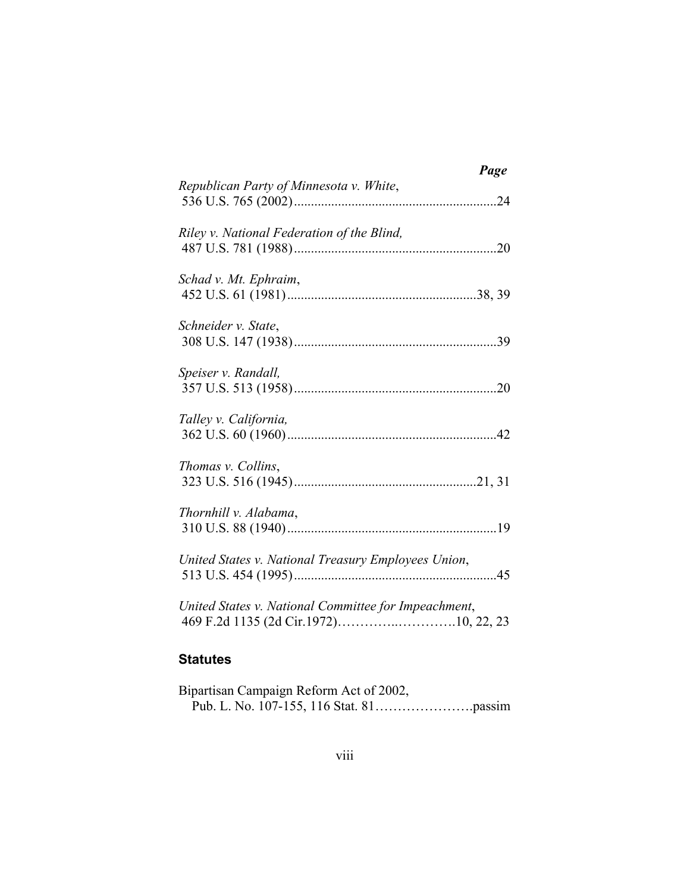*Page*

*Republican Party of Minnesota v. White*,
536 U.S. 765 (2002)............................................................24

*Riley v. National Federation of the Blind,*
487 U.S. 781 (1988)............................................................20

*Schad v. Mt. Ephraim*,
452 U.S. 61 (1981)........................................................38, 39

*Schneider v. State*,
308 U.S. 147 (1938)............................................................39

*Speiser v. Randall,*
357 U.S. 513 (1958)............................................................20

*Talley v. California,*
362 U.S. 60 (1960)..............................................................42

*Thomas v. Collins*,
323 U.S. 516 (1945)......................................................21, 31

*Thornhill v. Alabama*,
310 U.S. 88 (1940)..............................................................19

*United States v. National Treasury Employees Union*,
513 U.S. 454 (1995)............................................................45

*United States v. National Committee for Impeachment*,
469 F.2d 1135 (2d Cir.1972)…………..………….10, 22, 23

## Statutes

Bipartisan Campaign Reform Act of 2002,
Pub. L. No. 107-155, 116 Stat. 81………………….passim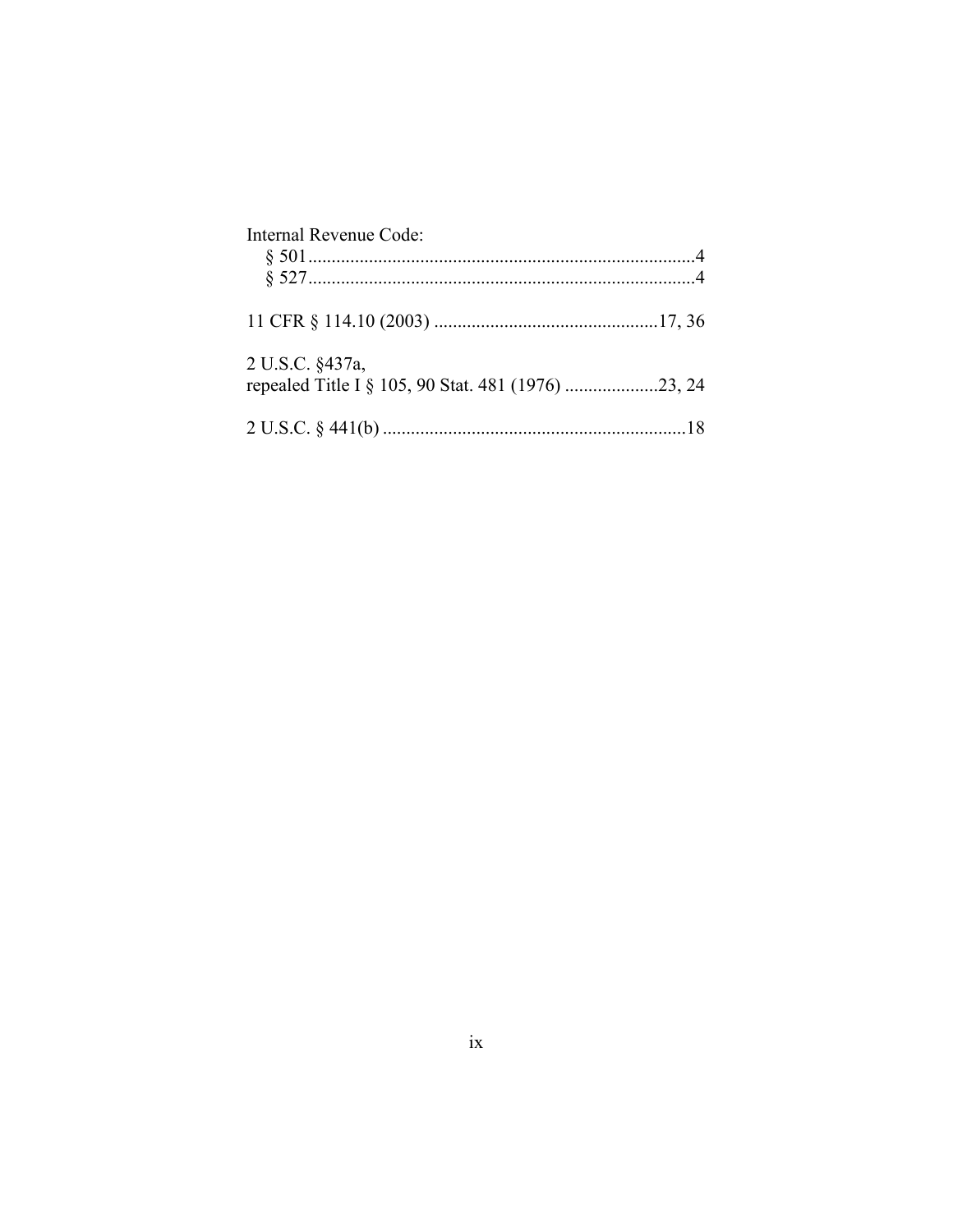Internal Revenue Code:

§ 501....................................................................................4

§ 527....................................................................................4

11 CFR § 114.10 (2003) ................................................17, 36

2 U.S.C. §437a,
repealed Title I § 105, 90 Stat. 481 (1976) ....................23, 24

2 U.S.C. § 441(b) .................................................................18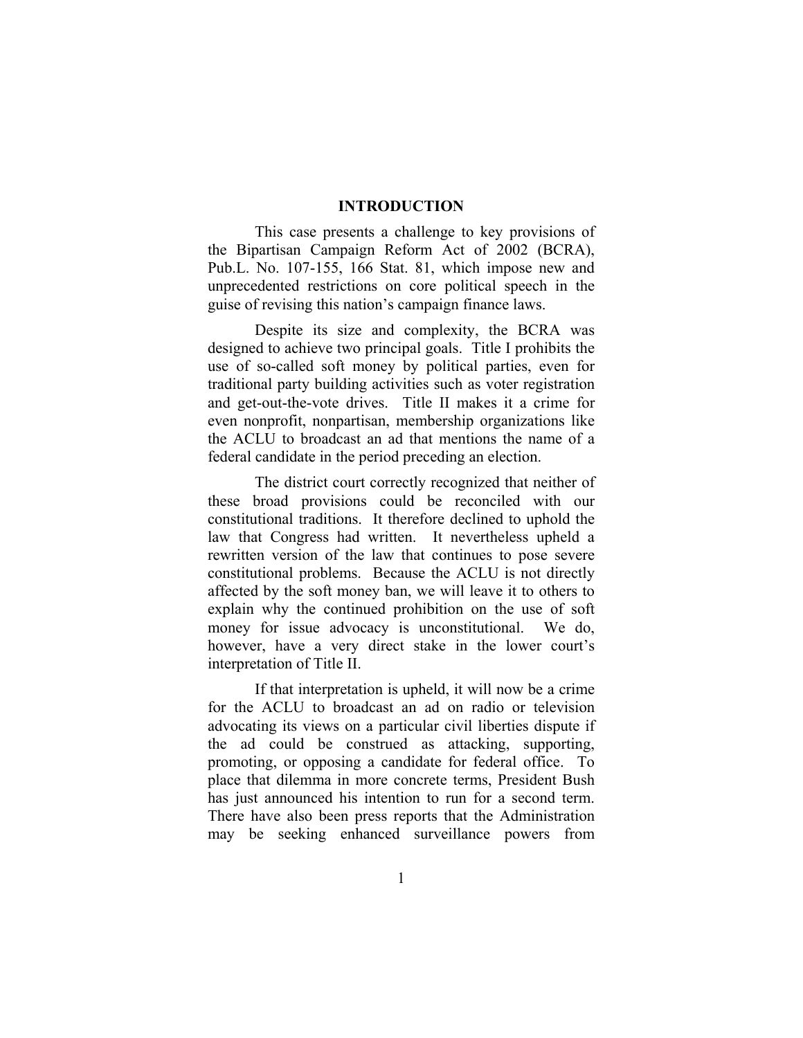## INTRODUCTION

This case presents a challenge to key provisions of the Bipartisan Campaign Reform Act of 2002 (BCRA), Pub.L. No. 107-155, 166 Stat. 81, which impose new and unprecedented restrictions on core political speech in the guise of revising this nation's campaign finance laws.

Despite its size and complexity, the BCRA was designed to achieve two principal goals. Title I prohibits the use of so-called soft money by political parties, even for traditional party building activities such as voter registration and get-out-the-vote drives. Title II makes it a crime for even nonprofit, nonpartisan, membership organizations like the ACLU to broadcast an ad that mentions the name of a federal candidate in the period preceding an election.

The district court correctly recognized that neither of these broad provisions could be reconciled with our constitutional traditions. It therefore declined to uphold the law that Congress had written. It nevertheless upheld a rewritten version of the law that continues to pose severe constitutional problems. Because the ACLU is not directly affected by the soft money ban, we will leave it to others to explain why the continued prohibition on the use of soft money for issue advocacy is unconstitutional. We do, however, have a very direct stake in the lower court's interpretation of Title II.

If that interpretation is upheld, it will now be a crime for the ACLU to broadcast an ad on radio or television advocating its views on a particular civil liberties dispute if the ad could be construed as attacking, supporting, promoting, or opposing a candidate for federal office. To place that dilemma in more concrete terms, President Bush has just announced his intention to run for a second term. There have also been press reports that the Administration may be seeking enhanced surveillance powers from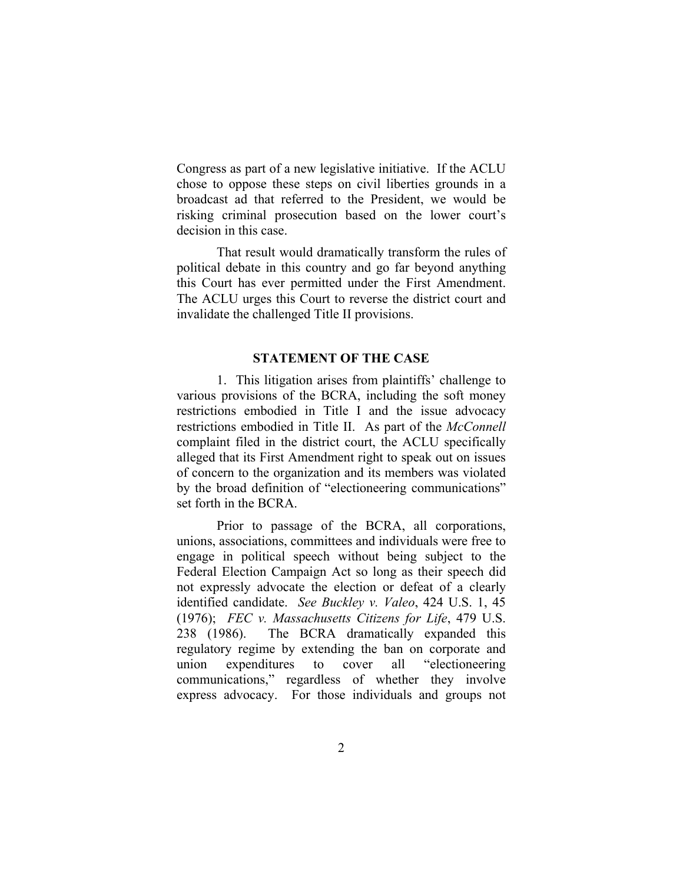Congress as part of a new legislative initiative. If the ACLU chose to oppose these steps on civil liberties grounds in a broadcast ad that referred to the President, we would be risking criminal prosecution based on the lower court's decision in this case.

That result would dramatically transform the rules of political debate in this country and go far beyond anything this Court has ever permitted under the First Amendment. The ACLU urges this Court to reverse the district court and invalidate the challenged Title II provisions.

## STATEMENT OF THE CASE

1. This litigation arises from plaintiffs' challenge to various provisions of the BCRA, including the soft money restrictions embodied in Title I and the issue advocacy restrictions embodied in Title II. As part of the *McConnell* complaint filed in the district court, the ACLU specifically alleged that its First Amendment right to speak out on issues of concern to the organization and its members was violated by the broad definition of "electioneering communications" set forth in the BCRA.

Prior to passage of the BCRA, all corporations, unions, associations, committees and individuals were free to engage in political speech without being subject to the Federal Election Campaign Act so long as their speech did not expressly advocate the election or defeat of a clearly identified candidate. *See Buckley v. Valeo*, 424 U.S. 1, 45 (1976); *FEC v. Massachusetts Citizens for Life*, 479 U.S. 238 (1986). The BCRA dramatically expanded this regulatory regime by extending the ban on corporate and union expenditures to cover all "electioneering communications," regardless of whether they involve express advocacy. For those individuals and groups not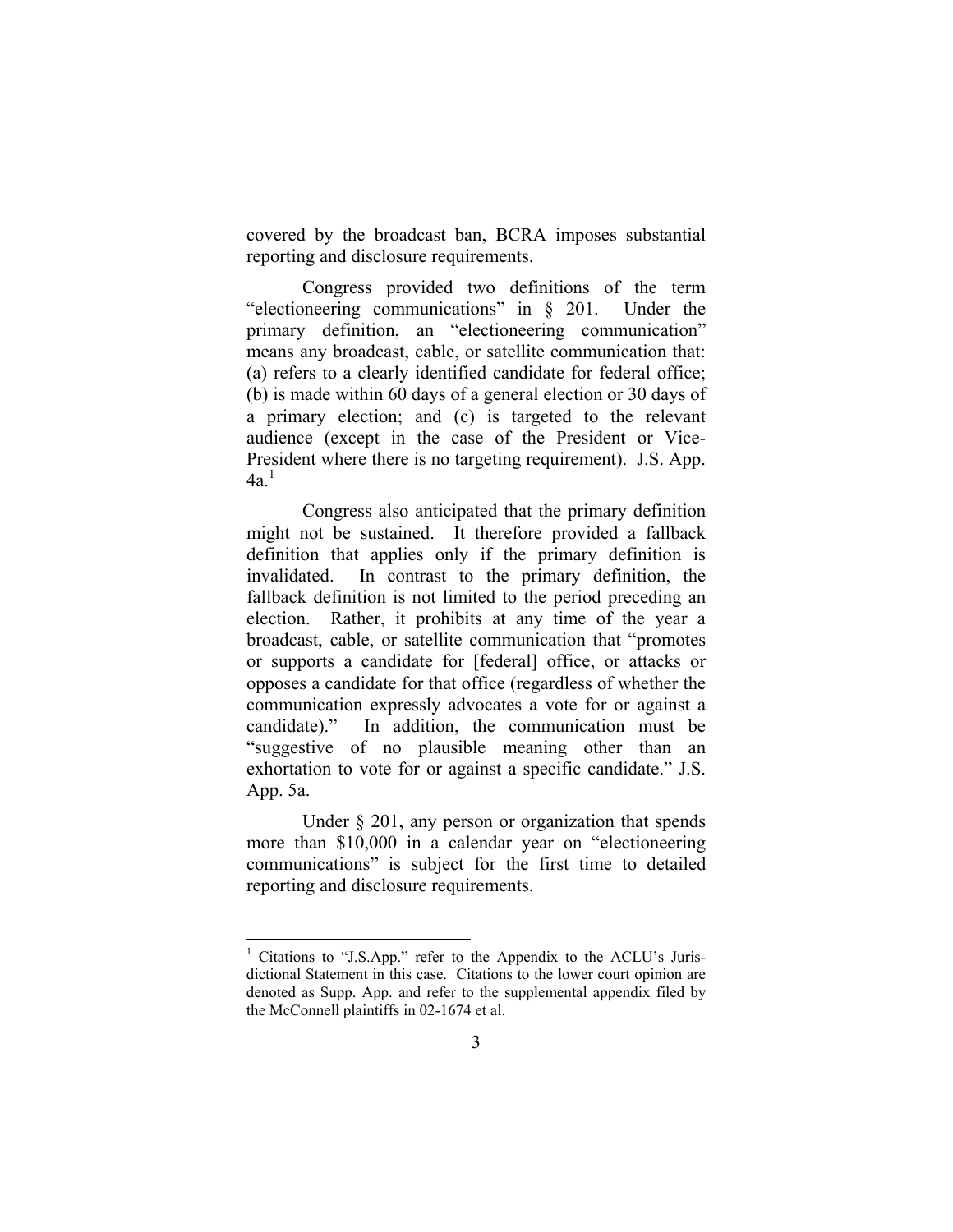covered by the broadcast ban, BCRA imposes substantial reporting and disclosure requirements.

Congress provided two definitions of the term "electioneering communications" in § 201. Under the primary definition, an "electioneering communication" means any broadcast, cable, or satellite communication that: (a) refers to a clearly identified candidate for federal office; (b) is made within 60 days of a general election or 30 days of a primary election; and (c) is targeted to the relevant audience (except in the case of the President or Vice-President where there is no targeting requirement). J.S. App. 4a.[1]

Congress also anticipated that the primary definition might not be sustained. It therefore provided a fallback definition that applies only if the primary definition is invalidated. In contrast to the primary definition, the fallback definition is not limited to the period preceding an election. Rather, it prohibits at any time of the year a broadcast, cable, or satellite communication that "promotes or supports a candidate for [federal] office, or attacks or opposes a candidate for that office (regardless of whether the communication expressly advocates a vote for or against a candidate)." In addition, the communication must be "suggestive of no plausible meaning other than an exhortation to vote for or against a specific candidate." J.S. App. 5a.

Under § 201, any person or organization that spends more than $10,000 in a calendar year on "electioneering communications" is subject for the first time to detailed reporting and disclosure requirements.

---

[1] Citations to "J.S.App." refer to the Appendix to the ACLU's Jurisdictional Statement in this case. Citations to the lower court opinion are denoted as Supp. App. and refer to the supplemental appendix filed by the McConnell plaintiffs in 02-1674 et al.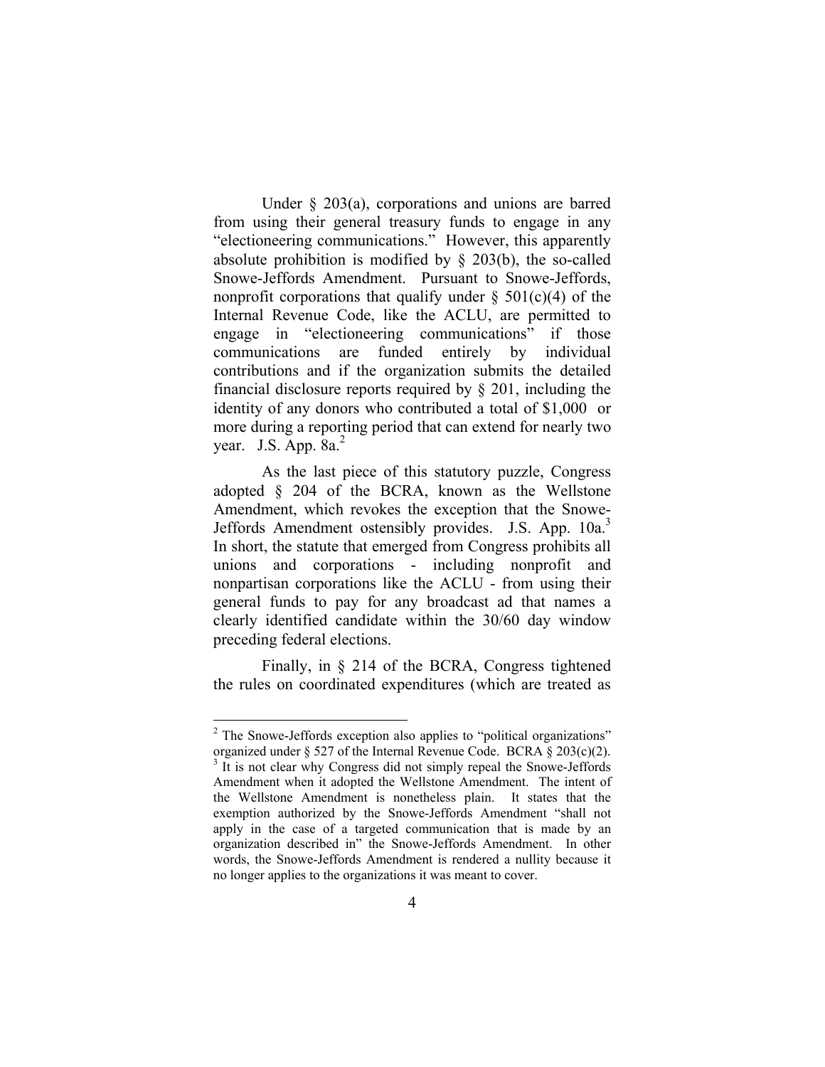Under § 203(a), corporations and unions are barred from using their general treasury funds to engage in any "electioneering communications." However, this apparently absolute prohibition is modified by § 203(b), the so-called Snowe-Jeffords Amendment. Pursuant to Snowe-Jeffords, nonprofit corporations that qualify under § 501(c)(4) of the Internal Revenue Code, like the ACLU, are permitted to engage in "electioneering communications" if those communications are funded entirely by individual contributions and if the organization submits the detailed financial disclosure reports required by § 201, including the identity of any donors who contributed a total of $1,000 or more during a reporting period that can extend for nearly two year. J.S. App. 8a.[2]

As the last piece of this statutory puzzle, Congress adopted § 204 of the BCRA, known as the Wellstone Amendment, which revokes the exception that the Snowe-Jeffords Amendment ostensibly provides. J.S. App. 10a.[3] In short, the statute that emerged from Congress prohibits all unions and corporations - including nonprofit and nonpartisan corporations like the ACLU - from using their general funds to pay for any broadcast ad that names a clearly identified candidate within the 30/60 day window preceding federal elections.

Finally, in § 214 of the BCRA, Congress tightened the rules on coordinated expenditures (which are treated as

---

[2] The Snowe-Jeffords exception also applies to "political organizations" organized under § 527 of the Internal Revenue Code. BCRA § 203(c)(2).

[3] It is not clear why Congress did not simply repeal the Snowe-Jeffords Amendment when it adopted the Wellstone Amendment. The intent of the Wellstone Amendment is nonetheless plain. It states that the exemption authorized by the Snowe-Jeffords Amendment "shall not apply in the case of a targeted communication that is made by an organization described in" the Snowe-Jeffords Amendment. In other words, the Snowe-Jeffords Amendment is rendered a nullity because it no longer applies to the organizations it was meant to cover.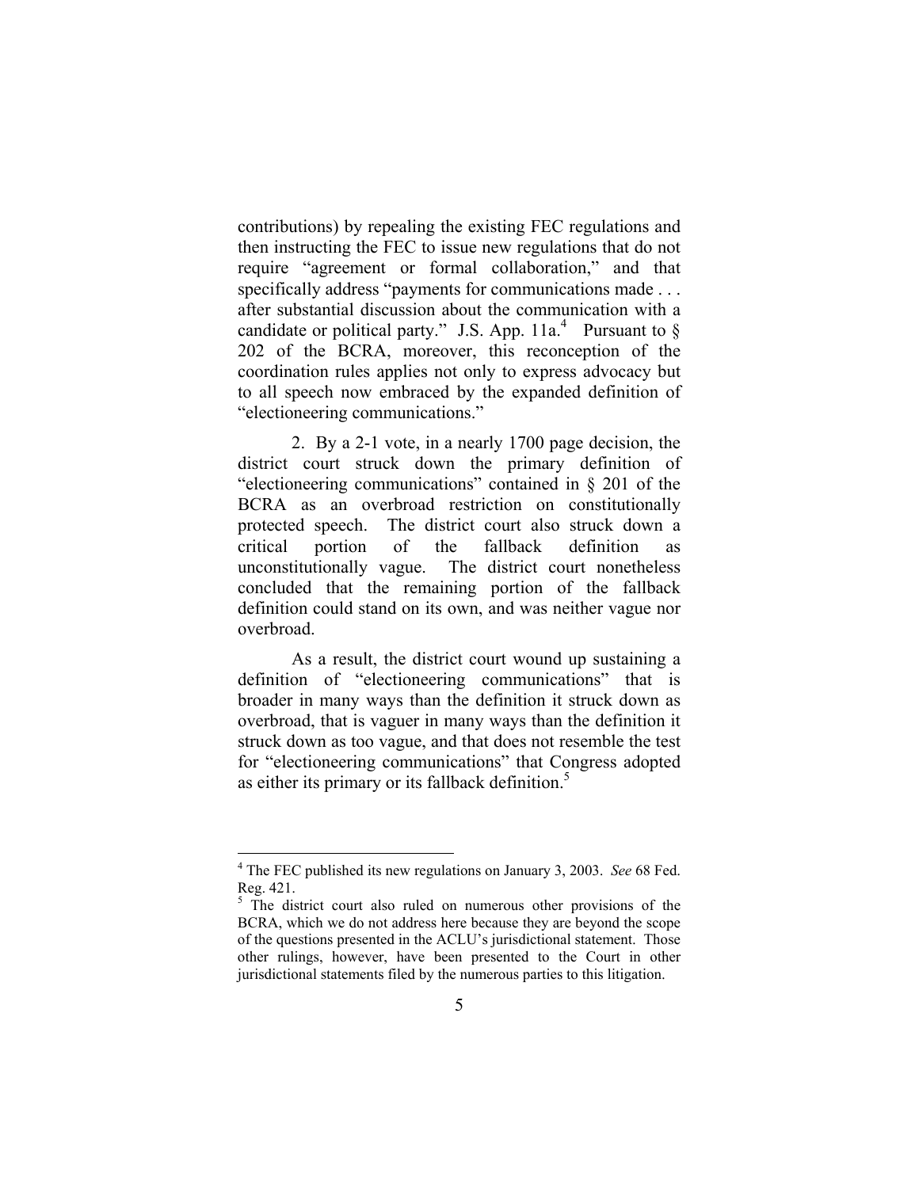contributions) by repealing the existing FEC regulations and then instructing the FEC to issue new regulations that do not require "agreement or formal collaboration," and that specifically address "payments for communications made . . . after substantial discussion about the communication with a candidate or political party." J.S. App. 11a.[4] Pursuant to § 202 of the BCRA, moreover, this reconception of the coordination rules applies not only to express advocacy but to all speech now embraced by the expanded definition of "electioneering communications."

2. By a 2-1 vote, in a nearly 1700 page decision, the district court struck down the primary definition of "electioneering communications" contained in § 201 of the BCRA as an overbroad restriction on constitutionally protected speech. The district court also struck down a critical portion of the fallback definition as unconstitutionally vague. The district court nonetheless concluded that the remaining portion of the fallback definition could stand on its own, and was neither vague nor overbroad.

As a result, the district court wound up sustaining a definition of "electioneering communications" that is broader in many ways than the definition it struck down as overbroad, that is vaguer in many ways than the definition it struck down as too vague, and that does not resemble the test for "electioneering communications" that Congress adopted as either its primary or its fallback definition.[5]

---

[4] The FEC published its new regulations on January 3, 2003. *See* 68 Fed. Reg. 421.

[5] The district court also ruled on numerous other provisions of the BCRA, which we do not address here because they are beyond the scope of the questions presented in the ACLU's jurisdictional statement. Those other rulings, however, have been presented to the Court in other jurisdictional statements filed by the numerous parties to this litigation.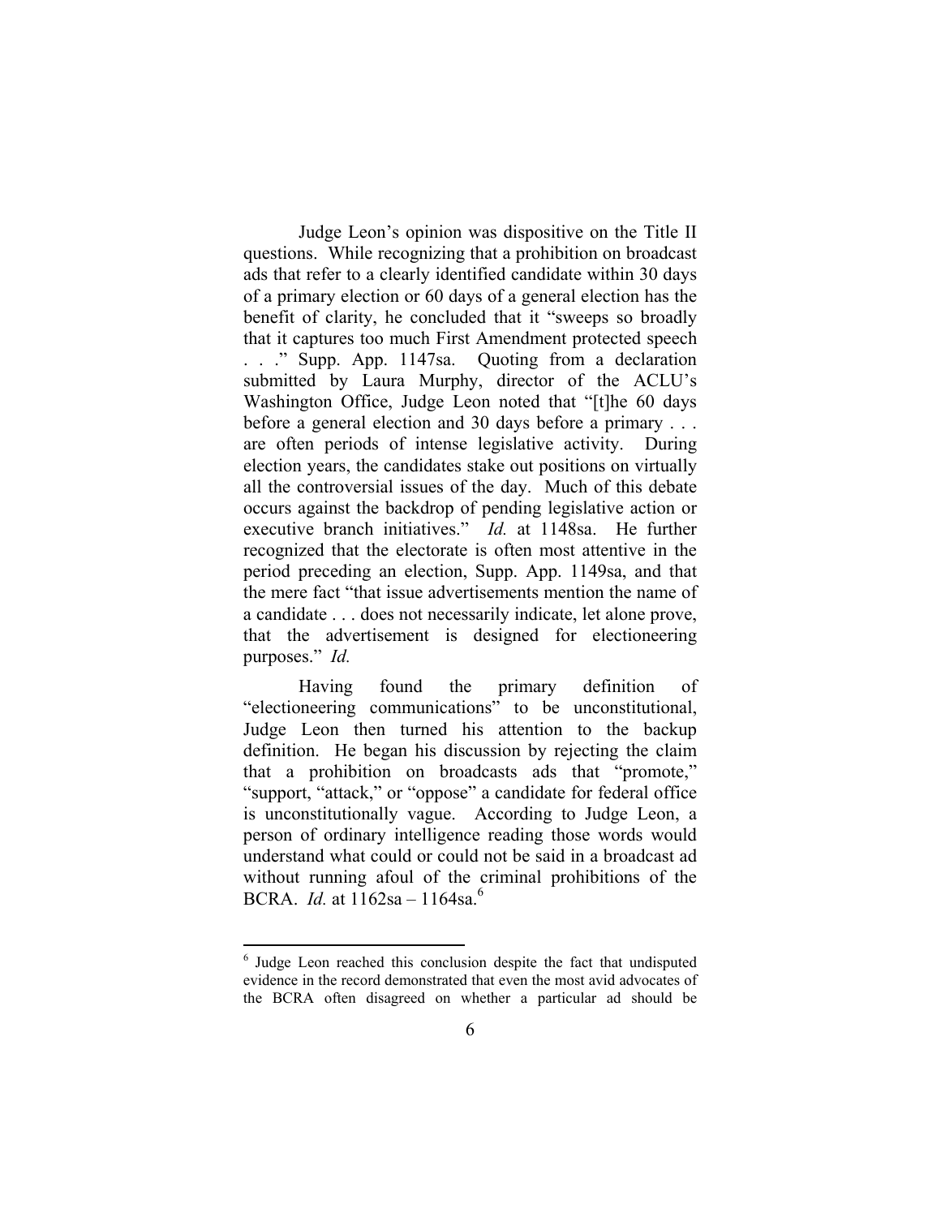Judge Leon's opinion was dispositive on the Title II questions. While recognizing that a prohibition on broadcast ads that refer to a clearly identified candidate within 30 days of a primary election or 60 days of a general election has the benefit of clarity, he concluded that it "sweeps so broadly that it captures too much First Amendment protected speech . . ." Supp. App. 1147sa. Quoting from a declaration submitted by Laura Murphy, director of the ACLU's Washington Office, Judge Leon noted that "[t]he 60 days before a general election and 30 days before a primary . . . are often periods of intense legislative activity. During election years, the candidates stake out positions on virtually all the controversial issues of the day. Much of this debate occurs against the backdrop of pending legislative action or executive branch initiatives." *Id.* at 1148sa. He further recognized that the electorate is often most attentive in the period preceding an election, Supp. App. 1149sa, and that the mere fact "that issue advertisements mention the name of a candidate . . . does not necessarily indicate, let alone prove, that the advertisement is designed for electioneering purposes." *Id.*

Having found the primary definition of "electioneering communications" to be unconstitutional, Judge Leon then turned his attention to the backup definition. He began his discussion by rejecting the claim that a prohibition on broadcasts ads that "promote," "support, "attack," or "oppose" a candidate for federal office is unconstitutionally vague. According to Judge Leon, a person of ordinary intelligence reading those words would understand what could or could not be said in a broadcast ad without running afoul of the criminal prohibitions of the BCRA. *Id.* at 1162sa – 1164sa.[6]

---

[6] Judge Leon reached this conclusion despite the fact that undisputed evidence in the record demonstrated that even the most avid advocates of the BCRA often disagreed on whether a particular ad should be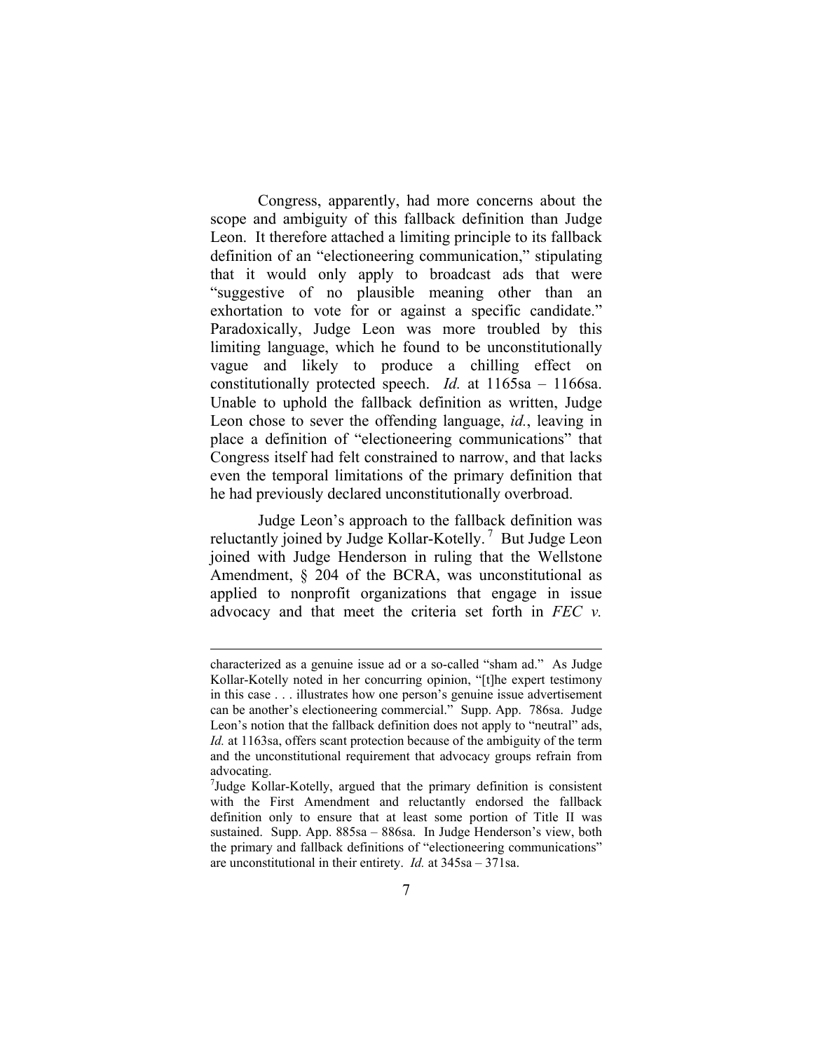Congress, apparently, had more concerns about the scope and ambiguity of this fallback definition than Judge Leon. It therefore attached a limiting principle to its fallback definition of an "electioneering communication," stipulating that it would only apply to broadcast ads that were "suggestive of no plausible meaning other than an exhortation to vote for or against a specific candidate." Paradoxically, Judge Leon was more troubled by this limiting language, which he found to be unconstitutionally vague and likely to produce a chilling effect on constitutionally protected speech. *Id.* at 1165sa – 1166sa. Unable to uphold the fallback definition as written, Judge Leon chose to sever the offending language, *id.*, leaving in place a definition of "electioneering communications" that Congress itself had felt constrained to narrow, and that lacks even the temporal limitations of the primary definition that he had previously declared unconstitutionally overbroad.

Judge Leon's approach to the fallback definition was reluctantly joined by Judge Kollar-Kotelly.[7] But Judge Leon joined with Judge Henderson in ruling that the Wellstone Amendment, § 204 of the BCRA, was unconstitutional as applied to nonprofit organizations that engage in issue advocacy and that meet the criteria set forth in *FEC v.*

---

characterized as a genuine issue ad or a so-called "sham ad." As Judge Kollar-Kotelly noted in her concurring opinion, "[t]he expert testimony in this case . . . illustrates how one person's genuine issue advertisement can be another's electioneering commercial." Supp. App. 786sa. Judge Leon's notion that the fallback definition does not apply to "neutral" ads, *Id.* at 1163sa, offers scant protection because of the ambiguity of the term and the unconstitutional requirement that advocacy groups refrain from advocating.

[7] Judge Kollar-Kotelly, argued that the primary definition is consistent with the First Amendment and reluctantly endorsed the fallback definition only to ensure that at least some portion of Title II was sustained. Supp. App. 885sa – 886sa. In Judge Henderson's view, both the primary and fallback definitions of "electioneering communications" are unconstitutional in their entirety. *Id.* at 345sa – 371sa.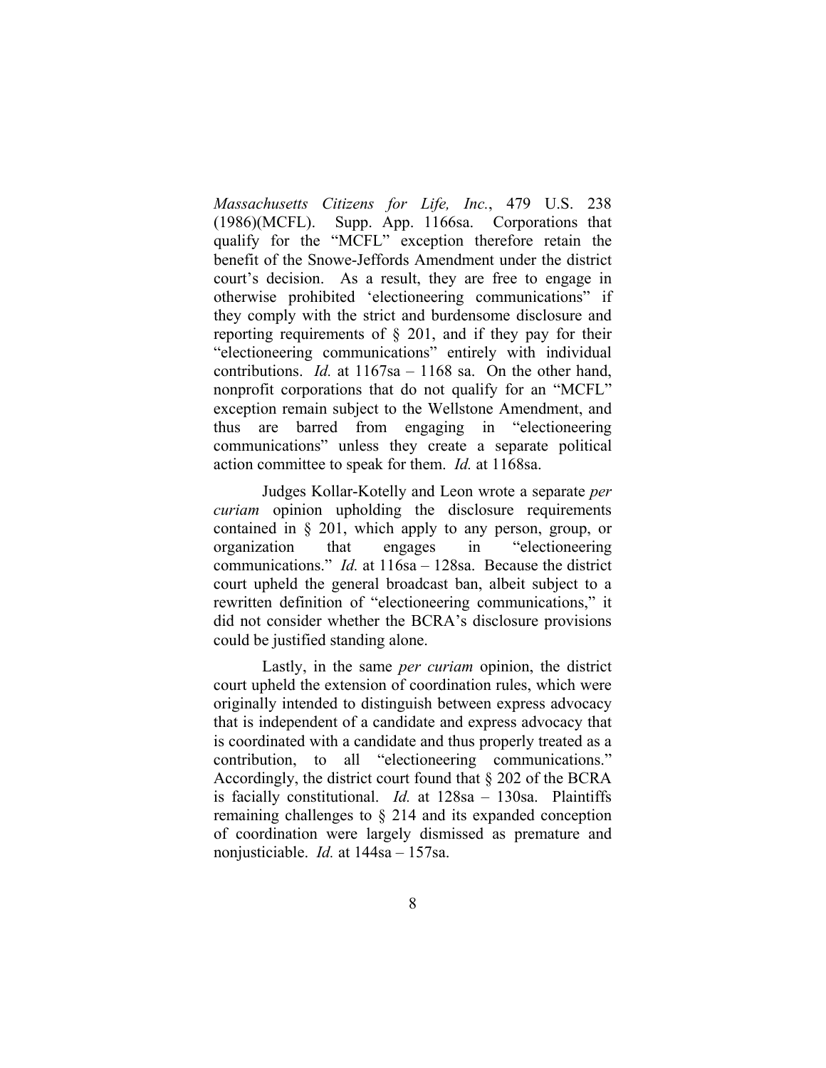*Massachusetts Citizens for Life, Inc.*, 479 U.S. 238 (1986)(MCFL). Supp. App. 1166sa. Corporations that qualify for the "MCFL" exception therefore retain the benefit of the Snowe-Jeffords Amendment under the district court's decision. As a result, they are free to engage in otherwise prohibited 'electioneering communications" if they comply with the strict and burdensome disclosure and reporting requirements of § 201, and if they pay for their "electioneering communications" entirely with individual contributions. *Id.* at 1167sa – 1168 sa. On the other hand, nonprofit corporations that do not qualify for an "MCFL" exception remain subject to the Wellstone Amendment, and thus are barred from engaging in "electioneering communications" unless they create a separate political action committee to speak for them. *Id.* at 1168sa.

Judges Kollar-Kotelly and Leon wrote a separate *per curiam* opinion upholding the disclosure requirements contained in § 201, which apply to any person, group, or organization that engages in "electioneering communications." *Id.* at 116sa – 128sa. Because the district court upheld the general broadcast ban, albeit subject to a rewritten definition of "electioneering communications," it did not consider whether the BCRA's disclosure provisions could be justified standing alone.

Lastly, in the same *per curiam* opinion, the district court upheld the extension of coordination rules, which were originally intended to distinguish between express advocacy that is independent of a candidate and express advocacy that is coordinated with a candidate and thus properly treated as a contribution, to all "electioneering communications." Accordingly, the district court found that § 202 of the BCRA is facially constitutional. *Id.* at 128sa – 130sa. Plaintiffs remaining challenges to § 214 and its expanded conception of coordination were largely dismissed as premature and nonjusticiable. *Id.* at 144sa – 157sa.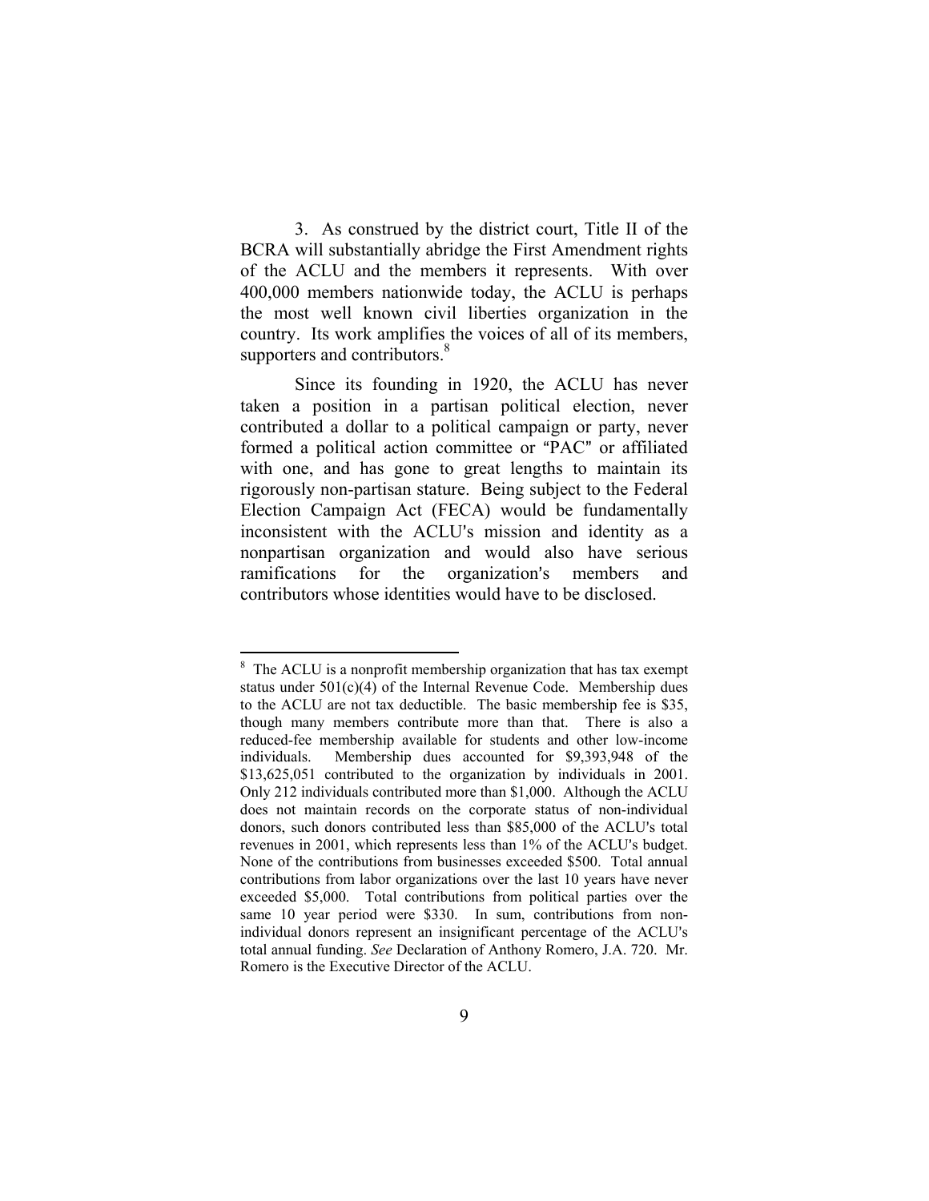3. As construed by the district court, Title II of the BCRA will substantially abridge the First Amendment rights of the ACLU and the members it represents. With over 400,000 members nationwide today, the ACLU is perhaps the most well known civil liberties organization in the country. Its work amplifies the voices of all of its members, supporters and contributors.[8]

Since its founding in 1920, the ACLU has never taken a position in a partisan political election, never contributed a dollar to a political campaign or party, never formed a political action committee or "PAC" or affiliated with one, and has gone to great lengths to maintain its rigorously non-partisan stature. Being subject to the Federal Election Campaign Act (FECA) would be fundamentally inconsistent with the ACLU's mission and identity as a nonpartisan organization and would also have serious ramifications for the organization's members and contributors whose identities would have to be disclosed.

---

[8] The ACLU is a nonprofit membership organization that has tax exempt status under 501(c)(4) of the Internal Revenue Code. Membership dues to the ACLU are not tax deductible. The basic membership fee is $35, though many members contribute more than that. There is also a reduced-fee membership available for students and other low-income individuals. Membership dues accounted for $9,393,948 of the $13,625,051 contributed to the organization by individuals in 2001. Only 212 individuals contributed more than $1,000. Although the ACLU does not maintain records on the corporate status of non-individual donors, such donors contributed less than $85,000 of the ACLU's total revenues in 2001, which represents less than 1% of the ACLU's budget. None of the contributions from businesses exceeded $500. Total annual contributions from labor organizations over the last 10 years have never exceeded $5,000. Total contributions from political parties over the same 10 year period were $330. In sum, contributions from non-individual donors represent an insignificant percentage of the ACLU's total annual funding. *See* Declaration of Anthony Romero, J.A. 720. Mr. Romero is the Executive Director of the ACLU.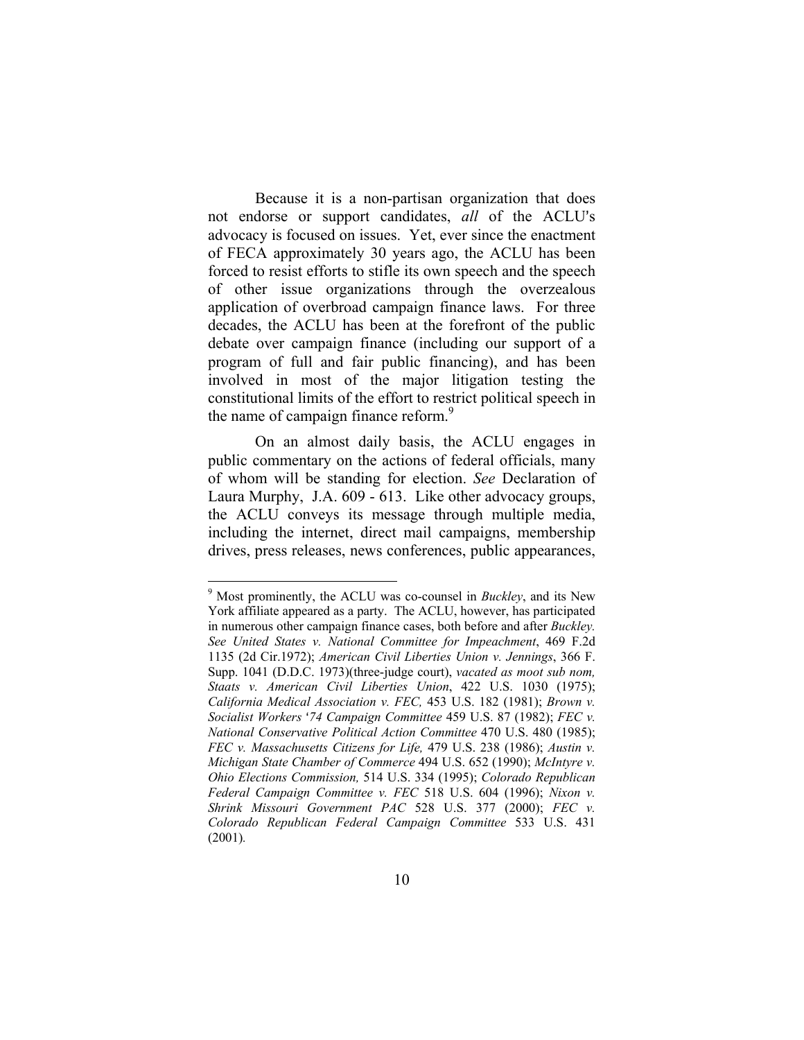Because it is a non-partisan organization that does not endorse or support candidates, *all* of the ACLU's advocacy is focused on issues. Yet, ever since the enactment of FECA approximately 30 years ago, the ACLU has been forced to resist efforts to stifle its own speech and the speech of other issue organizations through the overzealous application of overbroad campaign finance laws. For three decades, the ACLU has been at the forefront of the public debate over campaign finance (including our support of a program of full and fair public financing), and has been involved in most of the major litigation testing the constitutional limits of the effort to restrict political speech in the name of campaign finance reform.[9]

On an almost daily basis, the ACLU engages in public commentary on the actions of federal officials, many of whom will be standing for election. *See* Declaration of Laura Murphy, J.A. 609 - 613. Like other advocacy groups, the ACLU conveys its message through multiple media, including the internet, direct mail campaigns, membership drives, press releases, news conferences, public appearances,

---

[9] Most prominently, the ACLU was co-counsel in *Buckley*, and its New York affiliate appeared as a party. The ACLU, however, has participated in numerous other campaign finance cases, both before and after *Buckley. See United States v. National Committee for Impeachment*, 469 F.2d 1135 (2d Cir.1972); *American Civil Liberties Union v. Jennings*, 366 F. Supp. 1041 (D.D.C. 1973)(three-judge court), *vacated as moot sub nom, Staats v. American Civil Liberties Union*, 422 U.S. 1030 (1975); *California Medical Association v. FEC,* 453 U.S. 182 (1981); *Brown v. Socialist Workers '74 Campaign Committee* 459 U.S. 87 (1982); *FEC v. National Conservative Political Action Committee* 470 U.S. 480 (1985); *FEC v. Massachusetts Citizens for Life,* 479 U.S. 238 (1986); *Austin v. Michigan State Chamber of Commerce* 494 U.S. 652 (1990); *McIntyre v. Ohio Elections Commission,* 514 U.S. 334 (1995); *Colorado Republican Federal Campaign Committee v. FEC* 518 U.S. 604 (1996); *Nixon v. Shrink Missouri Government PAC* 528 U.S. 377 (2000); *FEC v. Colorado Republican Federal Campaign Committee* 533 U.S. 431 (2001).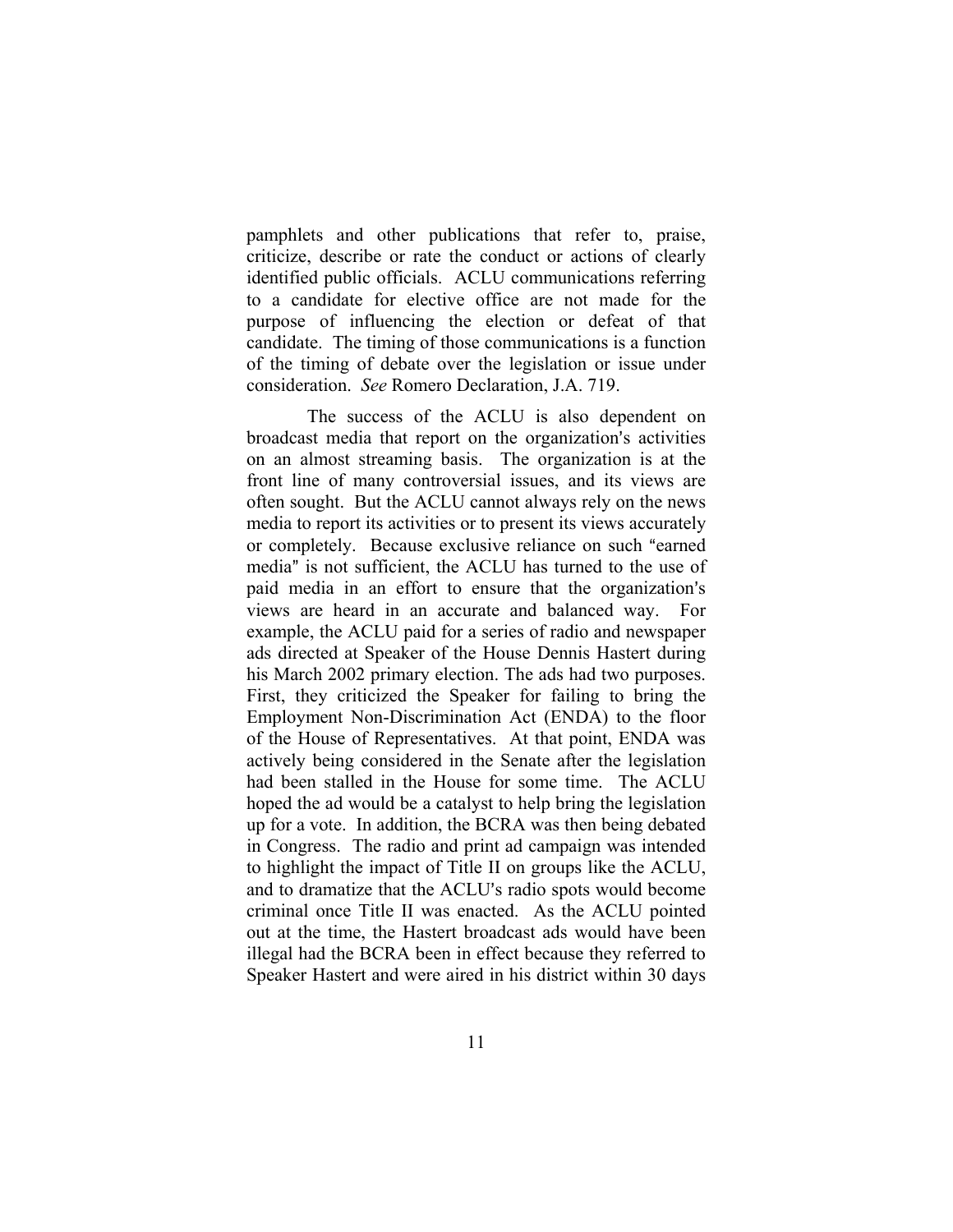pamphlets and other publications that refer to, praise, criticize, describe or rate the conduct or actions of clearly identified public officials. ACLU communications referring to a candidate for elective office are not made for the purpose of influencing the election or defeat of that candidate. The timing of those communications is a function of the timing of debate over the legislation or issue under consideration. *See* Romero Declaration, J.A. 719.

The success of the ACLU is also dependent on broadcast media that report on the organization's activities on an almost streaming basis. The organization is at the front line of many controversial issues, and its views are often sought. But the ACLU cannot always rely on the news media to report its activities or to present its views accurately or completely. Because exclusive reliance on such "earned media" is not sufficient, the ACLU has turned to the use of paid media in an effort to ensure that the organization's views are heard in an accurate and balanced way. For example, the ACLU paid for a series of radio and newspaper ads directed at Speaker of the House Dennis Hastert during his March 2002 primary election. The ads had two purposes. First, they criticized the Speaker for failing to bring the Employment Non-Discrimination Act (ENDA) to the floor of the House of Representatives. At that point, ENDA was actively being considered in the Senate after the legislation had been stalled in the House for some time. The ACLU hoped the ad would be a catalyst to help bring the legislation up for a vote. In addition, the BCRA was then being debated in Congress. The radio and print ad campaign was intended to highlight the impact of Title II on groups like the ACLU, and to dramatize that the ACLU's radio spots would become criminal once Title II was enacted. As the ACLU pointed out at the time, the Hastert broadcast ads would have been illegal had the BCRA been in effect because they referred to Speaker Hastert and were aired in his district within 30 days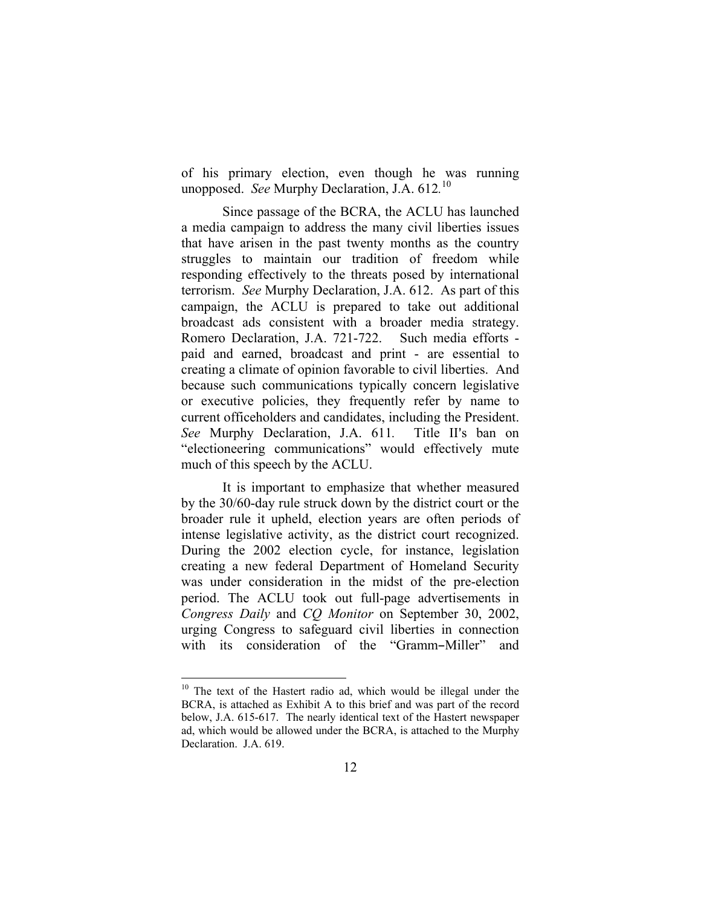of his primary election, even though he was running unopposed. *See* Murphy Declaration, J.A. 612.[10]

Since passage of the BCRA, the ACLU has launched a media campaign to address the many civil liberties issues that have arisen in the past twenty months as the country struggles to maintain our tradition of freedom while responding effectively to the threats posed by international terrorism. *See* Murphy Declaration, J.A. 612. As part of this campaign, the ACLU is prepared to take out additional broadcast ads consistent with a broader media strategy. Romero Declaration, J.A. 721-722. Such media efforts - paid and earned, broadcast and print - are essential to creating a climate of opinion favorable to civil liberties. And because such communications typically concern legislative or executive policies, they frequently refer by name to current officeholders and candidates, including the President. *See* Murphy Declaration, J.A. 611. Title II's ban on "electioneering communications" would effectively mute much of this speech by the ACLU.

It is important to emphasize that whether measured by the 30/60-day rule struck down by the district court or the broader rule it upheld, election years are often periods of intense legislative activity, as the district court recognized. During the 2002 election cycle, for instance, legislation creating a new federal Department of Homeland Security was under consideration in the midst of the pre-election period. The ACLU took out full-page advertisements in *Congress Daily* and *CQ Monitor* on September 30, 2002, urging Congress to safeguard civil liberties in connection with its consideration of the "Gramm–Miller" and

---

[10] The text of the Hastert radio ad, which would be illegal under the BCRA, is attached as Exhibit A to this brief and was part of the record below, J.A. 615-617. The nearly identical text of the Hastert newspaper ad, which would be allowed under the BCRA, is attached to the Murphy Declaration. J.A. 619.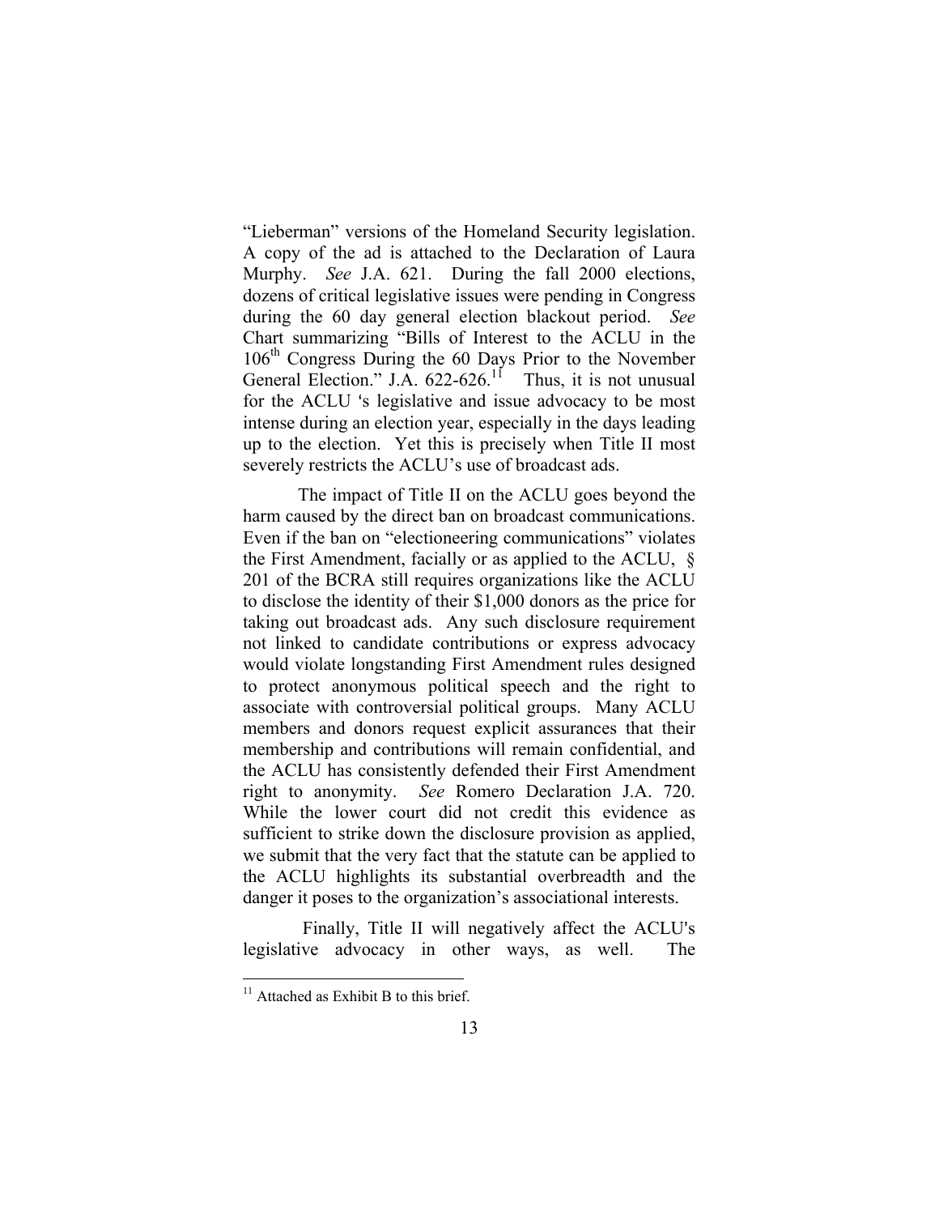"Lieberman" versions of the Homeland Security legislation. A copy of the ad is attached to the Declaration of Laura Murphy. *See* J.A. 621. During the fall 2000 elections, dozens of critical legislative issues were pending in Congress during the 60 day general election blackout period. *See* Chart summarizing "Bills of Interest to the ACLU in the 106th Congress During the 60 Days Prior to the November General Election." J.A. 622-626.[11] Thus, it is not unusual for the ACLU 's legislative and issue advocacy to be most intense during an election year, especially in the days leading up to the election. Yet this is precisely when Title II most severely restricts the ACLU's use of broadcast ads.

The impact of Title II on the ACLU goes beyond the harm caused by the direct ban on broadcast communications. Even if the ban on "electioneering communications" violates the First Amendment, facially or as applied to the ACLU, § 201 of the BCRA still requires organizations like the ACLU to disclose the identity of their $1,000 donors as the price for taking out broadcast ads. Any such disclosure requirement not linked to candidate contributions or express advocacy would violate longstanding First Amendment rules designed to protect anonymous political speech and the right to associate with controversial political groups. Many ACLU members and donors request explicit assurances that their membership and contributions will remain confidential, and the ACLU has consistently defended their First Amendment right to anonymity. *See* Romero Declaration J.A. 720. While the lower court did not credit this evidence as sufficient to strike down the disclosure provision as applied, we submit that the very fact that the statute can be applied to the ACLU highlights its substantial overbreadth and the danger it poses to the organization's associational interests.

Finally, Title II will negatively affect the ACLU's legislative advocacy in other ways, as well. The

[11] Attached as Exhibit B to this brief.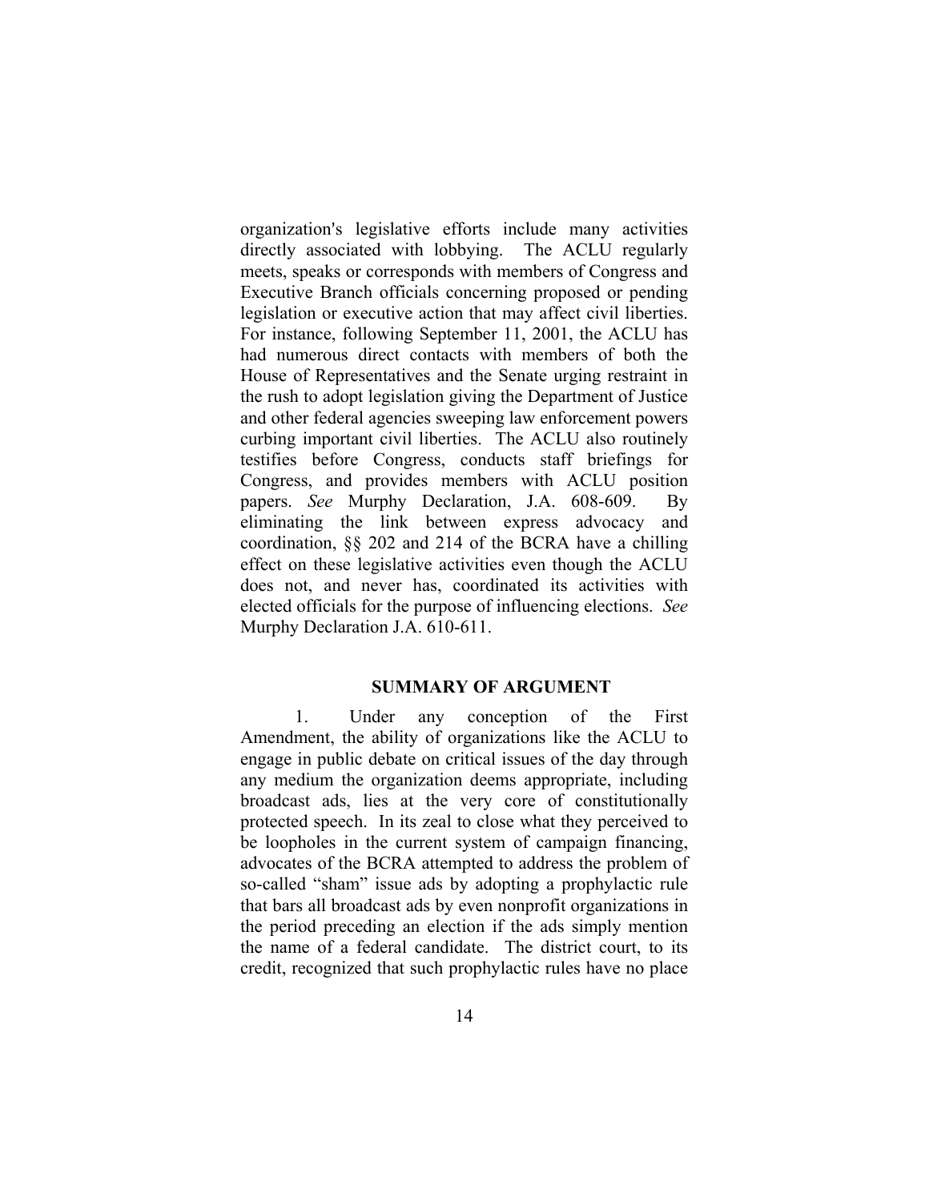organization's legislative efforts include many activities directly associated with lobbying. The ACLU regularly meets, speaks or corresponds with members of Congress and Executive Branch officials concerning proposed or pending legislation or executive action that may affect civil liberties. For instance, following September 11, 2001, the ACLU has had numerous direct contacts with members of both the House of Representatives and the Senate urging restraint in the rush to adopt legislation giving the Department of Justice and other federal agencies sweeping law enforcement powers curbing important civil liberties. The ACLU also routinely testifies before Congress, conducts staff briefings for Congress, and provides members with ACLU position papers. *See* Murphy Declaration, J.A. 608-609. By eliminating the link between express advocacy and coordination, §§ 202 and 214 of the BCRA have a chilling effect on these legislative activities even though the ACLU does not, and never has, coordinated its activities with elected officials for the purpose of influencing elections. *See* Murphy Declaration J.A. 610-611.

## SUMMARY OF ARGUMENT

1. Under any conception of the First Amendment, the ability of organizations like the ACLU to engage in public debate on critical issues of the day through any medium the organization deems appropriate, including broadcast ads, lies at the very core of constitutionally protected speech. In its zeal to close what they perceived to be loopholes in the current system of campaign financing, advocates of the BCRA attempted to address the problem of so-called "sham" issue ads by adopting a prophylactic rule that bars all broadcast ads by even nonprofit organizations in the period preceding an election if the ads simply mention the name of a federal candidate. The district court, to its credit, recognized that such prophylactic rules have no place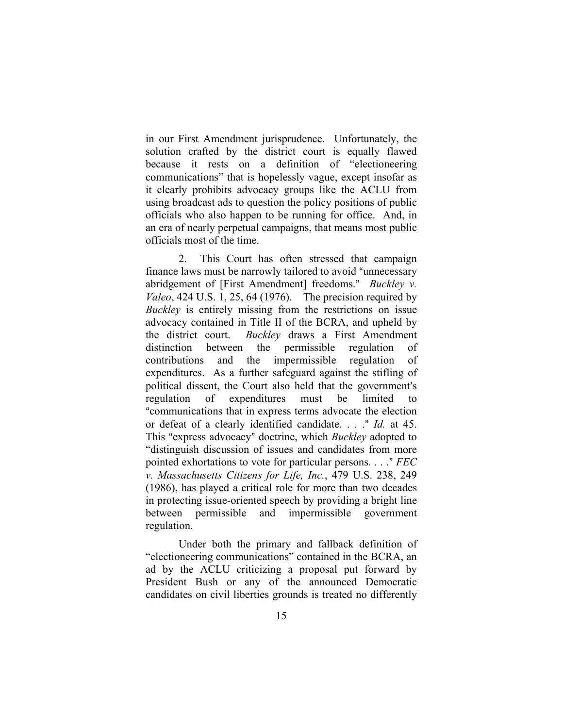in our First Amendment jurisprudence. Unfortunately, the solution crafted by the district court is equally flawed because it rests on a definition of "electioneering communications" that is hopelessly vague, except insofar as it clearly prohibits advocacy groups like the ACLU from using broadcast ads to question the policy positions of public officials who also happen to be running for office. And, in an era of nearly perpetual campaigns, that means most public officials most of the time.

2. This Court has often stressed that campaign finance laws must be narrowly tailored to avoid "unnecessary abridgement of [First Amendment] freedoms." *Buckley v. Valeo*, 424 U.S. 1, 25, 64 (1976). The precision required by *Buckley* is entirely missing from the restrictions on issue advocacy contained in Title II of the BCRA, and upheld by the district court. *Buckley* draws a First Amendment distinction between the permissible regulation of contributions and the impermissible regulation of expenditures. As a further safeguard against the stifling of political dissent, the Court also held that the government's regulation of expenditures must be limited to "communications that in express terms advocate the election or defeat of a clearly identified candidate. . . ." *Id.* at 45. This "express advocacy" doctrine, which *Buckley* adopted to "distinguish discussion of issues and candidates from more pointed exhortations to vote for particular persons. . . ." *FEC v. Massachusetts Citizens for Life, Inc.*, 479 U.S. 238, 249 (1986), has played a critical role for more than two decades in protecting issue-oriented speech by providing a bright line between permissible and impermissible government regulation.

Under both the primary and fallback definition of "electioneering communications" contained in the BCRA, an ad by the ACLU criticizing a proposal put forward by President Bush or any of the announced Democratic candidates on civil liberties grounds is treated no differently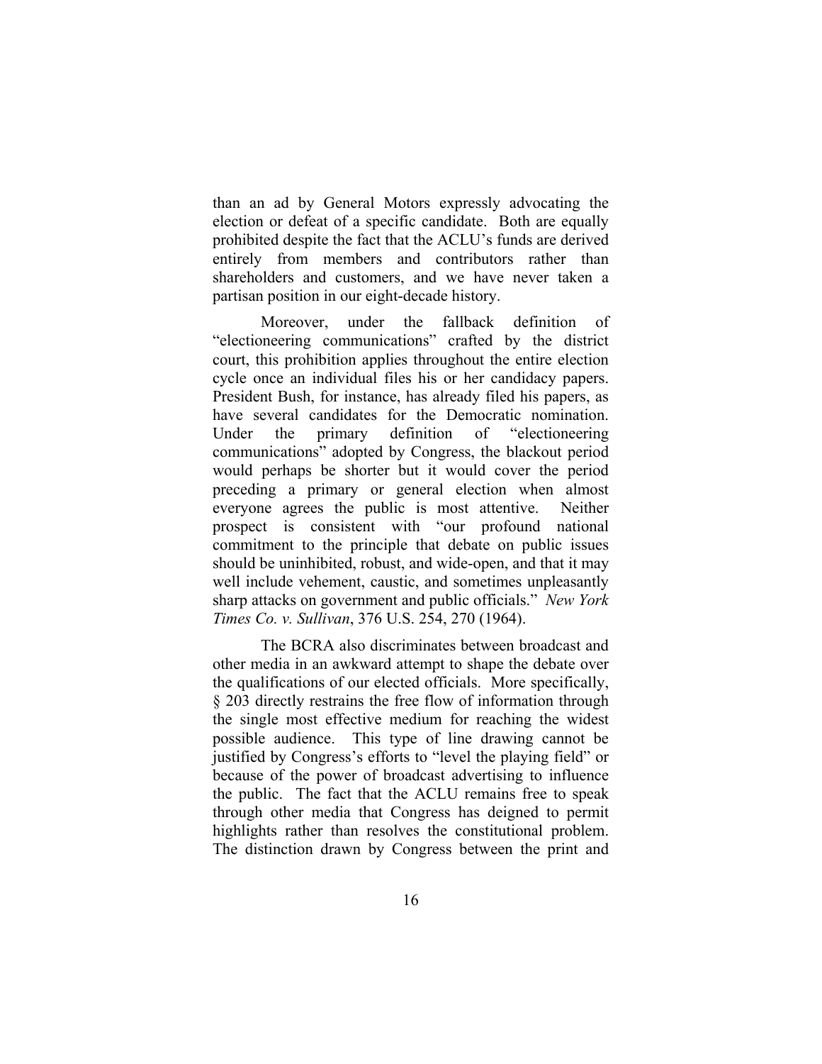than an ad by General Motors expressly advocating the election or defeat of a specific candidate. Both are equally prohibited despite the fact that the ACLU's funds are derived entirely from members and contributors rather than shareholders and customers, and we have never taken a partisan position in our eight-decade history.

Moreover, under the fallback definition of "electioneering communications" crafted by the district court, this prohibition applies throughout the entire election cycle once an individual files his or her candidacy papers. President Bush, for instance, has already filed his papers, as have several candidates for the Democratic nomination. Under the primary definition of "electioneering communications" adopted by Congress, the blackout period would perhaps be shorter but it would cover the period preceding a primary or general election when almost everyone agrees the public is most attentive. Neither prospect is consistent with "our profound national commitment to the principle that debate on public issues should be uninhibited, robust, and wide-open, and that it may well include vehement, caustic, and sometimes unpleasantly sharp attacks on government and public officials." *New York Times Co. v. Sullivan*, 376 U.S. 254, 270 (1964).

The BCRA also discriminates between broadcast and other media in an awkward attempt to shape the debate over the qualifications of our elected officials. More specifically, § 203 directly restrains the free flow of information through the single most effective medium for reaching the widest possible audience. This type of line drawing cannot be justified by Congress's efforts to "level the playing field" or because of the power of broadcast advertising to influence the public. The fact that the ACLU remains free to speak through other media that Congress has deigned to permit highlights rather than resolves the constitutional problem. The distinction drawn by Congress between the print and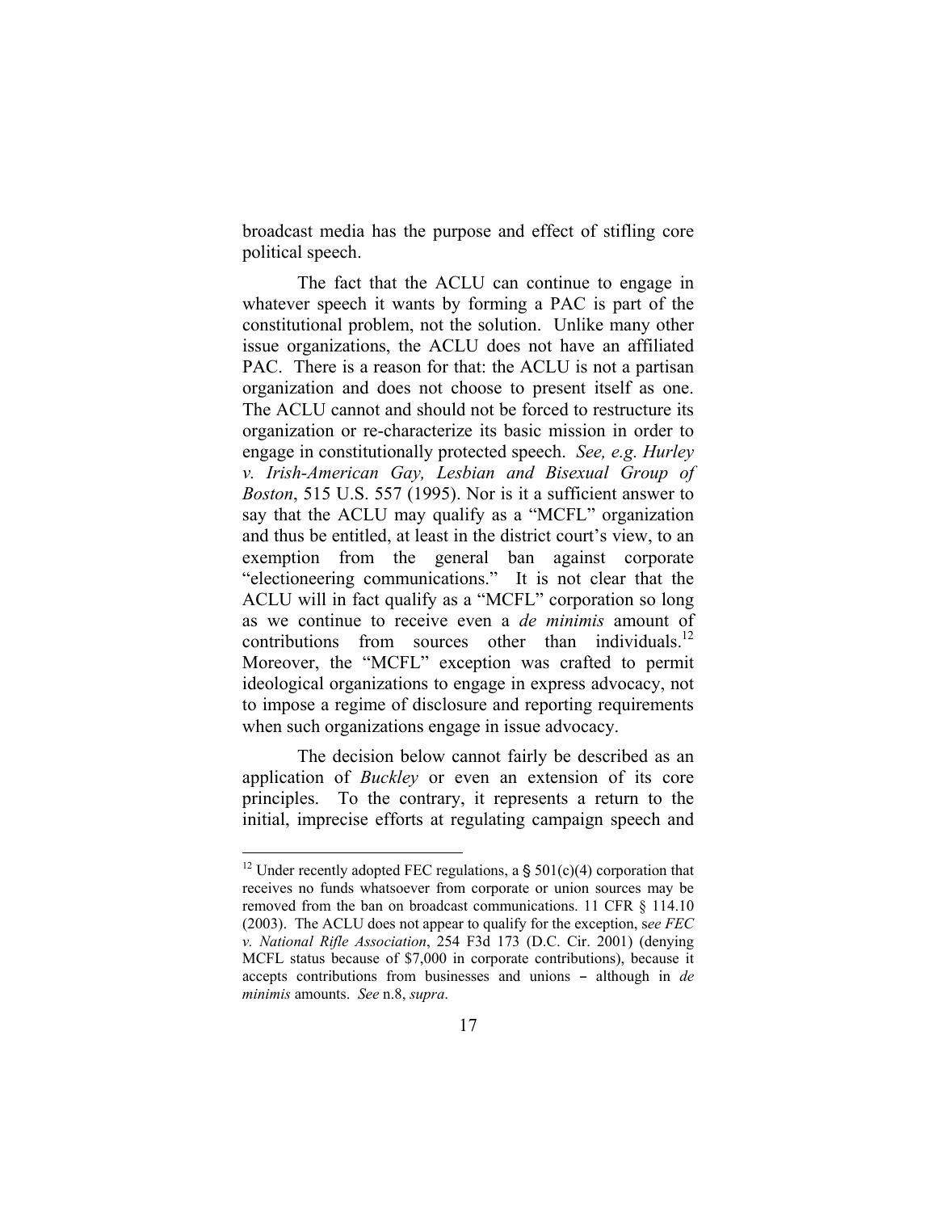broadcast media has the purpose and effect of stifling core political speech.

The fact that the ACLU can continue to engage in whatever speech it wants by forming a PAC is part of the constitutional problem, not the solution. Unlike many other issue organizations, the ACLU does not have an affiliated PAC. There is a reason for that: the ACLU is not a partisan organization and does not choose to present itself as one. The ACLU cannot and should not be forced to restructure its organization or re-characterize its basic mission in order to engage in constitutionally protected speech. *See, e.g. Hurley v. Irish-American Gay, Lesbian and Bisexual Group of Boston*, 515 U.S. 557 (1995). Nor is it a sufficient answer to say that the ACLU may qualify as a "MCFL" organization and thus be entitled, at least in the district court's view, to an exemption from the general ban against corporate "electioneering communications." It is not clear that the ACLU will in fact qualify as a "MCFL" corporation so long as we continue to receive even a *de minimis* amount of contributions from sources other than individuals.[12] Moreover, the "MCFL" exception was crafted to permit ideological organizations to engage in express advocacy, not to impose a regime of disclosure and reporting requirements when such organizations engage in issue advocacy.

The decision below cannot fairly be described as an application of *Buckley* or even an extension of its core principles. To the contrary, it represents a return to the initial, imprecise efforts at regulating campaign speech and

---

[12] Under recently adopted FEC regulations, a § 501(c)(4) corporation that receives no funds whatsoever from corporate or union sources may be removed from the ban on broadcast communications. 11 CFR § 114.10 (2003). The ACLU does not appear to qualify for the exception, s*ee FEC v. National Rifle Association*, 254 F3d 173 (D.C. Cir. 2001) (denying MCFL status because of $7,000 in corporate contributions), because it accepts contributions from businesses and unions – although in *de minimis* amounts. *See* n.8, *supra*.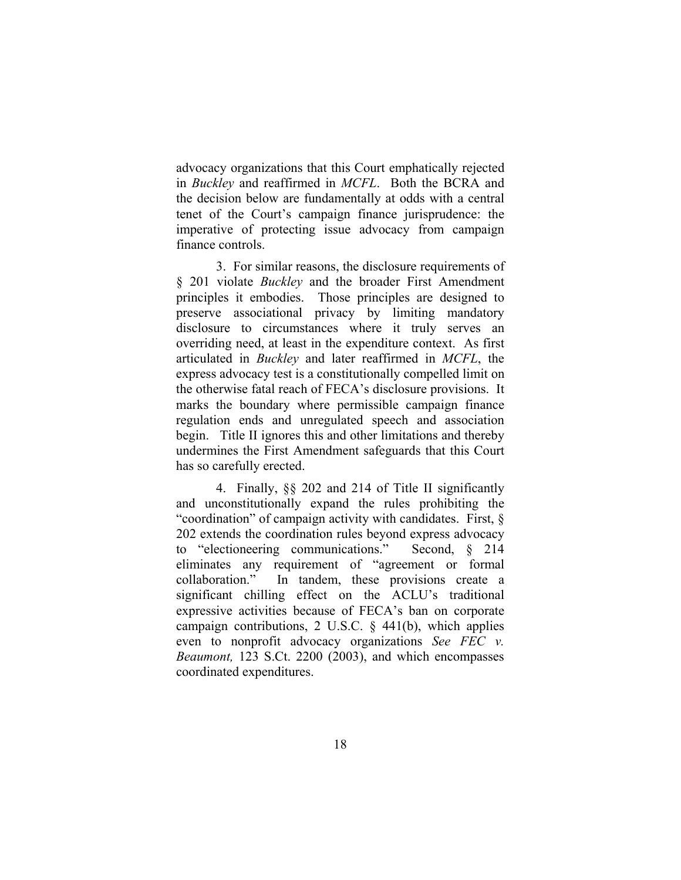advocacy organizations that this Court emphatically rejected in *Buckley* and reaffirmed in *MCFL*. Both the BCRA and the decision below are fundamentally at odds with a central tenet of the Court's campaign finance jurisprudence: the imperative of protecting issue advocacy from campaign finance controls.

3. For similar reasons, the disclosure requirements of § 201 violate *Buckley* and the broader First Amendment principles it embodies. Those principles are designed to preserve associational privacy by limiting mandatory disclosure to circumstances where it truly serves an overriding need, at least in the expenditure context. As first articulated in *Buckley* and later reaffirmed in *MCFL*, the express advocacy test is a constitutionally compelled limit on the otherwise fatal reach of FECA's disclosure provisions. It marks the boundary where permissible campaign finance regulation ends and unregulated speech and association begin. Title II ignores this and other limitations and thereby undermines the First Amendment safeguards that this Court has so carefully erected.

4. Finally, §§ 202 and 214 of Title II significantly and unconstitutionally expand the rules prohibiting the "coordination" of campaign activity with candidates. First, § 202 extends the coordination rules beyond express advocacy to "electioneering communications." Second, § 214 eliminates any requirement of "agreement or formal collaboration." In tandem, these provisions create a significant chilling effect on the ACLU's traditional expressive activities because of FECA's ban on corporate campaign contributions, 2 U.S.C. § 441(b), which applies even to nonprofit advocacy organizations *See FEC v. Beaumont,* 123 S.Ct. 2200 (2003), and which encompasses coordinated expenditures.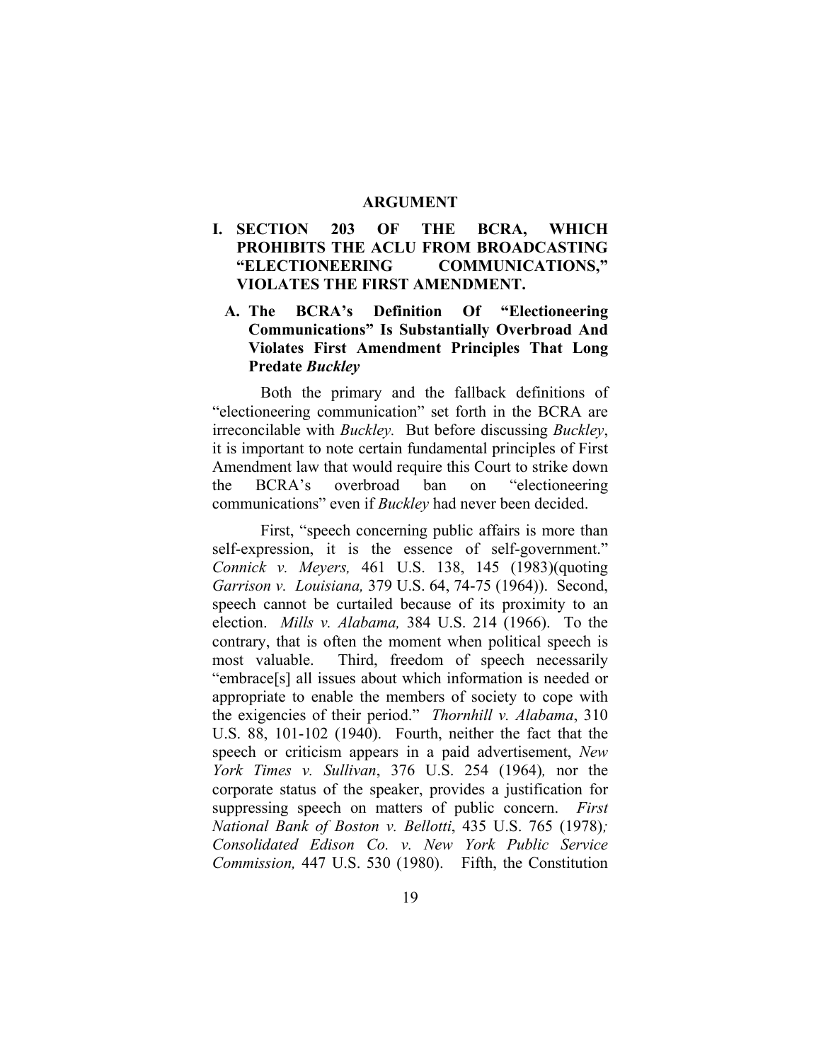## ARGUMENT

### I. SECTION 203 OF THE BCRA, WHICH PROHIBITS THE ACLU FROM BROADCASTING "ELECTIONEERING COMMUNICATIONS," VIOLATES THE FIRST AMENDMENT.

#### A. The BCRA's Definition Of "Electioneering Communications" Is Substantially Overbroad And Violates First Amendment Principles That Long Predate *Buckley*

Both the primary and the fallback definitions of "electioneering communication" set forth in the BCRA are irreconcilable with *Buckley.* But before discussing *Buckley*, it is important to note certain fundamental principles of First Amendment law that would require this Court to strike down the BCRA's overbroad ban on "electioneering communications" even if *Buckley* had never been decided.

First, "speech concerning public affairs is more than self-expression, it is the essence of self-government." *Connick v. Meyers,* 461 U.S. 138, 145 (1983)(quoting *Garrison v. Louisiana,* 379 U.S. 64, 74-75 (1964)). Second, speech cannot be curtailed because of its proximity to an election. *Mills v. Alabama,* 384 U.S. 214 (1966). To the contrary, that is often the moment when political speech is most valuable. Third, freedom of speech necessarily "embrace[s] all issues about which information is needed or appropriate to enable the members of society to cope with the exigencies of their period." *Thornhill v. Alabama*, 310 U.S. 88, 101-102 (1940). Fourth, neither the fact that the speech or criticism appears in a paid advertisement, *New York Times v. Sullivan*, 376 U.S. 254 (1964)*,* nor the corporate status of the speaker, provides a justification for suppressing speech on matters of public concern. *First National Bank of Boston v. Bellotti*, 435 U.S. 765 (1978)*; Consolidated Edison Co. v. New York Public Service Commission,* 447 U.S. 530 (1980). Fifth, the Constitution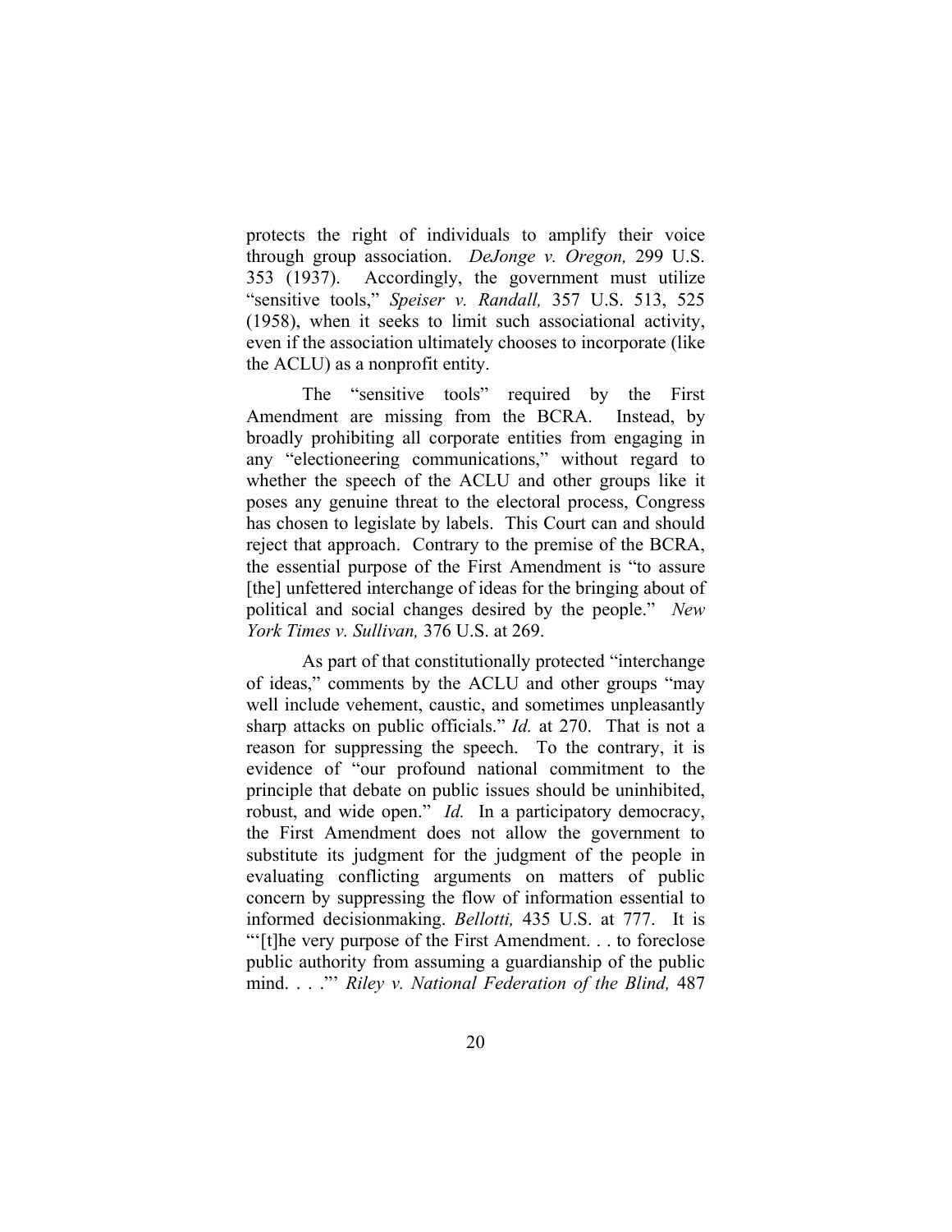protects the right of individuals to amplify their voice through group association. *DeJonge v. Oregon,* 299 U.S. 353 (1937). Accordingly, the government must utilize "sensitive tools," *Speiser v. Randall,* 357 U.S. 513, 525 (1958), when it seeks to limit such associational activity, even if the association ultimately chooses to incorporate (like the ACLU) as a nonprofit entity.

The "sensitive tools" required by the First Amendment are missing from the BCRA. Instead, by broadly prohibiting all corporate entities from engaging in any "electioneering communications," without regard to whether the speech of the ACLU and other groups like it poses any genuine threat to the electoral process, Congress has chosen to legislate by labels. This Court can and should reject that approach. Contrary to the premise of the BCRA, the essential purpose of the First Amendment is "to assure [the] unfettered interchange of ideas for the bringing about of political and social changes desired by the people." *New York Times v. Sullivan,* 376 U.S. at 269.

As part of that constitutionally protected "interchange of ideas," comments by the ACLU and other groups "may well include vehement, caustic, and sometimes unpleasantly sharp attacks on public officials." *Id.* at 270. That is not a reason for suppressing the speech. To the contrary, it is evidence of "our profound national commitment to the principle that debate on public issues should be uninhibited, robust, and wide open." *Id.* In a participatory democracy, the First Amendment does not allow the government to substitute its judgment for the judgment of the people in evaluating conflicting arguments on matters of public concern by suppressing the flow of information essential to informed decisionmaking. *Bellotti,* 435 U.S. at 777. It is "'[t]he very purpose of the First Amendment. . . to foreclose public authority from assuming a guardianship of the public mind. . . .'" *Riley v. National Federation of the Blind,* 487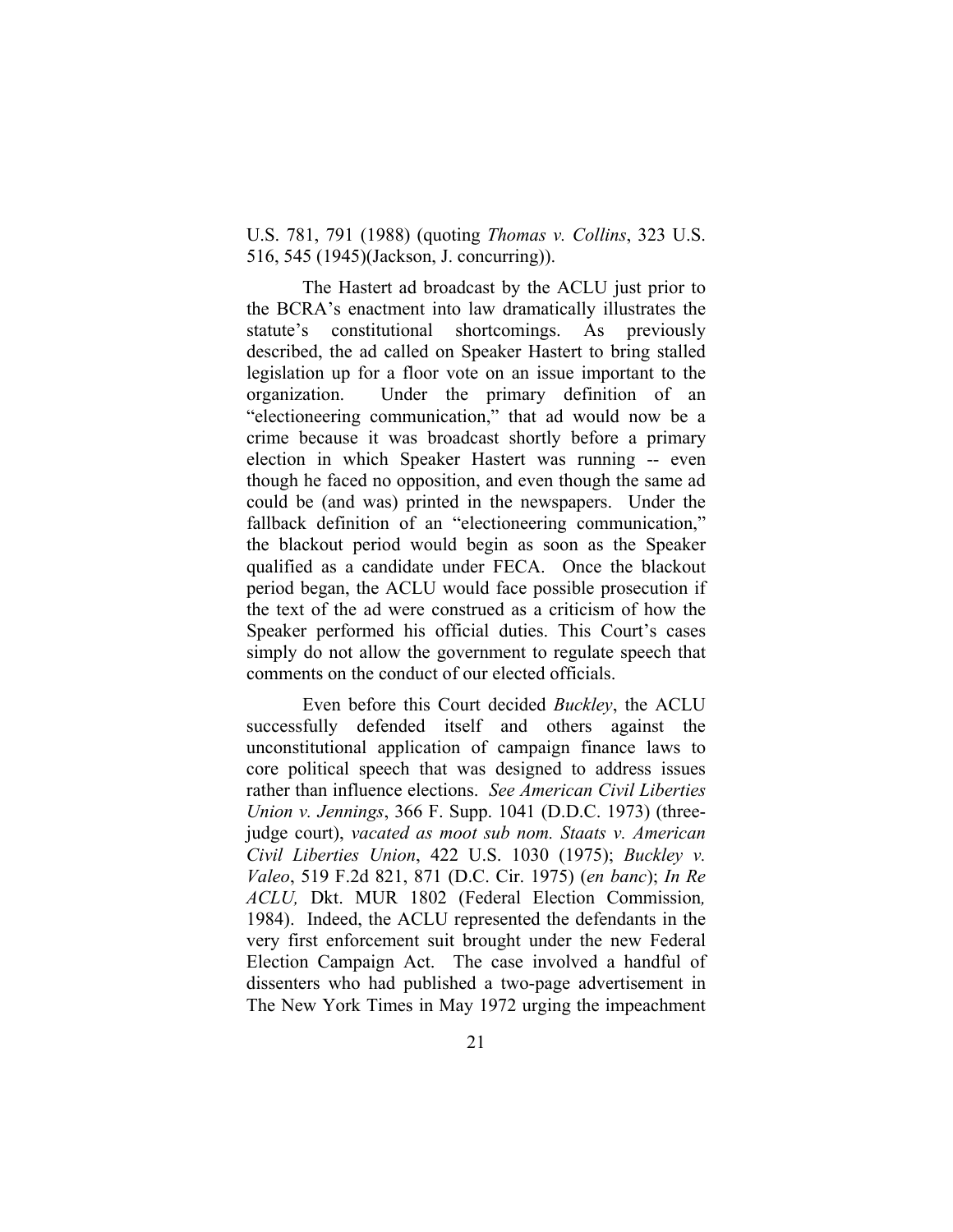U.S. 781, 791 (1988) (quoting *Thomas v. Collins*, 323 U.S. 516, 545 (1945)(Jackson, J. concurring)).

The Hastert ad broadcast by the ACLU just prior to the BCRA's enactment into law dramatically illustrates the statute's constitutional shortcomings. As previously described, the ad called on Speaker Hastert to bring stalled legislation up for a floor vote on an issue important to the organization. Under the primary definition of an "electioneering communication," that ad would now be a crime because it was broadcast shortly before a primary election in which Speaker Hastert was running -- even though he faced no opposition, and even though the same ad could be (and was) printed in the newspapers. Under the fallback definition of an "electioneering communication," the blackout period would begin as soon as the Speaker qualified as a candidate under FECA. Once the blackout period began, the ACLU would face possible prosecution if the text of the ad were construed as a criticism of how the Speaker performed his official duties. This Court's cases simply do not allow the government to regulate speech that comments on the conduct of our elected officials.

Even before this Court decided *Buckley*, the ACLU successfully defended itself and others against the unconstitutional application of campaign finance laws to core political speech that was designed to address issues rather than influence elections. *See American Civil Liberties Union v. Jennings*, 366 F. Supp. 1041 (D.D.C. 1973) (three-judge court), *vacated as moot sub nom. Staats v. American Civil Liberties Union*, 422 U.S. 1030 (1975); *Buckley v. Valeo*, 519 F.2d 821, 871 (D.C. Cir. 1975) (*en banc*); *In Re ACLU,* Dkt. MUR 1802 (Federal Election Commission*,* 1984). Indeed, the ACLU represented the defendants in the very first enforcement suit brought under the new Federal Election Campaign Act. The case involved a handful of dissenters who had published a two-page advertisement in The New York Times in May 1972 urging the impeachment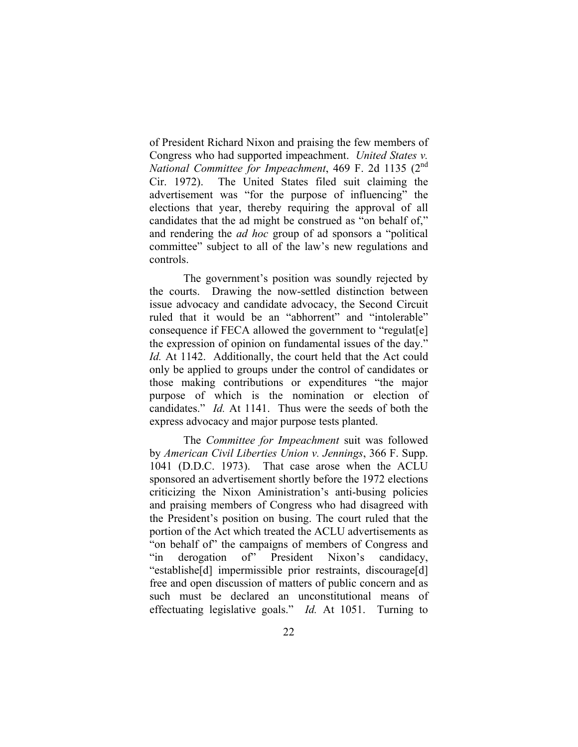of President Richard Nixon and praising the few members of Congress who had supported impeachment. *United States v. National Committee for Impeachment*, 469 F. 2d 1135 (2nd Cir. 1972). The United States filed suit claiming the advertisement was "for the purpose of influencing" the elections that year, thereby requiring the approval of all candidates that the ad might be construed as "on behalf of," and rendering the *ad hoc* group of ad sponsors a "political committee" subject to all of the law's new regulations and controls.

The government's position was soundly rejected by the courts. Drawing the now-settled distinction between issue advocacy and candidate advocacy, the Second Circuit ruled that it would be an "abhorrent" and "intolerable" consequence if FECA allowed the government to "regulat[e] the expression of opinion on fundamental issues of the day." *Id.* At 1142. Additionally, the court held that the Act could only be applied to groups under the control of candidates or those making contributions or expenditures "the major purpose of which is the nomination or election of candidates." *Id.* At 1141. Thus were the seeds of both the express advocacy and major purpose tests planted.

The *Committee for Impeachment* suit was followed by *American Civil Liberties Union v. Jennings*, 366 F. Supp. 1041 (D.D.C. 1973). That case arose when the ACLU sponsored an advertisement shortly before the 1972 elections criticizing the Nixon Aministration's anti-busing policies and praising members of Congress who had disagreed with the President's position on busing. The court ruled that the portion of the Act which treated the ACLU advertisements as "on behalf of" the campaigns of members of Congress and "in derogation of" President Nixon's candidacy, "establishe[d] impermissible prior restraints, discourage[d] free and open discussion of matters of public concern and as such must be declared an unconstitutional means of effectuating legislative goals." *Id.* At 1051. Turning to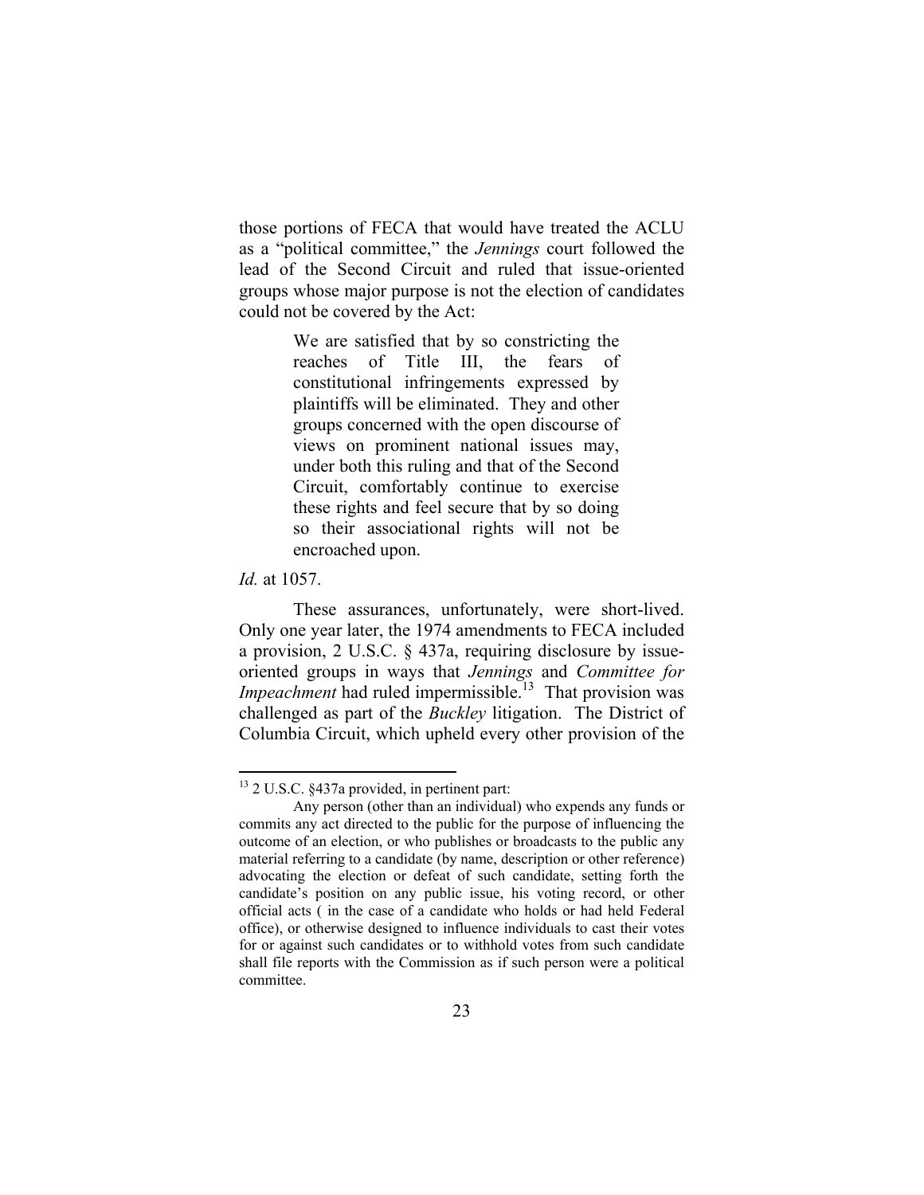those portions of FECA that would have treated the ACLU as a "political committee," the *Jennings* court followed the lead of the Second Circuit and ruled that issue-oriented groups whose major purpose is not the election of candidates could not be covered by the Act:

> We are satisfied that by so constricting the reaches of Title III, the fears of constitutional infringements expressed by plaintiffs will be eliminated. They and other groups concerned with the open discourse of views on prominent national issues may, under both this ruling and that of the Second Circuit, comfortably continue to exercise these rights and feel secure that by so doing so their associational rights will not be encroached upon.

*Id.* at 1057.

These assurances, unfortunately, were short-lived. Only one year later, the 1974 amendments to FECA included a provision, 2 U.S.C. § 437a, requiring disclosure by issue-oriented groups in ways that *Jennings* and *Committee for Impeachment* had ruled impermissible.[13] That provision was challenged as part of the *Buckley* litigation. The District of Columbia Circuit, which upheld every other provision of the

---

[13] 2 U.S.C. §437a provided, in pertinent part:

Any person (other than an individual) who expends any funds or commits any act directed to the public for the purpose of influencing the outcome of an election, or who publishes or broadcasts to the public any material referring to a candidate (by name, description or other reference) advocating the election or defeat of such candidate, setting forth the candidate's position on any public issue, his voting record, or other official acts ( in the case of a candidate who holds or had held Federal office), or otherwise designed to influence individuals to cast their votes for or against such candidates or to withhold votes from such candidate shall file reports with the Commission as if such person were a political committee.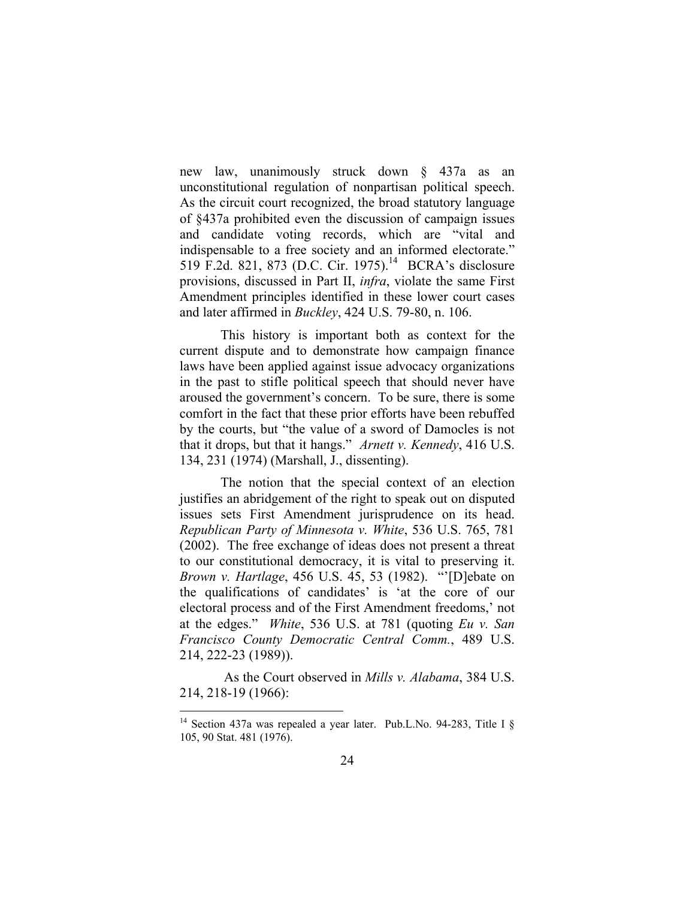new law, unanimously struck down § 437a as an unconstitutional regulation of nonpartisan political speech. As the circuit court recognized, the broad statutory language of §437a prohibited even the discussion of campaign issues and candidate voting records, which are "vital and indispensable to a free society and an informed electorate." 519 F.2d. 821, 873 (D.C. Cir. 1975).[14] BCRA's disclosure provisions, discussed in Part II, *infra*, violate the same First Amendment principles identified in these lower court cases and later affirmed in *Buckley*, 424 U.S. 79-80, n. 106.

This history is important both as context for the current dispute and to demonstrate how campaign finance laws have been applied against issue advocacy organizations in the past to stifle political speech that should never have aroused the government's concern. To be sure, there is some comfort in the fact that these prior efforts have been rebuffed by the courts, but "the value of a sword of Damocles is not that it drops, but that it hangs." *Arnett v. Kennedy*, 416 U.S. 134, 231 (1974) (Marshall, J., dissenting).

The notion that the special context of an election justifies an abridgement of the right to speak out on disputed issues sets First Amendment jurisprudence on its head. *Republican Party of Minnesota v. White*, 536 U.S. 765, 781 (2002). The free exchange of ideas does not present a threat to our constitutional democracy, it is vital to preserving it. *Brown v. Hartlage*, 456 U.S. 45, 53 (1982). "'[D]ebate on the qualifications of candidates' is 'at the core of our electoral process and of the First Amendment freedoms,' not at the edges." *White*, 536 U.S. at 781 (quoting *Eu v. San Francisco County Democratic Central Comm.*, 489 U.S. 214, 222-23 (1989)).

As the Court observed in *Mills v. Alabama*, 384 U.S. 214, 218-19 (1966):

---

[14] Section 437a was repealed a year later. Pub.L.No. 94-283, Title I § 105, 90 Stat. 481 (1976).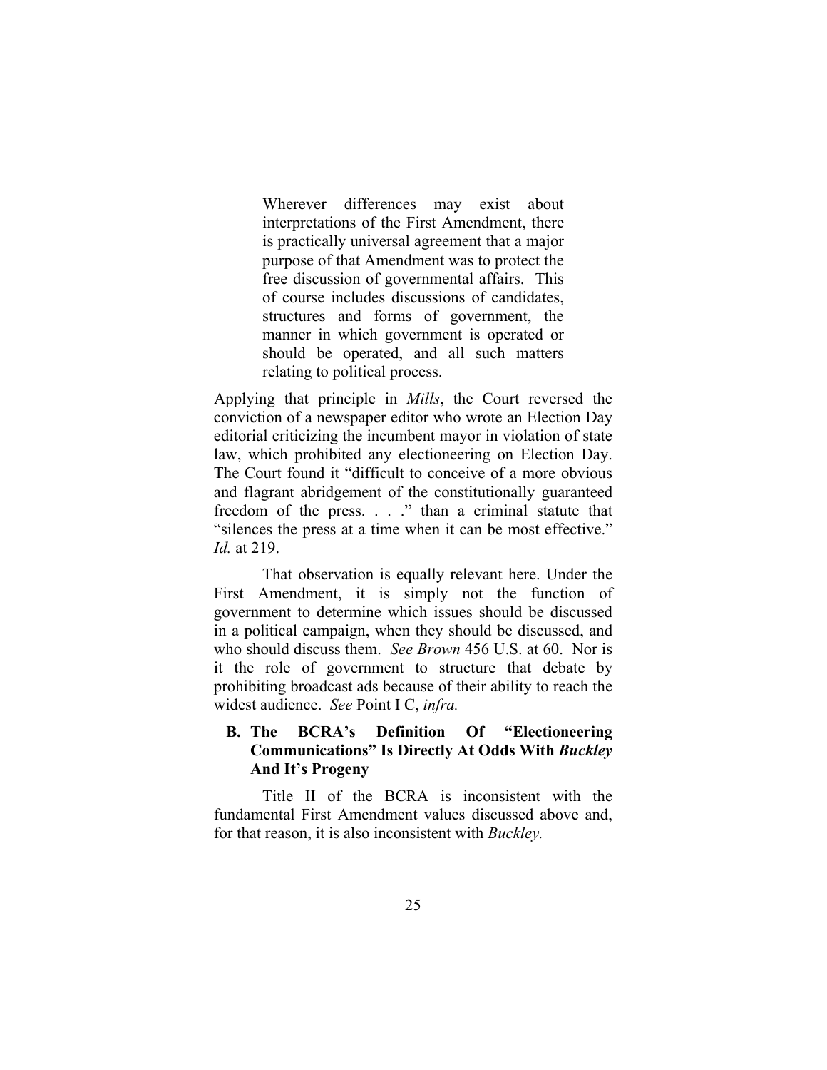> Wherever differences may exist about interpretations of the First Amendment, there is practically universal agreement that a major purpose of that Amendment was to protect the free discussion of governmental affairs. This of course includes discussions of candidates, structures and forms of government, the manner in which government is operated or should be operated, and all such matters relating to political process.

Applying that principle in *Mills*, the Court reversed the conviction of a newspaper editor who wrote an Election Day editorial criticizing the incumbent mayor in violation of state law, which prohibited any electioneering on Election Day. The Court found it "difficult to conceive of a more obvious and flagrant abridgement of the constitutionally guaranteed freedom of the press. . . ." than a criminal statute that "silences the press at a time when it can be most effective." *Id.* at 219.

That observation is equally relevant here. Under the First Amendment, it is simply not the function of government to determine which issues should be discussed in a political campaign, when they should be discussed, and who should discuss them. *See Brown* 456 U.S. at 60. Nor is it the role of government to structure that debate by prohibiting broadcast ads because of their ability to reach the widest audience. *See* Point I C, *infra.*

### B. The BCRA's Definition Of "Electioneering Communications" Is Directly At Odds With *Buckley* And It's Progeny

Title II of the BCRA is inconsistent with the fundamental First Amendment values discussed above and, for that reason, it is also inconsistent with *Buckley.*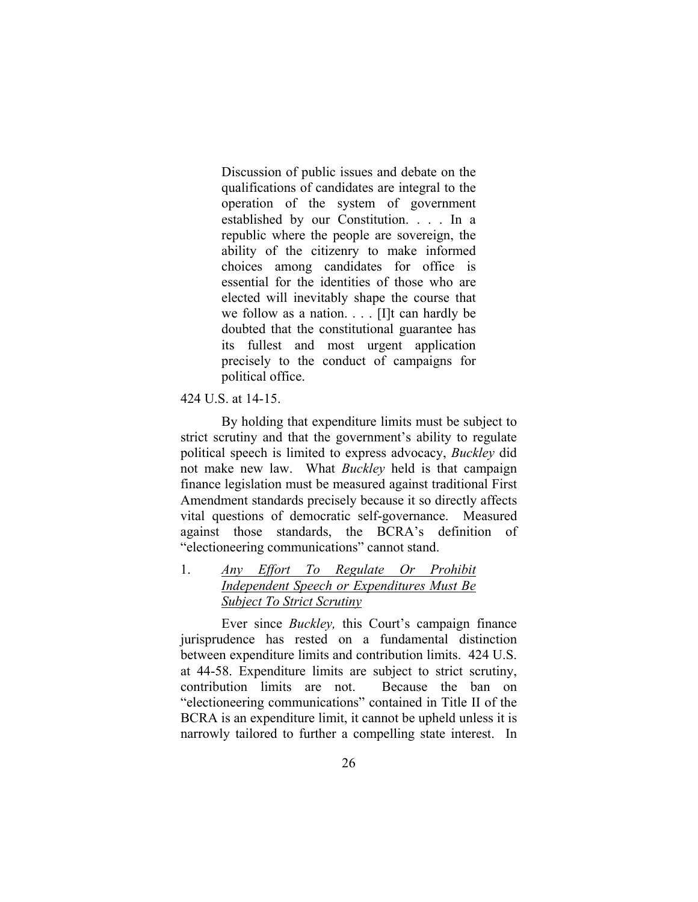> Discussion of public issues and debate on the qualifications of candidates are integral to the operation of the system of government established by our Constitution. . . . In a republic where the people are sovereign, the ability of the citizenry to make informed choices among candidates for office is essential for the identities of those who are elected will inevitably shape the course that we follow as a nation. . . . [I]t can hardly be doubted that the constitutional guarantee has its fullest and most urgent application precisely to the conduct of campaigns for political office.

424 U.S. at 14-15.

By holding that expenditure limits must be subject to strict scrutiny and that the government's ability to regulate political speech is limited to express advocacy, *Buckley* did not make new law. What *Buckley* held is that campaign finance legislation must be measured against traditional First Amendment standards precisely because it so directly affects vital questions of democratic self-governance. Measured against those standards, the BCRA's definition of "electioneering communications" cannot stand.

1. *Any Effort To Regulate Or Prohibit Independent Speech or Expenditures Must Be Subject To Strict Scrutiny*

Ever since *Buckley,* this Court's campaign finance jurisprudence has rested on a fundamental distinction between expenditure limits and contribution limits. 424 U.S. at 44-58. Expenditure limits are subject to strict scrutiny, contribution limits are not. Because the ban on "electioneering communications" contained in Title II of the BCRA is an expenditure limit, it cannot be upheld unless it is narrowly tailored to further a compelling state interest. In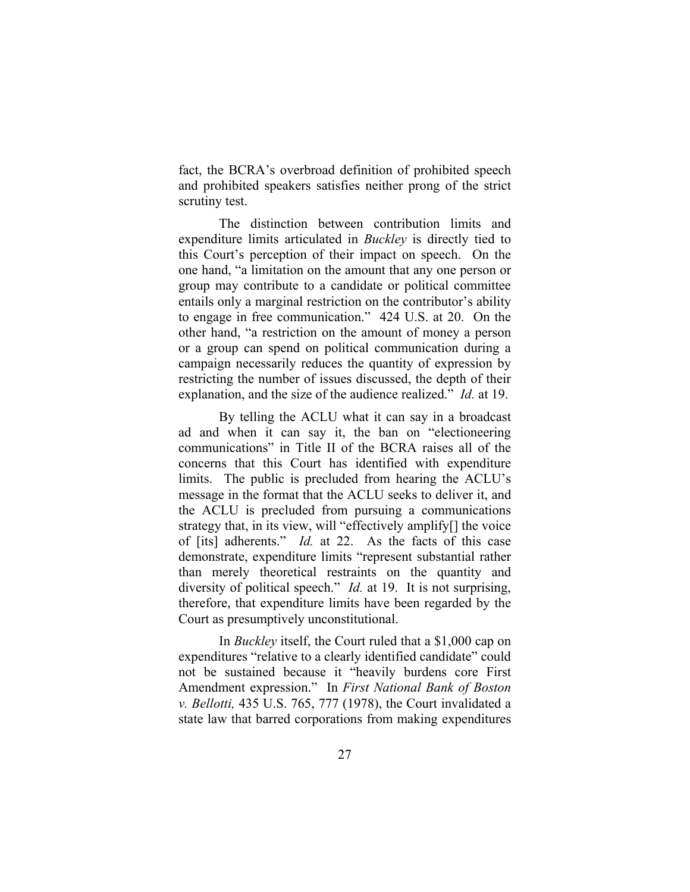fact, the BCRA's overbroad definition of prohibited speech and prohibited speakers satisfies neither prong of the strict scrutiny test.

The distinction between contribution limits and expenditure limits articulated in *Buckley* is directly tied to this Court's perception of their impact on speech. On the one hand, "a limitation on the amount that any one person or group may contribute to a candidate or political committee entails only a marginal restriction on the contributor's ability to engage in free communication." 424 U.S. at 20. On the other hand, "a restriction on the amount of money a person or a group can spend on political communication during a campaign necessarily reduces the quantity of expression by restricting the number of issues discussed, the depth of their explanation, and the size of the audience realized." *Id.* at 19.

By telling the ACLU what it can say in a broadcast ad and when it can say it, the ban on "electioneering communications" in Title II of the BCRA raises all of the concerns that this Court has identified with expenditure limits. The public is precluded from hearing the ACLU's message in the format that the ACLU seeks to deliver it, and the ACLU is precluded from pursuing a communications strategy that, in its view, will "effectively amplify[] the voice of [its] adherents." *Id.* at 22. As the facts of this case demonstrate, expenditure limits "represent substantial rather than merely theoretical restraints on the quantity and diversity of political speech." *Id.* at 19. It is not surprising, therefore, that expenditure limits have been regarded by the Court as presumptively unconstitutional.

In *Buckley* itself, the Court ruled that a $1,000 cap on expenditures "relative to a clearly identified candidate" could not be sustained because it "heavily burdens core First Amendment expression." In *First National Bank of Boston v. Bellotti,* 435 U.S. 765, 777 (1978), the Court invalidated a state law that barred corporations from making expenditures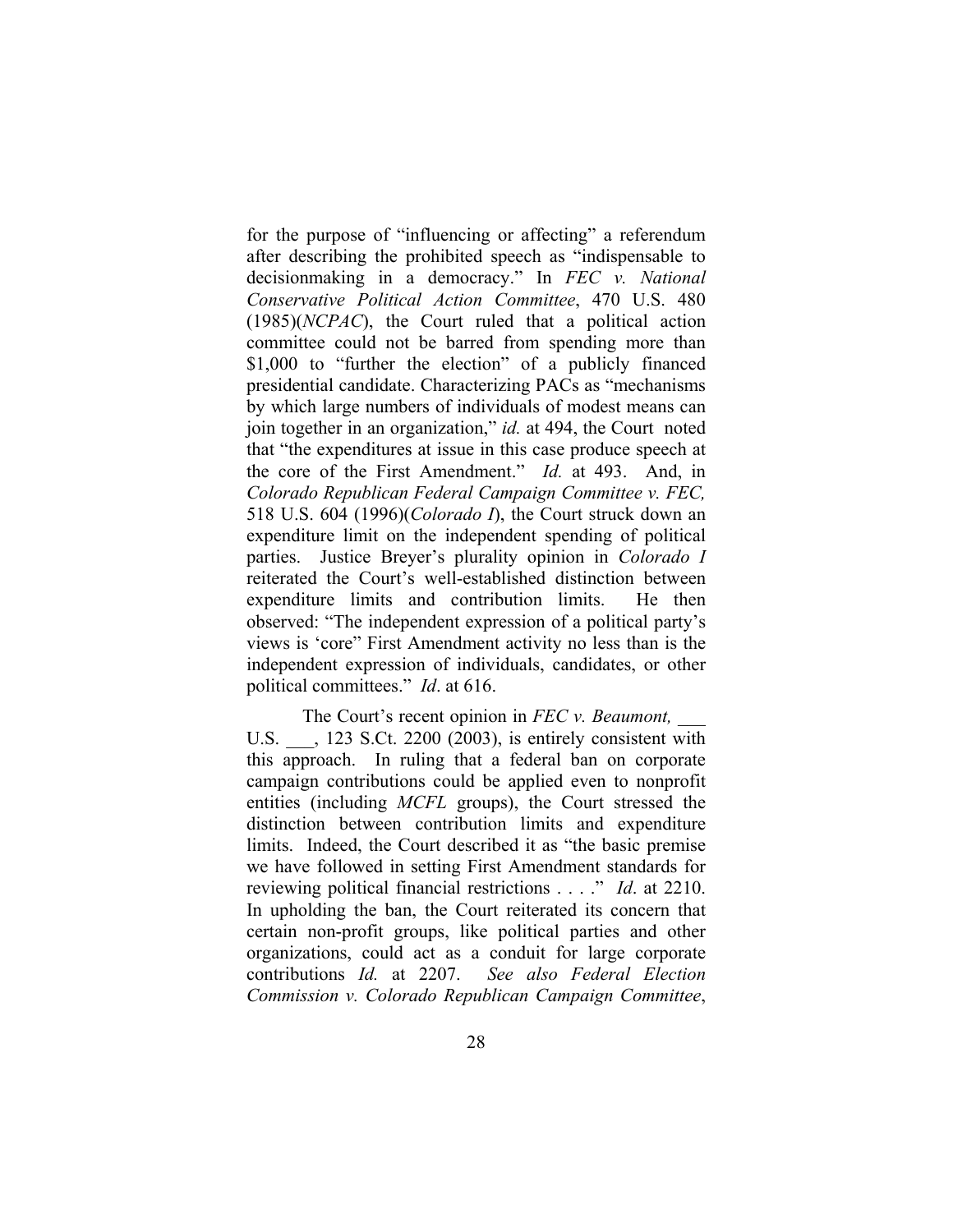for the purpose of "influencing or affecting" a referendum after describing the prohibited speech as "indispensable to decisionmaking in a democracy." In *FEC v. National Conservative Political Action Committee*, 470 U.S. 480 (1985)(*NCPAC*), the Court ruled that a political action committee could not be barred from spending more than $1,000 to "further the election" of a publicly financed presidential candidate. Characterizing PACs as "mechanisms by which large numbers of individuals of modest means can join together in an organization," *id.* at 494, the Court noted that "the expenditures at issue in this case produce speech at the core of the First Amendment." *Id.* at 493. And, in *Colorado Republican Federal Campaign Committee v. FEC,* 518 U.S. 604 (1996)(*Colorado I*), the Court struck down an expenditure limit on the independent spending of political parties. Justice Breyer's plurality opinion in *Colorado I* reiterated the Court's well-established distinction between expenditure limits and contribution limits. He then observed: "The independent expression of a political party's views is 'core" First Amendment activity no less than is the independent expression of individuals, candidates, or other political committees." *Id*. at 616.

The Court's recent opinion in *FEC v. Beaumont,* ___ U.S. ___, 123 S.Ct. 2200 (2003), is entirely consistent with this approach. In ruling that a federal ban on corporate campaign contributions could be applied even to nonprofit entities (including *MCFL* groups), the Court stressed the distinction between contribution limits and expenditure limits. Indeed, the Court described it as "the basic premise we have followed in setting First Amendment standards for reviewing political financial restrictions . . . ." *Id*. at 2210. In upholding the ban, the Court reiterated its concern that certain non-profit groups, like political parties and other organizations, could act as a conduit for large corporate contributions *Id.* at 2207. *See also Federal Election Commission v. Colorado Republican Campaign Committee*,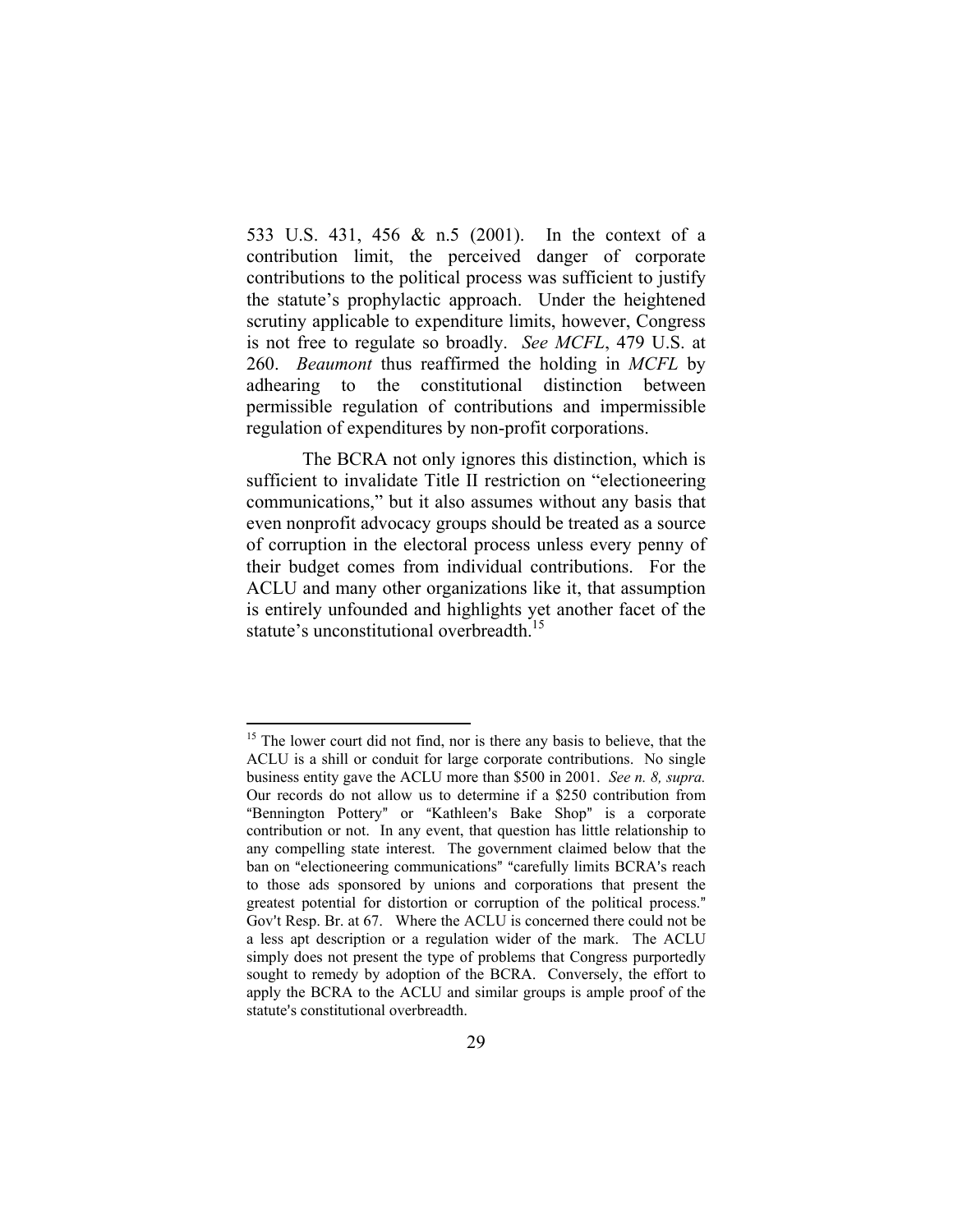533 U.S. 431, 456 & n.5 (2001). In the context of a contribution limit, the perceived danger of corporate contributions to the political process was sufficient to justify the statute's prophylactic approach. Under the heightened scrutiny applicable to expenditure limits, however, Congress is not free to regulate so broadly. *See MCFL*, 479 U.S. at 260. *Beaumont* thus reaffirmed the holding in *MCFL* by adhearing to the constitutional distinction between permissible regulation of contributions and impermissible regulation of expenditures by non-profit corporations.

The BCRA not only ignores this distinction, which is sufficient to invalidate Title II restriction on "electioneering communications," but it also assumes without any basis that even nonprofit advocacy groups should be treated as a source of corruption in the electoral process unless every penny of their budget comes from individual contributions. For the ACLU and many other organizations like it, that assumption is entirely unfounded and highlights yet another facet of the statute's unconstitutional overbreadth.[15]

---

[15] The lower court did not find, nor is there any basis to believe, that the ACLU is a shill or conduit for large corporate contributions. No single business entity gave the ACLU more than $500 in 2001. *See n. 8, supra.* Our records do not allow us to determine if a $250 contribution from "Bennington Pottery" or "Kathleen's Bake Shop" is a corporate contribution or not. In any event, that question has little relationship to any compelling state interest. The government claimed below that the ban on "electioneering communications" "carefully limits BCRA's reach to those ads sponsored by unions and corporations that present the greatest potential for distortion or corruption of the political process." Gov't Resp. Br. at 67. Where the ACLU is concerned there could not be a less apt description or a regulation wider of the mark. The ACLU simply does not present the type of problems that Congress purportedly sought to remedy by adoption of the BCRA. Conversely, the effort to apply the BCRA to the ACLU and similar groups is ample proof of the statute's constitutional overbreadth.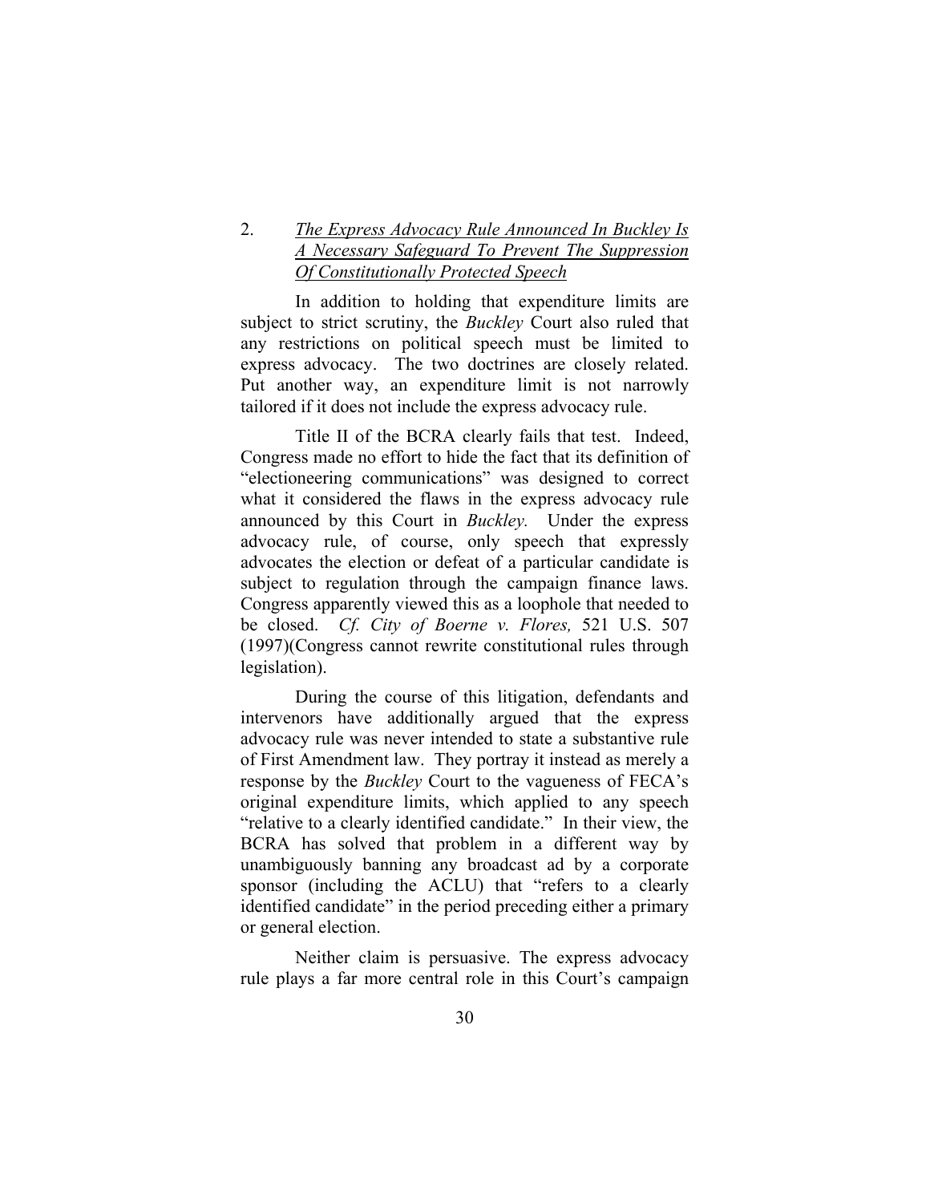2. *<u>The Express Advocacy Rule Announced In Buckley Is A Necessary Safeguard To Prevent The Suppression Of Constitutionally Protected Speech</u>*

In addition to holding that expenditure limits are subject to strict scrutiny, the *Buckley* Court also ruled that any restrictions on political speech must be limited to express advocacy. The two doctrines are closely related. Put another way, an expenditure limit is not narrowly tailored if it does not include the express advocacy rule.

Title II of the BCRA clearly fails that test. Indeed, Congress made no effort to hide the fact that its definition of "electioneering communications" was designed to correct what it considered the flaws in the express advocacy rule announced by this Court in *Buckley.* Under the express advocacy rule, of course, only speech that expressly advocates the election or defeat of a particular candidate is subject to regulation through the campaign finance laws. Congress apparently viewed this as a loophole that needed to be closed. *Cf. City of Boerne v. Flores,* 521 U.S. 507 (1997)(Congress cannot rewrite constitutional rules through legislation).

During the course of this litigation, defendants and intervenors have additionally argued that the express advocacy rule was never intended to state a substantive rule of First Amendment law. They portray it instead as merely a response by the *Buckley* Court to the vagueness of FECA's original expenditure limits, which applied to any speech "relative to a clearly identified candidate." In their view, the BCRA has solved that problem in a different way by unambiguously banning any broadcast ad by a corporate sponsor (including the ACLU) that "refers to a clearly identified candidate" in the period preceding either a primary or general election.

Neither claim is persuasive. The express advocacy rule plays a far more central role in this Court's campaign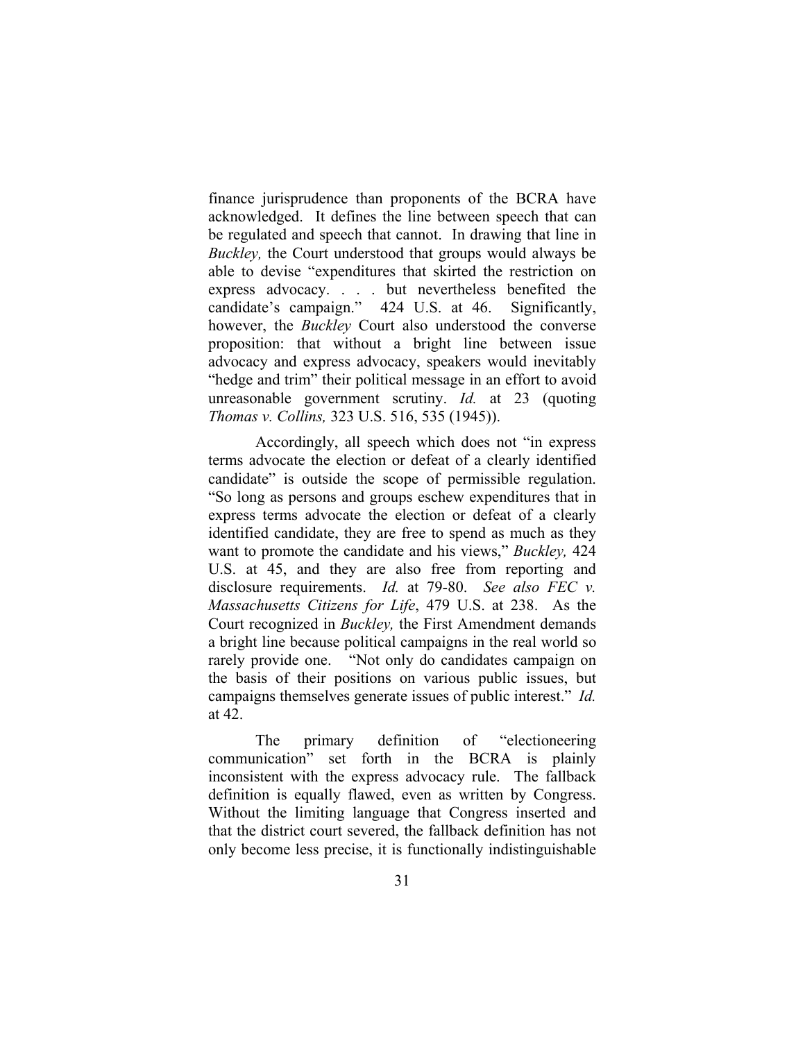finance jurisprudence than proponents of the BCRA have acknowledged. It defines the line between speech that can be regulated and speech that cannot. In drawing that line in *Buckley,* the Court understood that groups would always be able to devise "expenditures that skirted the restriction on express advocacy. . . . but nevertheless benefited the candidate's campaign." 424 U.S. at 46. Significantly, however, the *Buckley* Court also understood the converse proposition: that without a bright line between issue advocacy and express advocacy, speakers would inevitably "hedge and trim" their political message in an effort to avoid unreasonable government scrutiny. *Id.* at 23 (quoting *Thomas v. Collins,* 323 U.S. 516, 535 (1945)).

Accordingly, all speech which does not "in express terms advocate the election or defeat of a clearly identified candidate" is outside the scope of permissible regulation. "So long as persons and groups eschew expenditures that in express terms advocate the election or defeat of a clearly identified candidate, they are free to spend as much as they want to promote the candidate and his views," *Buckley,* 424 U.S. at 45, and they are also free from reporting and disclosure requirements. *Id.* at 79-80. *See also FEC v. Massachusetts Citizens for Life*, 479 U.S. at 238. As the Court recognized in *Buckley,* the First Amendment demands a bright line because political campaigns in the real world so rarely provide one. "Not only do candidates campaign on the basis of their positions on various public issues, but campaigns themselves generate issues of public interest." *Id.* at 42.

The primary definition of "electioneering communication" set forth in the BCRA is plainly inconsistent with the express advocacy rule. The fallback definition is equally flawed, even as written by Congress. Without the limiting language that Congress inserted and that the district court severed, the fallback definition has not only become less precise, it is functionally indistinguishable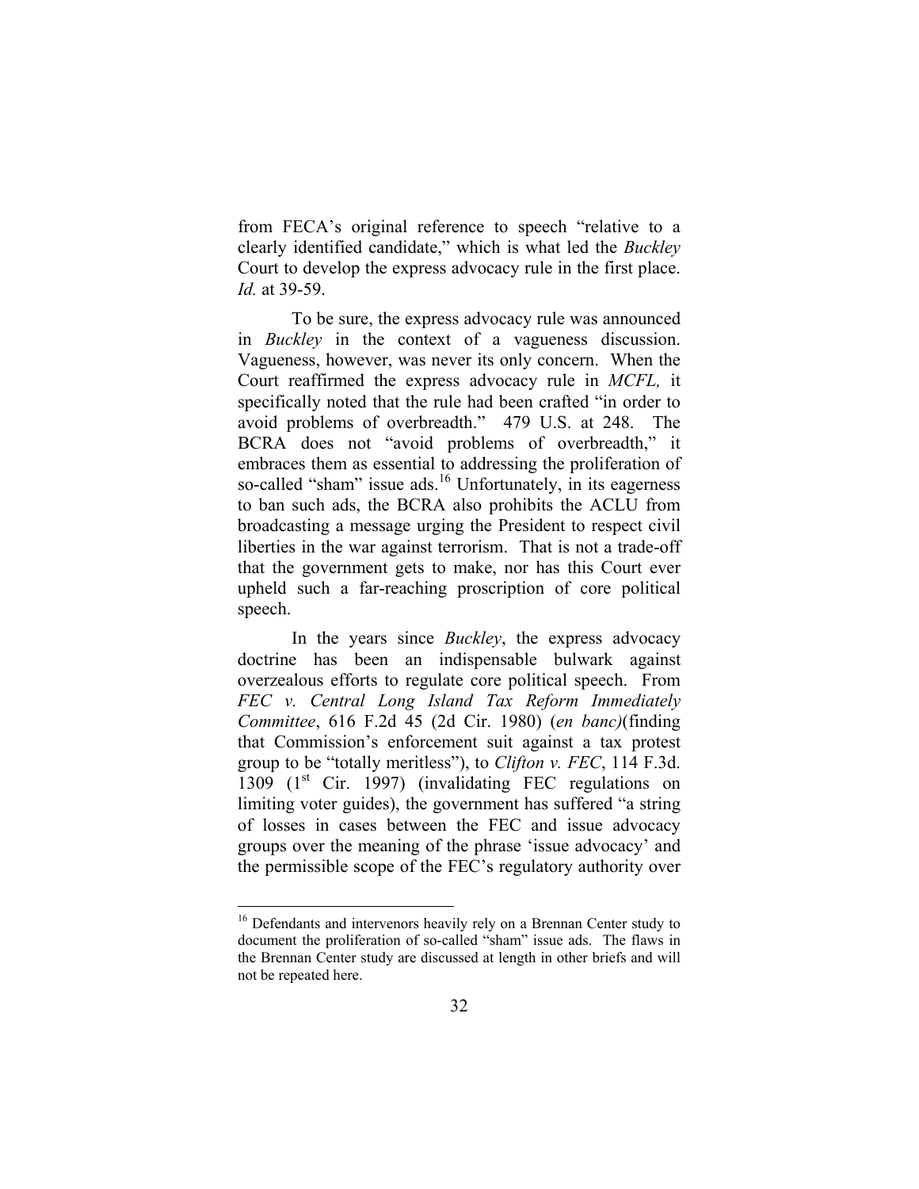from FECA's original reference to speech "relative to a clearly identified candidate," which is what led the *Buckley* Court to develop the express advocacy rule in the first place. *Id.* at 39-59.

To be sure, the express advocacy rule was announced in *Buckley* in the context of a vagueness discussion. Vagueness, however, was never its only concern. When the Court reaffirmed the express advocacy rule in *MCFL,* it specifically noted that the rule had been crafted "in order to avoid problems of overbreadth." 479 U.S. at 248. The BCRA does not "avoid problems of overbreadth," it embraces them as essential to addressing the proliferation of so-called "sham" issue ads.[16] Unfortunately, in its eagerness to ban such ads, the BCRA also prohibits the ACLU from broadcasting a message urging the President to respect civil liberties in the war against terrorism. That is not a trade-off that the government gets to make, nor has this Court ever upheld such a far-reaching proscription of core political speech.

In the years since *Buckley*, the express advocacy doctrine has been an indispensable bulwark against overzealous efforts to regulate core political speech. From *FEC v. Central Long Island Tax Reform Immediately Committee*, 616 F.2d 45 (2d Cir. 1980) (*en banc)*(finding that Commission's enforcement suit against a tax protest group to be "totally meritless"), to *Clifton v. FEC*, 114 F.3d. 1309 (1st Cir. 1997) (invalidating FEC regulations on limiting voter guides), the government has suffered "a string of losses in cases between the FEC and issue advocacy groups over the meaning of the phrase 'issue advocacy' and the permissible scope of the FEC's regulatory authority over

[16] Defendants and intervenors heavily rely on a Brennan Center study to document the proliferation of so-called "sham" issue ads. The flaws in the Brennan Center study are discussed at length in other briefs and will not be repeated here.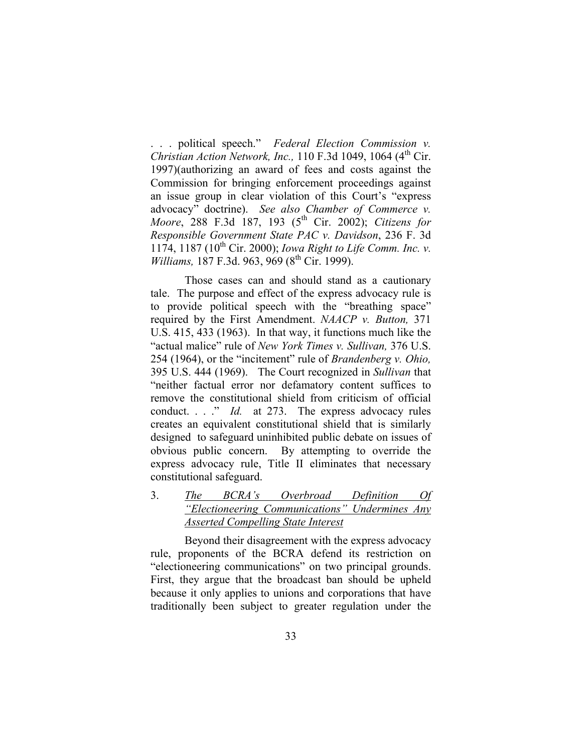. . . political speech." *Federal Election Commission v. Christian Action Network, Inc.,* 110 F.3d 1049, 1064 (4th Cir. 1997)(authorizing an award of fees and costs against the Commission for bringing enforcement proceedings against an issue group in clear violation of this Court's "express advocacy" doctrine). *See also Chamber of Commerce v. Moore*, 288 F.3d 187, 193 (5th Cir. 2002); *Citizens for Responsible Government State PAC v. Davidson*, 236 F. 3d 1174, 1187 (10th Cir. 2000); *Iowa Right to Life Comm. Inc. v. Williams,* 187 F.3d. 963, 969 (8th Cir. 1999).

Those cases can and should stand as a cautionary tale. The purpose and effect of the express advocacy rule is to provide political speech with the "breathing space" required by the First Amendment. *NAACP v. Button,* 371 U.S. 415, 433 (1963). In that way, it functions much like the "actual malice" rule of *New York Times v. Sullivan,* 376 U.S. 254 (1964), or the "incitement" rule of *Brandenberg v. Ohio,* 395 U.S. 444 (1969). The Court recognized in *Sullivan* that "neither factual error nor defamatory content suffices to remove the constitutional shield from criticism of official conduct. . . ." *Id.* at 273. The express advocacy rules creates an equivalent constitutional shield that is similarly designed to safeguard uninhibited public debate on issues of obvious public concern. By attempting to override the express advocacy rule, Title II eliminates that necessary constitutional safeguard.

3. *The BCRA's Overbroad Definition Of "Electioneering Communications" Undermines Any Asserted Compelling State Interest*

Beyond their disagreement with the express advocacy rule, proponents of the BCRA defend its restriction on "electioneering communications" on two principal grounds. First, they argue that the broadcast ban should be upheld because it only applies to unions and corporations that have traditionally been subject to greater regulation under the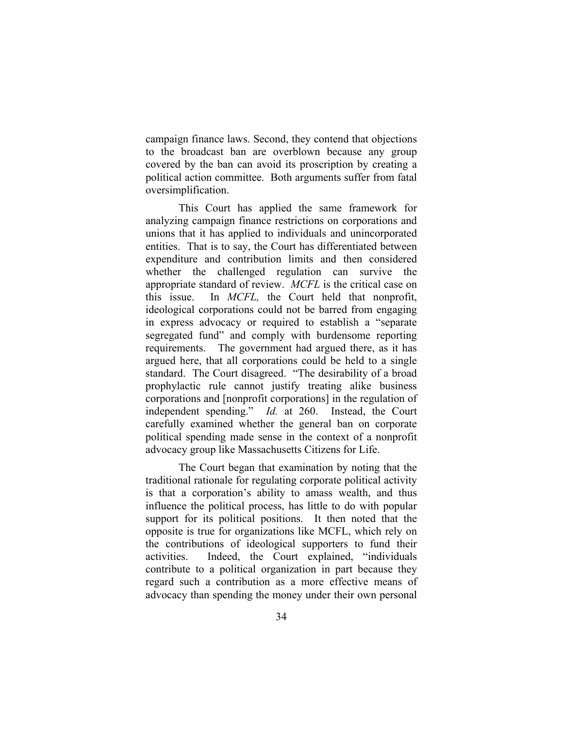campaign finance laws. Second, they contend that objections to the broadcast ban are overblown because any group covered by the ban can avoid its proscription by creating a political action committee. Both arguments suffer from fatal oversimplification.

This Court has applied the same framework for analyzing campaign finance restrictions on corporations and unions that it has applied to individuals and unincorporated entities. That is to say, the Court has differentiated between expenditure and contribution limits and then considered whether the challenged regulation can survive the appropriate standard of review. *MCFL* is the critical case on this issue. In *MCFL,* the Court held that nonprofit, ideological corporations could not be barred from engaging in express advocacy or required to establish a "separate segregated fund" and comply with burdensome reporting requirements. The government had argued there, as it has argued here, that all corporations could be held to a single standard. The Court disagreed. "The desirability of a broad prophylactic rule cannot justify treating alike business corporations and [nonprofit corporations] in the regulation of independent spending." *Id.* at 260. Instead, the Court carefully examined whether the general ban on corporate political spending made sense in the context of a nonprofit advocacy group like Massachusetts Citizens for Life.

The Court began that examination by noting that the traditional rationale for regulating corporate political activity is that a corporation's ability to amass wealth, and thus influence the political process, has little to do with popular support for its political positions. It then noted that the opposite is true for organizations like MCFL, which rely on the contributions of ideological supporters to fund their activities. Indeed, the Court explained, "individuals contribute to a political organization in part because they regard such a contribution as a more effective means of advocacy than spending the money under their own personal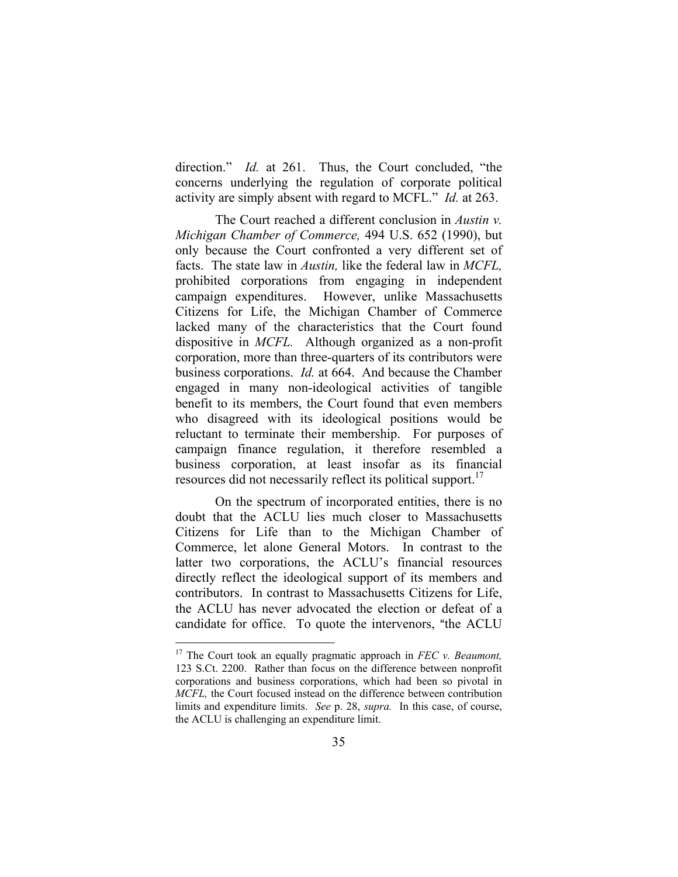direction." *Id.* at 261. Thus, the Court concluded, "the concerns underlying the regulation of corporate political activity are simply absent with regard to MCFL." *Id.* at 263.

The Court reached a different conclusion in *Austin v. Michigan Chamber of Commerce,* 494 U.S. 652 (1990), but only because the Court confronted a very different set of facts. The state law in *Austin,* like the federal law in *MCFL,* prohibited corporations from engaging in independent campaign expenditures. However, unlike Massachusetts Citizens for Life, the Michigan Chamber of Commerce lacked many of the characteristics that the Court found dispositive in *MCFL.* Although organized as a non-profit corporation, more than three-quarters of its contributors were business corporations. *Id.* at 664. And because the Chamber engaged in many non-ideological activities of tangible benefit to its members, the Court found that even members who disagreed with its ideological positions would be reluctant to terminate their membership. For purposes of campaign finance regulation, it therefore resembled a business corporation, at least insofar as its financial resources did not necessarily reflect its political support.[17]

On the spectrum of incorporated entities, there is no doubt that the ACLU lies much closer to Massachusetts Citizens for Life than to the Michigan Chamber of Commerce, let alone General Motors. In contrast to the latter two corporations, the ACLU's financial resources directly reflect the ideological support of its members and contributors. In contrast to Massachusetts Citizens for Life, the ACLU has never advocated the election or defeat of a candidate for office. To quote the intervenors, "the ACLU

---

[17] The Court took an equally pragmatic approach in *FEC v. Beaumont,* 123 S.Ct. 2200. Rather than focus on the difference between nonprofit corporations and business corporations, which had been so pivotal in *MCFL,* the Court focused instead on the difference between contribution limits and expenditure limits. *See* p. 28, *supra.* In this case, of course, the ACLU is challenging an expenditure limit.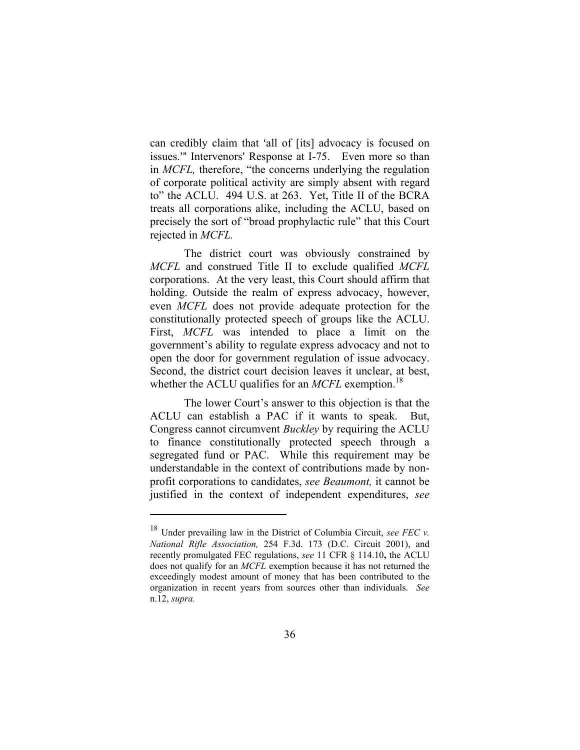can credibly claim that 'all of [its] advocacy is focused on issues.'" Intervenors' Response at I-75. Even more so than in *MCFL,* therefore, "the concerns underlying the regulation of corporate political activity are simply absent with regard to" the ACLU. 494 U.S. at 263. Yet, Title II of the BCRA treats all corporations alike, including the ACLU, based on precisely the sort of "broad prophylactic rule" that this Court rejected in *MCFL.*

The district court was obviously constrained by *MCFL* and construed Title II to exclude qualified *MCFL* corporations. At the very least, this Court should affirm that holding. Outside the realm of express advocacy, however, even *MCFL* does not provide adequate protection for the constitutionally protected speech of groups like the ACLU. First, *MCFL* was intended to place a limit on the government's ability to regulate express advocacy and not to open the door for government regulation of issue advocacy. Second, the district court decision leaves it unclear, at best, whether the ACLU qualifies for an *MCFL* exemption.[18]

The lower Court's answer to this objection is that the ACLU can establish a PAC if it wants to speak. But, Congress cannot circumvent *Buckley* by requiring the ACLU to finance constitutionally protected speech through a segregated fund or PAC. While this requirement may be understandable in the context of contributions made by non-profit corporations to candidates, *see Beaumont,* it cannot be justified in the context of independent expenditures, *see*

---

[18] Under prevailing law in the District of Columbia Circuit, *see FEC v. National Rifle Association,* 254 F.3d. 173 (D.C. Circuit 2001), and recently promulgated FEC regulations, *see* 11 CFR § 114.10**,** the ACLU does not qualify for an *MCFL* exemption because it has not returned the exceedingly modest amount of money that has been contributed to the organization in recent years from sources other than individuals. *See* n.12, *supra.*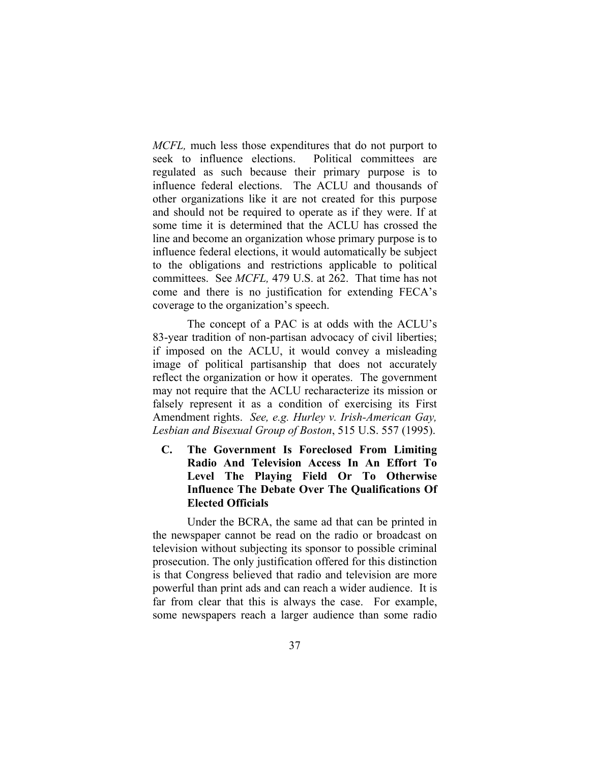*MCFL,* much less those expenditures that do not purport to seek to influence elections. Political committees are regulated as such because their primary purpose is to influence federal elections. The ACLU and thousands of other organizations like it are not created for this purpose and should not be required to operate as if they were. If at some time it is determined that the ACLU has crossed the line and become an organization whose primary purpose is to influence federal elections, it would automatically be subject to the obligations and restrictions applicable to political committees. See *MCFL,* 479 U.S. at 262. That time has not come and there is no justification for extending FECA's coverage to the organization's speech.

The concept of a PAC is at odds with the ACLU's 83-year tradition of non-partisan advocacy of civil liberties; if imposed on the ACLU, it would convey a misleading image of political partisanship that does not accurately reflect the organization or how it operates. The government may not require that the ACLU recharacterize its mission or falsely represent it as a condition of exercising its First Amendment rights. *See, e.g. Hurley v. Irish-American Gay, Lesbian and Bisexual Group of Boston*, 515 U.S. 557 (1995).

### C. The Government Is Foreclosed From Limiting Radio And Television Access In An Effort To Level The Playing Field Or To Otherwise Influence The Debate Over The Qualifications Of Elected Officials

Under the BCRA, the same ad that can be printed in the newspaper cannot be read on the radio or broadcast on television without subjecting its sponsor to possible criminal prosecution. The only justification offered for this distinction is that Congress believed that radio and television are more powerful than print ads and can reach a wider audience. It is far from clear that this is always the case. For example, some newspapers reach a larger audience than some radio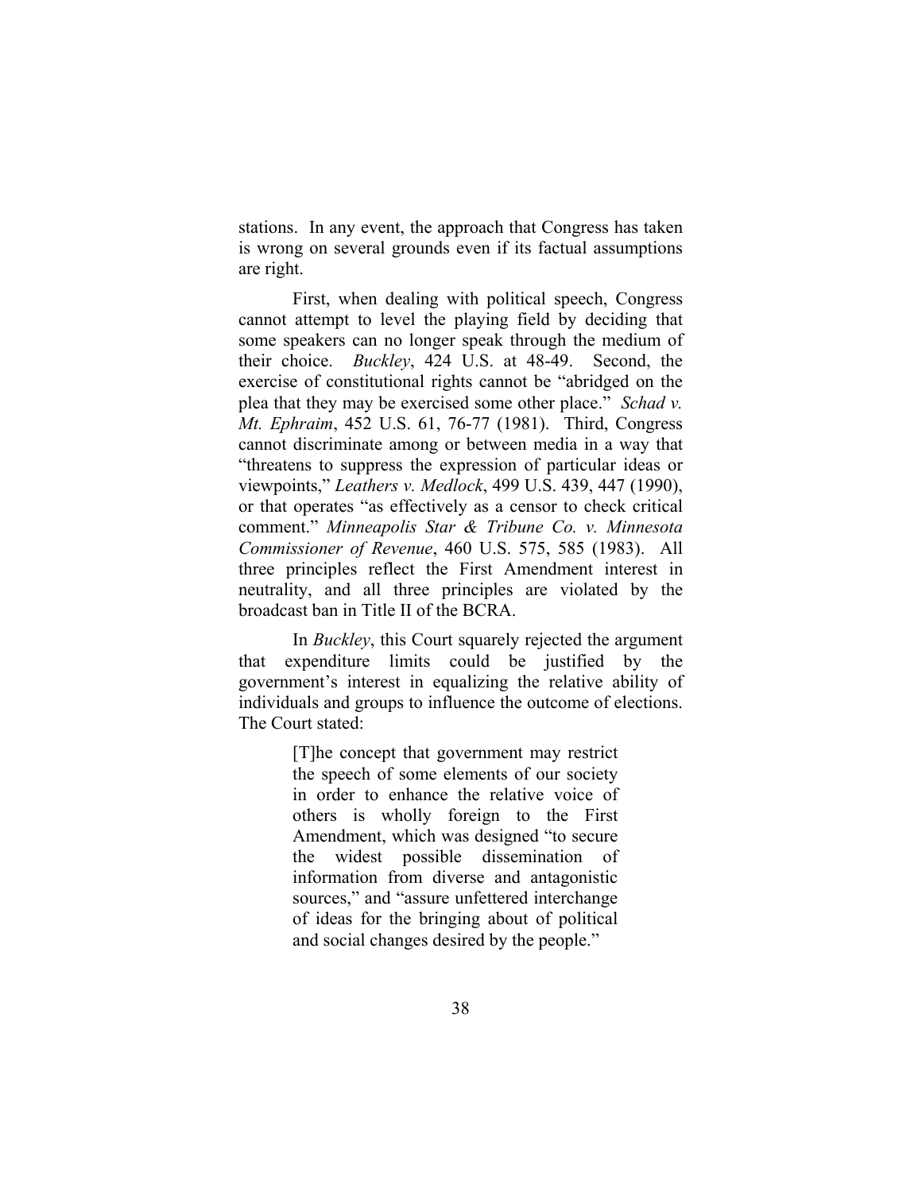stations. In any event, the approach that Congress has taken is wrong on several grounds even if its factual assumptions are right.

First, when dealing with political speech, Congress cannot attempt to level the playing field by deciding that some speakers can no longer speak through the medium of their choice. *Buckley*, 424 U.S. at 48-49. Second, the exercise of constitutional rights cannot be "abridged on the plea that they may be exercised some other place." *Schad v. Mt. Ephraim*, 452 U.S. 61, 76-77 (1981). Third, Congress cannot discriminate among or between media in a way that "threatens to suppress the expression of particular ideas or viewpoints," *Leathers v. Medlock*, 499 U.S. 439, 447 (1990), or that operates "as effectively as a censor to check critical comment." *Minneapolis Star & Tribune Co. v. Minnesota Commissioner of Revenue*, 460 U.S. 575, 585 (1983). All three principles reflect the First Amendment interest in neutrality, and all three principles are violated by the broadcast ban in Title II of the BCRA.

In *Buckley*, this Court squarely rejected the argument that expenditure limits could be justified by the government's interest in equalizing the relative ability of individuals and groups to influence the outcome of elections. The Court stated:

> [T]he concept that government may restrict the speech of some elements of our society in order to enhance the relative voice of others is wholly foreign to the First Amendment, which was designed "to secure the widest possible dissemination of information from diverse and antagonistic sources," and "assure unfettered interchange of ideas for the bringing about of political and social changes desired by the people."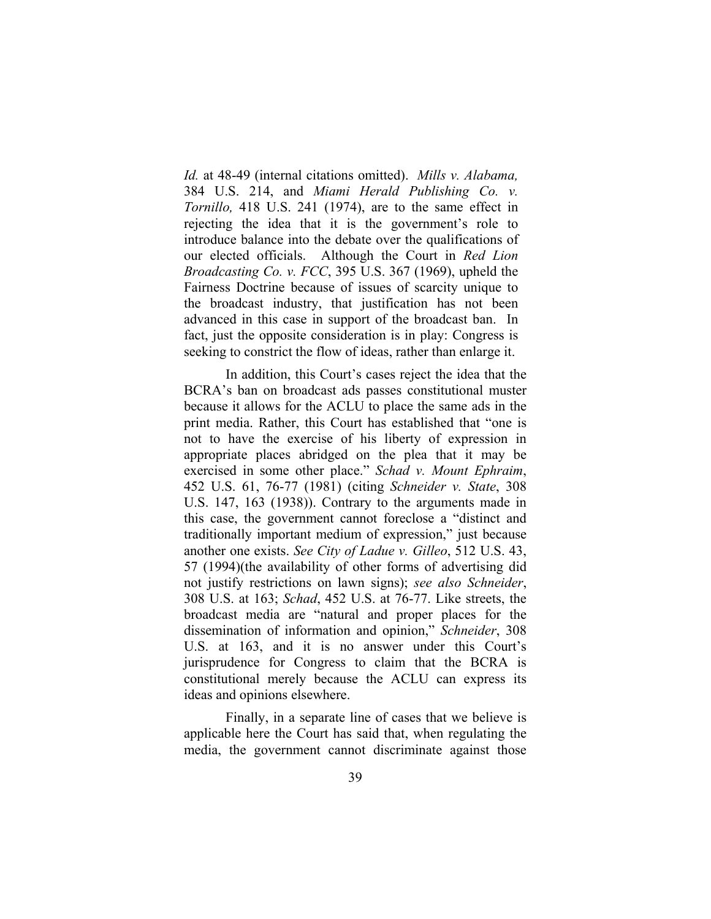*Id.* at 48-49 (internal citations omitted). *Mills v. Alabama,* 384 U.S. 214, and *Miami Herald Publishing Co. v. Tornillo,* 418 U.S. 241 (1974), are to the same effect in rejecting the idea that it is the government's role to introduce balance into the debate over the qualifications of our elected officials. Although the Court in *Red Lion Broadcasting Co. v. FCC*, 395 U.S. 367 (1969), upheld the Fairness Doctrine because of issues of scarcity unique to the broadcast industry, that justification has not been advanced in this case in support of the broadcast ban. In fact, just the opposite consideration is in play: Congress is seeking to constrict the flow of ideas, rather than enlarge it.

In addition, this Court's cases reject the idea that the BCRA's ban on broadcast ads passes constitutional muster because it allows for the ACLU to place the same ads in the print media. Rather, this Court has established that "one is not to have the exercise of his liberty of expression in appropriate places abridged on the plea that it may be exercised in some other place." *Schad v. Mount Ephraim*, 452 U.S. 61, 76-77 (1981) (citing *Schneider v. State*, 308 U.S. 147, 163 (1938)). Contrary to the arguments made in this case, the government cannot foreclose a "distinct and traditionally important medium of expression," just because another one exists. *See City of Ladue v. Gilleo*, 512 U.S. 43, 57 (1994)(the availability of other forms of advertising did not justify restrictions on lawn signs); *see also Schneider*, 308 U.S. at 163; *Schad*, 452 U.S. at 76-77. Like streets, the broadcast media are "natural and proper places for the dissemination of information and opinion," *Schneider*, 308 U.S. at 163, and it is no answer under this Court's jurisprudence for Congress to claim that the BCRA is constitutional merely because the ACLU can express its ideas and opinions elsewhere.

Finally, in a separate line of cases that we believe is applicable here the Court has said that, when regulating the media, the government cannot discriminate against those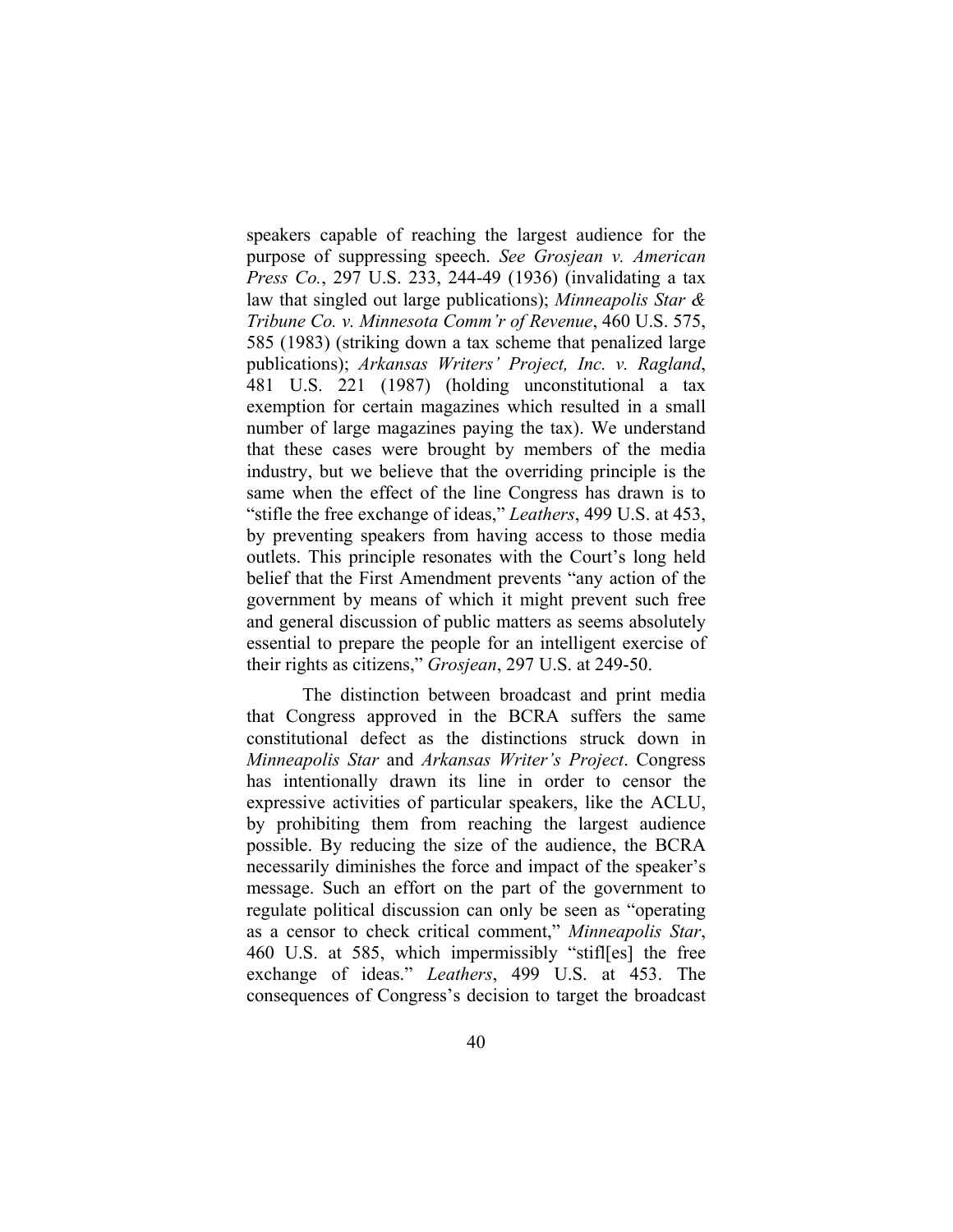speakers capable of reaching the largest audience for the purpose of suppressing speech. *See Grosjean v. American Press Co.*, 297 U.S. 233, 244-49 (1936) (invalidating a tax law that singled out large publications); *Minneapolis Star & Tribune Co. v. Minnesota Comm'r of Revenue*, 460 U.S. 575, 585 (1983) (striking down a tax scheme that penalized large publications); *Arkansas Writers' Project, Inc. v. Ragland*, 481 U.S. 221 (1987) (holding unconstitutional a tax exemption for certain magazines which resulted in a small number of large magazines paying the tax). We understand that these cases were brought by members of the media industry, but we believe that the overriding principle is the same when the effect of the line Congress has drawn is to "stifle the free exchange of ideas," *Leathers*, 499 U.S. at 453, by preventing speakers from having access to those media outlets. This principle resonates with the Court's long held belief that the First Amendment prevents "any action of the government by means of which it might prevent such free and general discussion of public matters as seems absolutely essential to prepare the people for an intelligent exercise of their rights as citizens," *Grosjean*, 297 U.S. at 249-50.

The distinction between broadcast and print media that Congress approved in the BCRA suffers the same constitutional defect as the distinctions struck down in *Minneapolis Star* and *Arkansas Writer's Project*. Congress has intentionally drawn its line in order to censor the expressive activities of particular speakers, like the ACLU, by prohibiting them from reaching the largest audience possible. By reducing the size of the audience, the BCRA necessarily diminishes the force and impact of the speaker's message. Such an effort on the part of the government to regulate political discussion can only be seen as "operating as a censor to check critical comment," *Minneapolis Star*, 460 U.S. at 585, which impermissibly "stifl[es] the free exchange of ideas." *Leathers*, 499 U.S. at 453. The consequences of Congress's decision to target the broadcast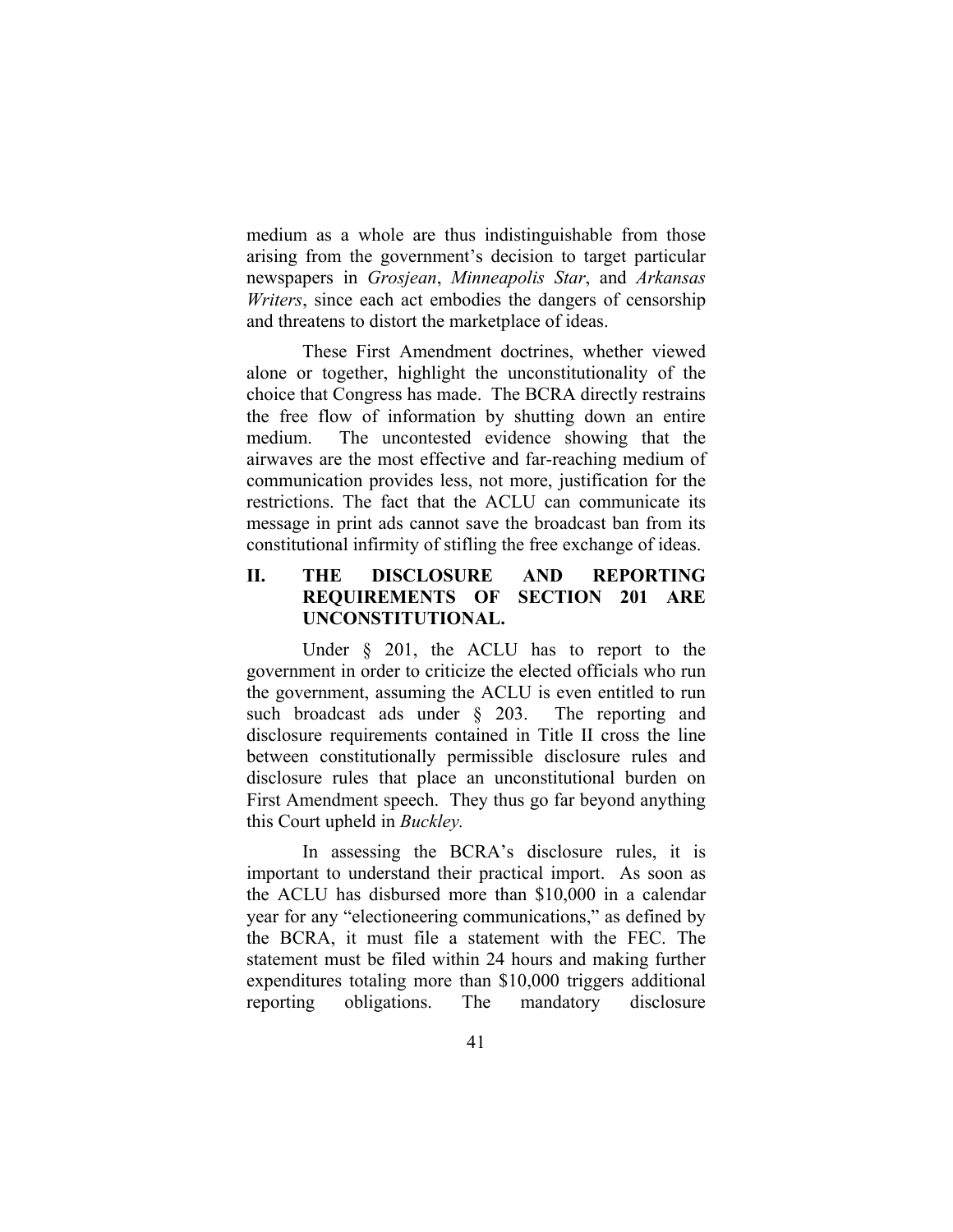medium as a whole are thus indistinguishable from those arising from the government's decision to target particular newspapers in *Grosjean*, *Minneapolis Star*, and *Arkansas Writers*, since each act embodies the dangers of censorship and threatens to distort the marketplace of ideas.

These First Amendment doctrines, whether viewed alone or together, highlight the unconstitutionality of the choice that Congress has made. The BCRA directly restrains the free flow of information by shutting down an entire medium. The uncontested evidence showing that the airwaves are the most effective and far-reaching medium of communication provides less, not more, justification for the restrictions. The fact that the ACLU can communicate its message in print ads cannot save the broadcast ban from its constitutional infirmity of stifling the free exchange of ideas.

## II. THE DISCLOSURE AND REPORTING REQUIREMENTS OF SECTION 201 ARE UNCONSTITUTIONAL.

Under § 201, the ACLU has to report to the government in order to criticize the elected officials who run the government, assuming the ACLU is even entitled to run such broadcast ads under § 203. The reporting and disclosure requirements contained in Title II cross the line between constitutionally permissible disclosure rules and disclosure rules that place an unconstitutional burden on First Amendment speech. They thus go far beyond anything this Court upheld in *Buckley.*

In assessing the BCRA's disclosure rules, it is important to understand their practical import. As soon as the ACLU has disbursed more than $10,000 in a calendar year for any "electioneering communications," as defined by the BCRA, it must file a statement with the FEC. The statement must be filed within 24 hours and making further expenditures totaling more than $10,000 triggers additional reporting obligations. The mandatory disclosure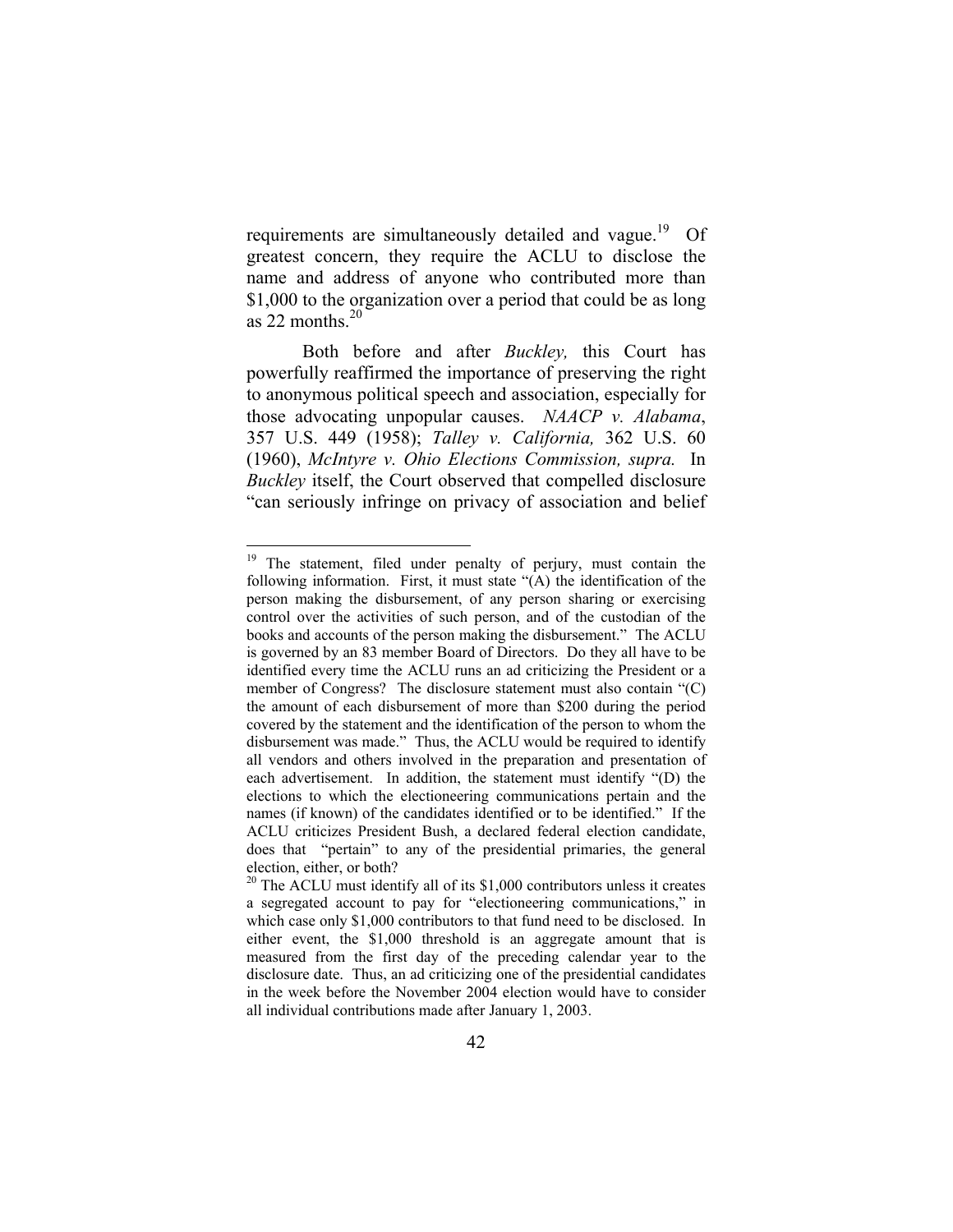requirements are simultaneously detailed and vague.[19] Of greatest concern, they require the ACLU to disclose the name and address of anyone who contributed more than $1,000 to the organization over a period that could be as long as 22 months.[20]

Both before and after *Buckley,* this Court has powerfully reaffirmed the importance of preserving the right to anonymous political speech and association, especially for those advocating unpopular causes. *NAACP v. Alabama*, 357 U.S. 449 (1958); *Talley v. California,* 362 U.S. 60 (1960), *McIntyre v. Ohio Elections Commission, supra.* In *Buckley* itself, the Court observed that compelled disclosure "can seriously infringe on privacy of association and belief

---

[19] The statement, filed under penalty of perjury, must contain the following information. First, it must state "(A) the identification of the person making the disbursement, of any person sharing or exercising control over the activities of such person, and of the custodian of the books and accounts of the person making the disbursement." The ACLU is governed by an 83 member Board of Directors. Do they all have to be identified every time the ACLU runs an ad criticizing the President or a member of Congress? The disclosure statement must also contain "(C) the amount of each disbursement of more than $200 during the period covered by the statement and the identification of the person to whom the disbursement was made." Thus, the ACLU would be required to identify all vendors and others involved in the preparation and presentation of each advertisement. In addition, the statement must identify "(D) the elections to which the electioneering communications pertain and the names (if known) of the candidates identified or to be identified." If the ACLU criticizes President Bush, a declared federal election candidate, does that "pertain" to any of the presidential primaries, the general election, either, or both?

[20] The ACLU must identify all of its $1,000 contributors unless it creates a segregated account to pay for "electioneering communications," in which case only $1,000 contributors to that fund need to be disclosed. In either event, the $1,000 threshold is an aggregate amount that is measured from the first day of the preceding calendar year to the disclosure date. Thus, an ad criticizing one of the presidential candidates in the week before the November 2004 election would have to consider all individual contributions made after January 1, 2003.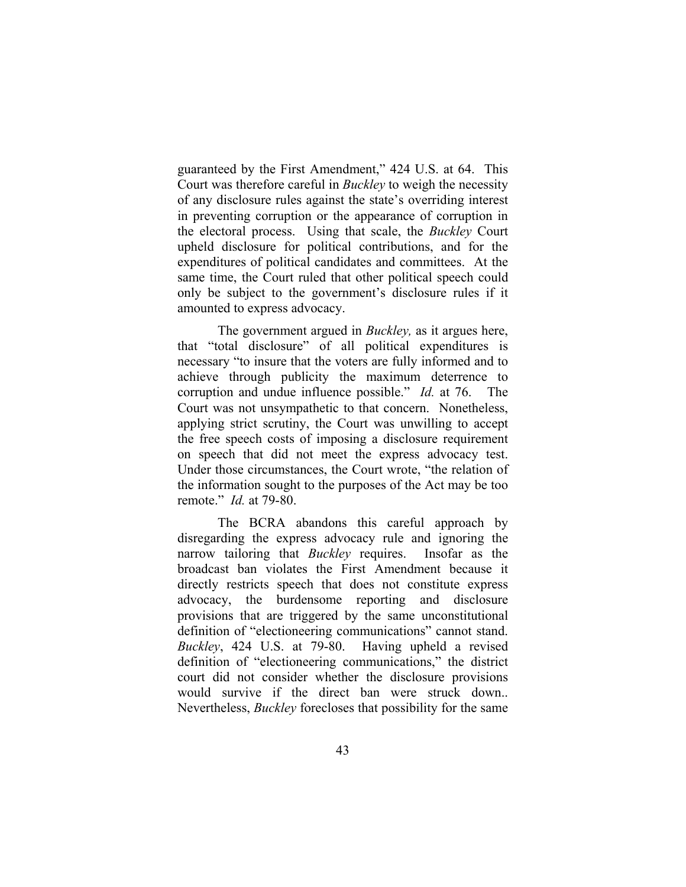guaranteed by the First Amendment," 424 U.S. at 64. This Court was therefore careful in *Buckley* to weigh the necessity of any disclosure rules against the state's overriding interest in preventing corruption or the appearance of corruption in the electoral process. Using that scale, the *Buckley* Court upheld disclosure for political contributions, and for the expenditures of political candidates and committees. At the same time, the Court ruled that other political speech could only be subject to the government's disclosure rules if it amounted to express advocacy.

The government argued in *Buckley,* as it argues here, that "total disclosure" of all political expenditures is necessary "to insure that the voters are fully informed and to achieve through publicity the maximum deterrence to corruption and undue influence possible." *Id.* at 76. The Court was not unsympathetic to that concern. Nonetheless, applying strict scrutiny, the Court was unwilling to accept the free speech costs of imposing a disclosure requirement on speech that did not meet the express advocacy test. Under those circumstances, the Court wrote, "the relation of the information sought to the purposes of the Act may be too remote." *Id.* at 79-80.

The BCRA abandons this careful approach by disregarding the express advocacy rule and ignoring the narrow tailoring that *Buckley* requires. Insofar as the broadcast ban violates the First Amendment because it directly restricts speech that does not constitute express advocacy, the burdensome reporting and disclosure provisions that are triggered by the same unconstitutional definition of "electioneering communications" cannot stand. *Buckley*, 424 U.S. at 79-80. Having upheld a revised definition of "electioneering communications," the district court did not consider whether the disclosure provisions would survive if the direct ban were struck down.. Nevertheless, *Buckley* forecloses that possibility for the same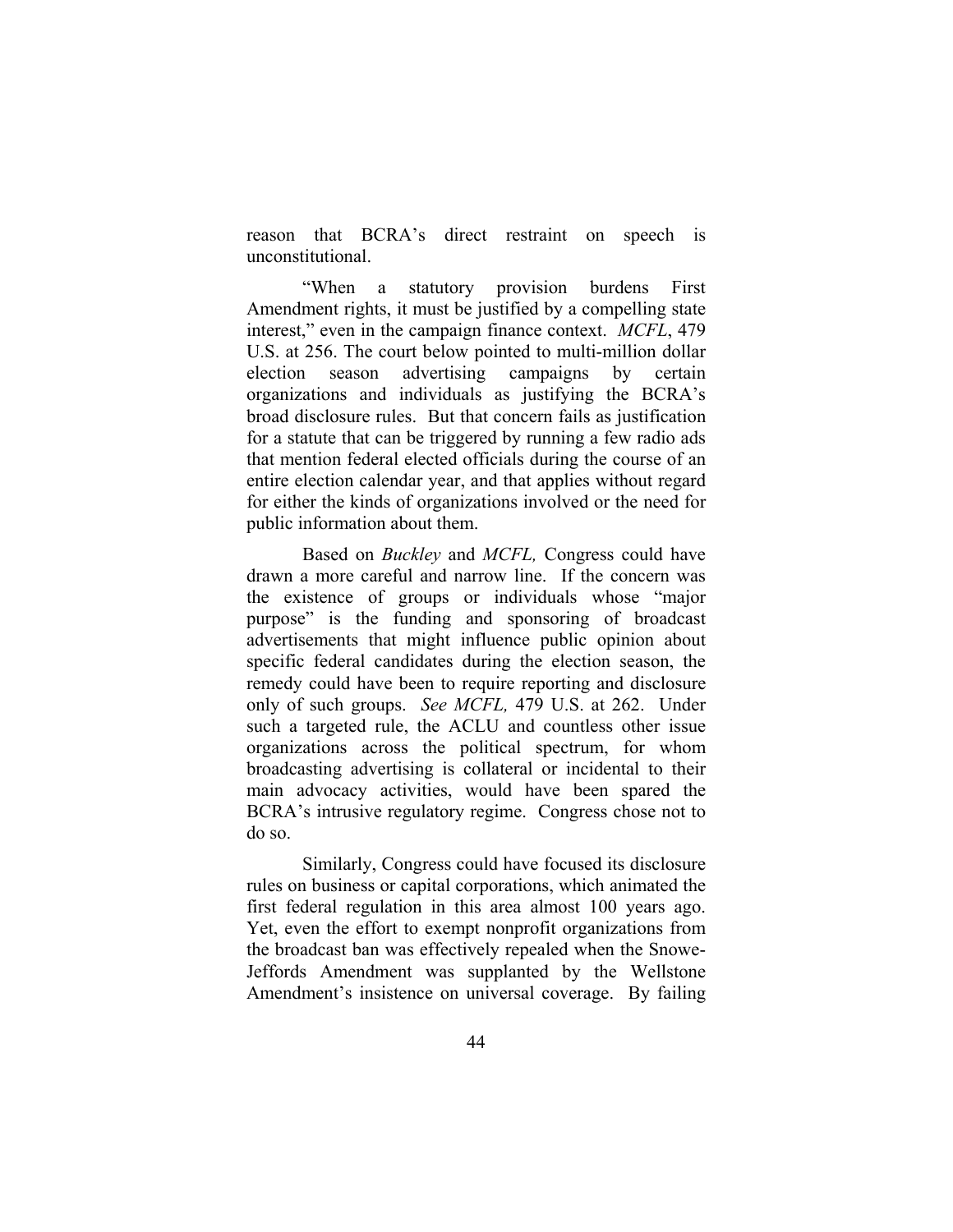reason that BCRA's direct restraint on speech is unconstitutional.

"When a statutory provision burdens First Amendment rights, it must be justified by a compelling state interest," even in the campaign finance context. *MCFL*, 479 U.S. at 256. The court below pointed to multi-million dollar election season advertising campaigns by certain organizations and individuals as justifying the BCRA's broad disclosure rules. But that concern fails as justification for a statute that can be triggered by running a few radio ads that mention federal elected officials during the course of an entire election calendar year, and that applies without regard for either the kinds of organizations involved or the need for public information about them.

Based on *Buckley* and *MCFL,* Congress could have drawn a more careful and narrow line. If the concern was the existence of groups or individuals whose "major purpose" is the funding and sponsoring of broadcast advertisements that might influence public opinion about specific federal candidates during the election season, the remedy could have been to require reporting and disclosure only of such groups. *See MCFL,* 479 U.S. at 262. Under such a targeted rule, the ACLU and countless other issue organizations across the political spectrum, for whom broadcasting advertising is collateral or incidental to their main advocacy activities, would have been spared the BCRA's intrusive regulatory regime. Congress chose not to do so.

Similarly, Congress could have focused its disclosure rules on business or capital corporations, which animated the first federal regulation in this area almost 100 years ago. Yet, even the effort to exempt nonprofit organizations from the broadcast ban was effectively repealed when the Snowe-Jeffords Amendment was supplanted by the Wellstone Amendment's insistence on universal coverage. By failing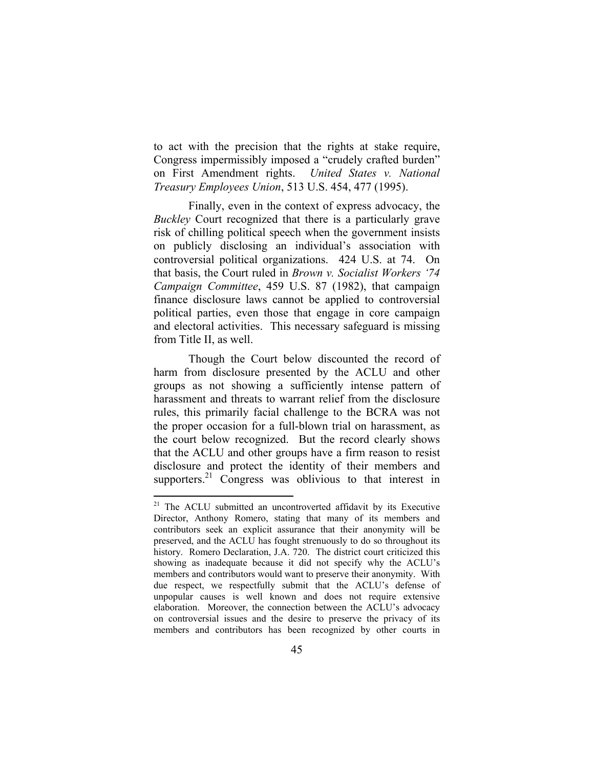to act with the precision that the rights at stake require, Congress impermissibly imposed a "crudely crafted burden" on First Amendment rights. *United States v. National Treasury Employees Union*, 513 U.S. 454, 477 (1995).

Finally, even in the context of express advocacy, the *Buckley* Court recognized that there is a particularly grave risk of chilling political speech when the government insists on publicly disclosing an individual's association with controversial political organizations. 424 U.S. at 74. On that basis, the Court ruled in *Brown v. Socialist Workers '74 Campaign Committee*, 459 U.S. 87 (1982), that campaign finance disclosure laws cannot be applied to controversial political parties, even those that engage in core campaign and electoral activities. This necessary safeguard is missing from Title II, as well.

Though the Court below discounted the record of harm from disclosure presented by the ACLU and other groups as not showing a sufficiently intense pattern of harassment and threats to warrant relief from the disclosure rules, this primarily facial challenge to the BCRA was not the proper occasion for a full-blown trial on harassment, as the court below recognized. But the record clearly shows that the ACLU and other groups have a firm reason to resist disclosure and protect the identity of their members and supporters.[21] Congress was oblivious to that interest in

[21] The ACLU submitted an uncontroverted affidavit by its Executive Director, Anthony Romero, stating that many of its members and contributors seek an explicit assurance that their anonymity will be preserved, and the ACLU has fought strenuously to do so throughout its history. Romero Declaration, J.A. 720. The district court criticized this showing as inadequate because it did not specify why the ACLU's members and contributors would want to preserve their anonymity. With due respect, we respectfully submit that the ACLU's defense of unpopular causes is well known and does not require extensive elaboration. Moreover, the connection between the ACLU's advocacy on controversial issues and the desire to preserve the privacy of its members and contributors has been recognized by other courts in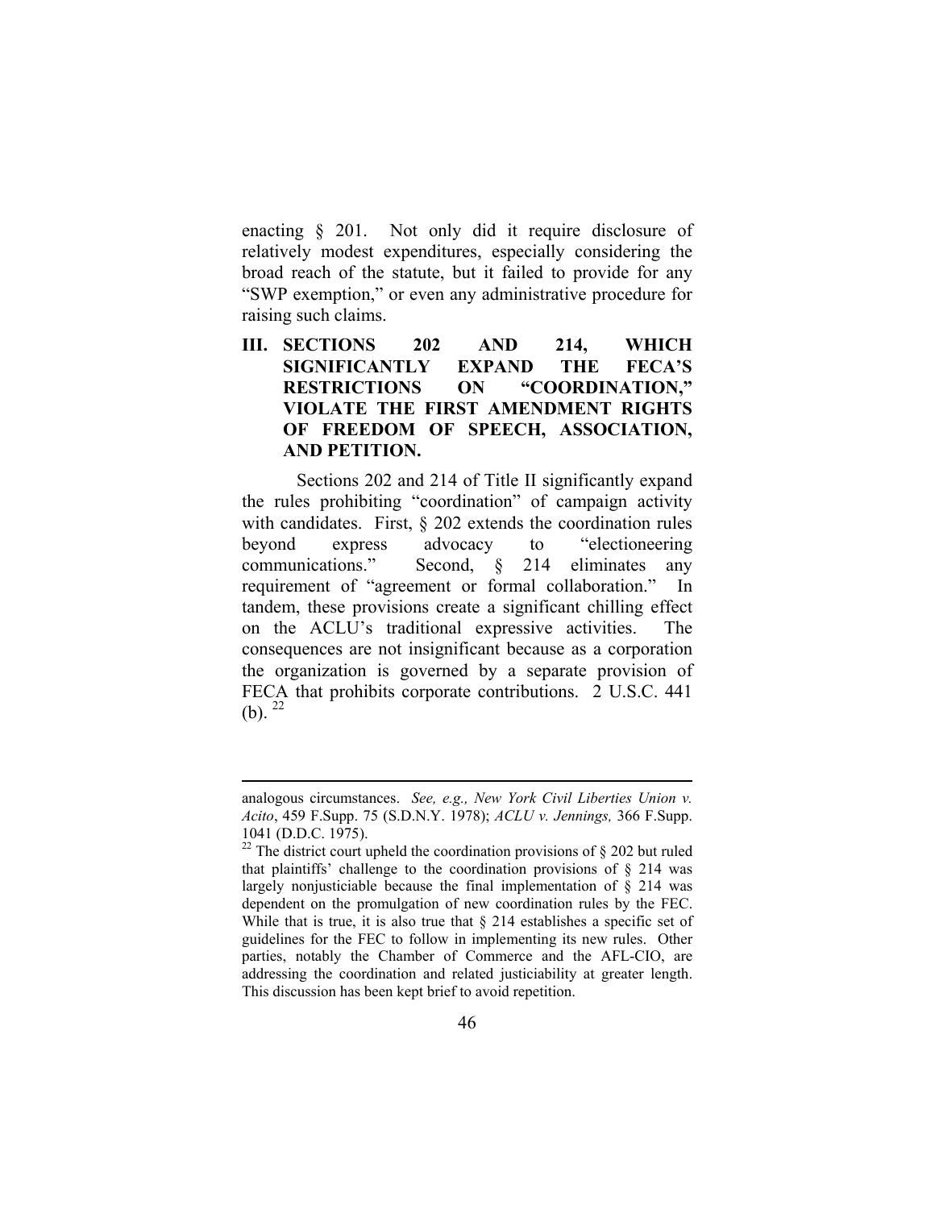enacting § 201. Not only did it require disclosure of relatively modest expenditures, especially considering the broad reach of the statute, but it failed to provide for any "SWP exemption," or even any administrative procedure for raising such claims.

## III. SECTIONS 202 AND 214, WHICH SIGNIFICANTLY EXPAND THE FECA'S RESTRICTIONS ON "COORDINATION," VIOLATE THE FIRST AMENDMENT RIGHTS OF FREEDOM OF SPEECH, ASSOCIATION, AND PETITION.

Sections 202 and 214 of Title II significantly expand the rules prohibiting "coordination" of campaign activity with candidates. First, § 202 extends the coordination rules beyond express advocacy to "electioneering communications." Second, § 214 eliminates any requirement of "agreement or formal collaboration." In tandem, these provisions create a significant chilling effect on the ACLU's traditional expressive activities. The consequences are not insignificant because as a corporation the organization is governed by a separate provision of FECA that prohibits corporate contributions. 2 U.S.C. 441 (b). [22]

---

analogous circumstances. *See, e.g., New York Civil Liberties Union v. Acito*, 459 F.Supp. 75 (S.D.N.Y. 1978); *ACLU v. Jennings,* 366 F.Supp. 1041 (D.D.C. 1975).

[22] The district court upheld the coordination provisions of § 202 but ruled that plaintiffs' challenge to the coordination provisions of § 214 was largely nonjusticiable because the final implementation of § 214 was dependent on the promulgation of new coordination rules by the FEC. While that is true, it is also true that § 214 establishes a specific set of guidelines for the FEC to follow in implementing its new rules. Other parties, notably the Chamber of Commerce and the AFL-CIO, are addressing the coordination and related justiciability at greater length. This discussion has been kept brief to avoid repetition.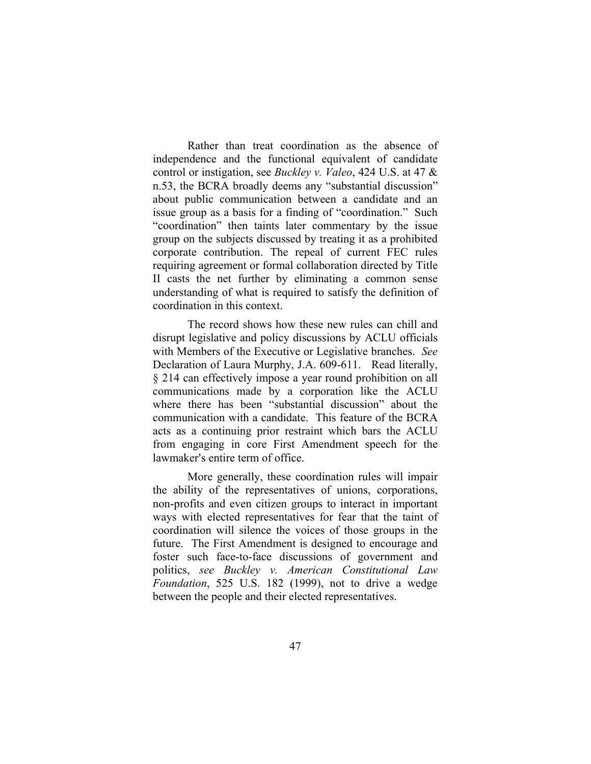Rather than treat coordination as the absence of independence and the functional equivalent of candidate control or instigation, see *Buckley v. Valeo*, 424 U.S. at 47 & n.53, the BCRA broadly deems any "substantial discussion" about public communication between a candidate and an issue group as a basis for a finding of "coordination." Such "coordination" then taints later commentary by the issue group on the subjects discussed by treating it as a prohibited corporate contribution. The repeal of current FEC rules requiring agreement or formal collaboration directed by Title II casts the net further by eliminating a common sense understanding of what is required to satisfy the definition of coordination in this context.

The record shows how these new rules can chill and disrupt legislative and policy discussions by ACLU officials with Members of the Executive or Legislative branches. *See* Declaration of Laura Murphy, J.A. 609-611. Read literally, § 214 can effectively impose a year round prohibition on all communications made by a corporation like the ACLU where there has been "substantial discussion" about the communication with a candidate. This feature of the BCRA acts as a continuing prior restraint which bars the ACLU from engaging in core First Amendment speech for the lawmaker's entire term of office.

More generally, these coordination rules will impair the ability of the representatives of unions, corporations, non-profits and even citizen groups to interact in important ways with elected representatives for fear that the taint of coordination will silence the voices of those groups in the future. The First Amendment is designed to encourage and foster such face-to-face discussions of government and politics, *see Buckley v. American Constitutional Law Foundation*, 525 U.S. 182 (1999), not to drive a wedge between the people and their elected representatives.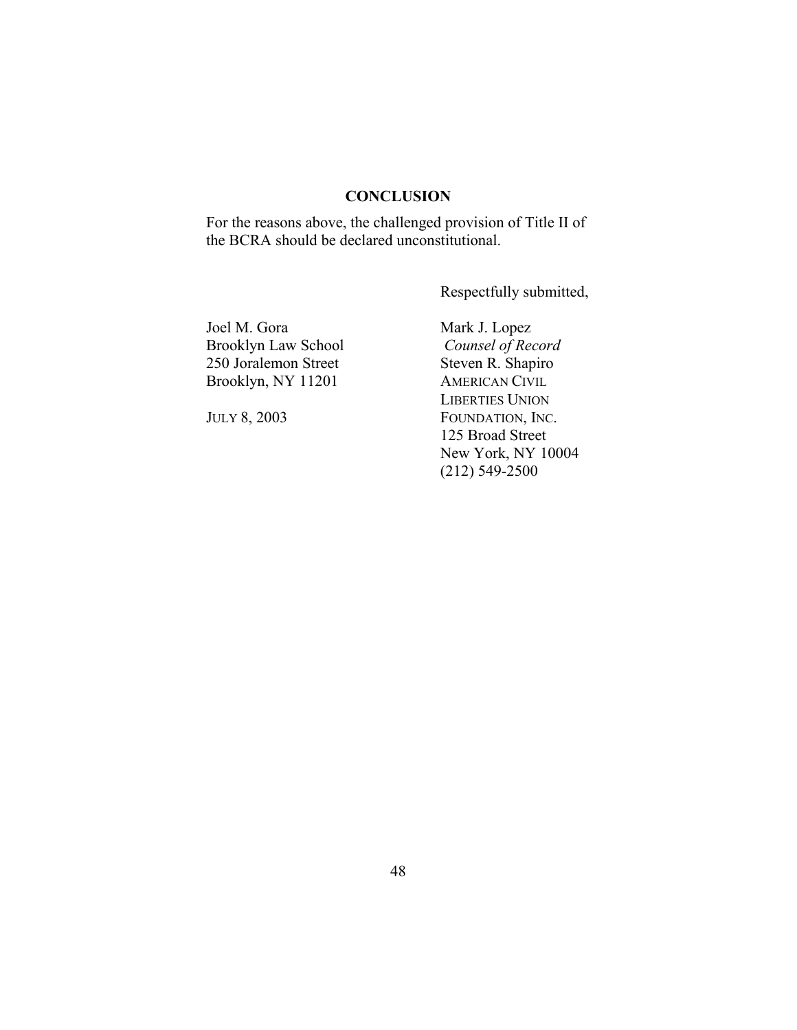## CONCLUSION

For the reasons above, the challenged provision of Title II of the BCRA should be declared unconstitutional.

Respectfully submitted,

Joel M. Gora
Brooklyn Law School
250 Joralemon Street
Brooklyn, NY 11201

JULY 8, 2003

Mark J. Lopez
*Counsel of Record*
Steven R. Shapiro
AMERICAN CIVIL LIBERTIES UNION FOUNDATION, INC.
125 Broad Street
New York, NY 10004
(212) 549-2500